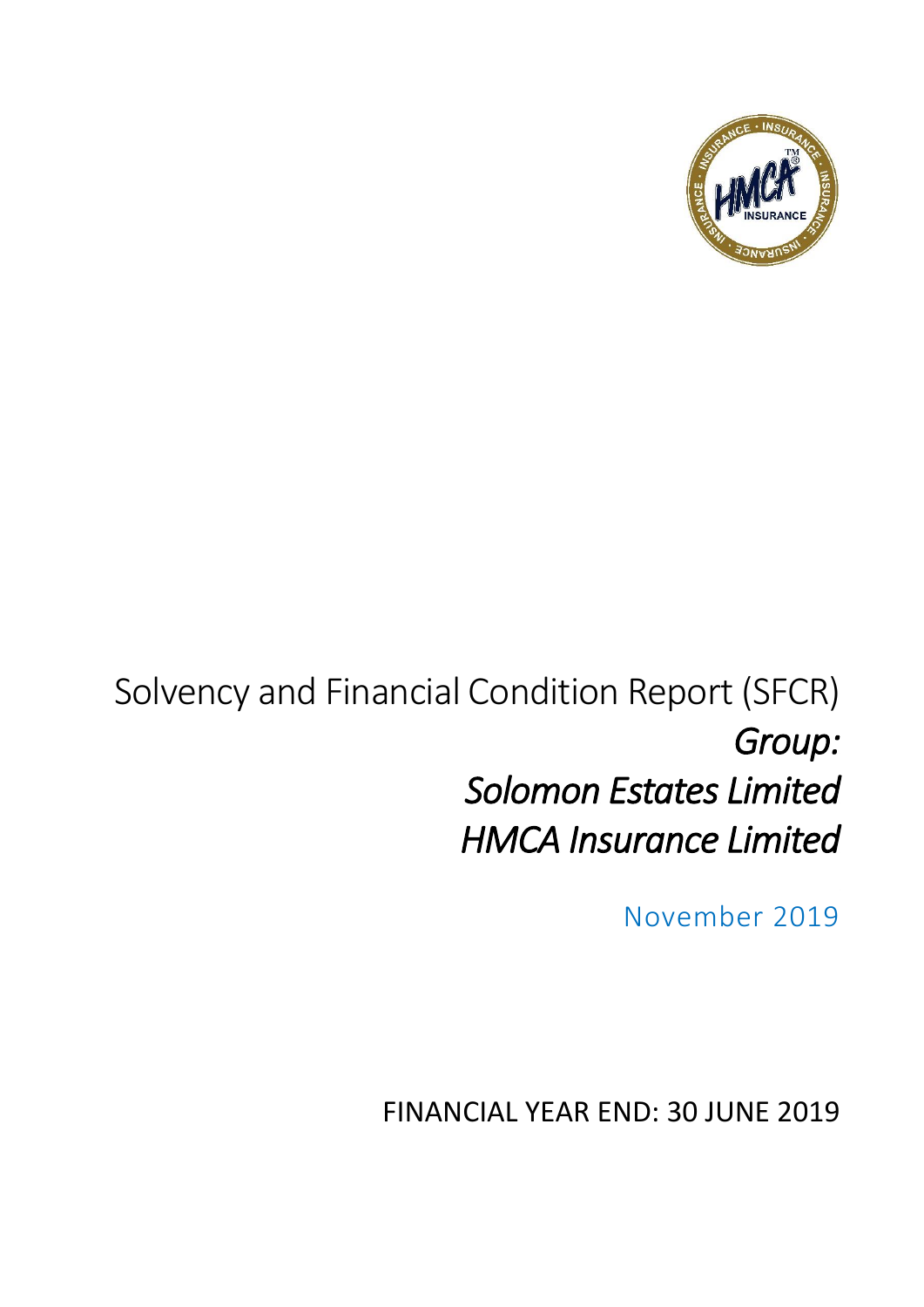# Solvency and Financial Condition Report (SFCR)

*Group:*

*Solomon Estates Limited*

*HMCA Insurance Limited*

November 2019

FINANCIAL YEAR END: 30 JUNE 2019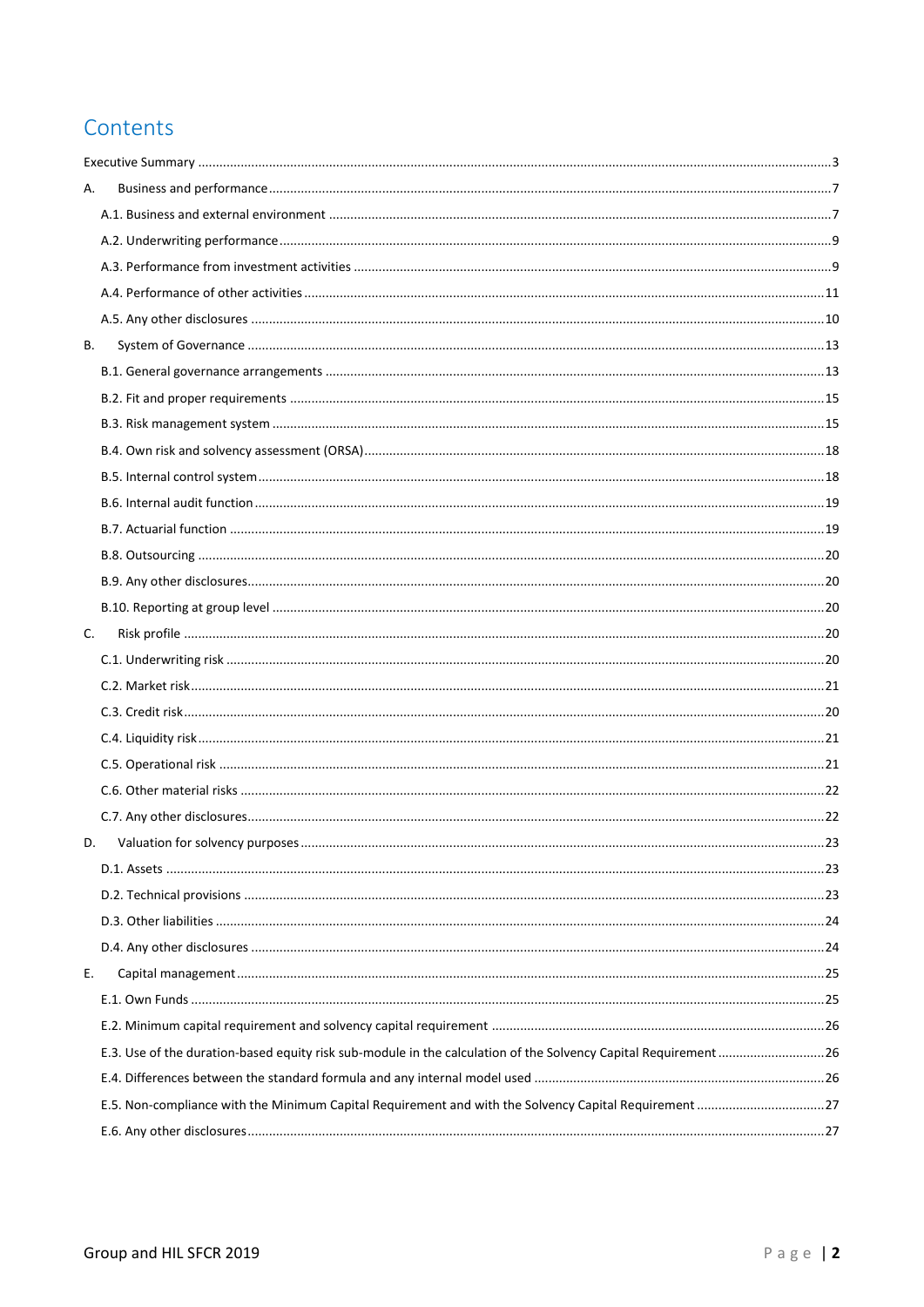# Contents

Executive Summary ....................................................................................................................................................3

A. Business and performance ..............................................................................................................................7

- A.1. Business and external environment ..........................................................................................................7
- A.2. Underwriting performance ........................................................................................................................9
- A.3. Performance from investment activities ....................................................................................................9
- A.4. Performance of other activities ................................................................................................................11
- A.5. Any other disclosures ..............................................................................................................................10

B. System of Governance ..................................................................................................................................13

- B.1. General governance arrangements .........................................................................................................13
- B.2. Fit and proper requirements ...................................................................................................................15
- B.3. Risk management system ........................................................................................................................15
- B.4. Own risk and solvency assessment (ORSA) ...............................................................................................18
- B.5. Internal control system ............................................................................................................................18
- B.6. Internal audit function .............................................................................................................................19
- B.7. Actuarial function ....................................................................................................................................19
- B.8. Outsourcing .............................................................................................................................................20
- B.9. Any other disclosures ...............................................................................................................................20
- B.10. Reporting at group level ........................................................................................................................20

C. Risk profile ....................................................................................................................................................20

- C.1. Underwriting risk .....................................................................................................................................20
- C.2. Market risk ...............................................................................................................................................21
- C.3. Credit risk .................................................................................................................................................20
- C.4. Liquidity risk .............................................................................................................................................21
- C.5. Operational risk .......................................................................................................................................21
- C.6. Other material risks .................................................................................................................................22
- C.7. Any other disclosures ...............................................................................................................................22

D. Valuation for solvency purposes ....................................................................................................................23

- D.1. Assets ......................................................................................................................................................23
- D.2. Technical provisions ................................................................................................................................23
- D.3. Other liabilities ........................................................................................................................................24
- D.4. Any other disclosures ..............................................................................................................................24

E. Capital management .....................................................................................................................................25

- E.1. Own Funds ...............................................................................................................................................25
- E.2. Minimum capital requirement and solvency capital requirement ............................................................26
- E.3. Use of the duration-based equity risk sub-module in the calculation of the Solvency Capital Requirement ..............................26
- E.4. Differences between the standard formula and any internal model used ................................................26
- E.5. Non-compliance with the Minimum Capital Requirement and with the Solvency Capital Requirement ....................................27
- E.6. Any other disclosures ...............................................................................................................................27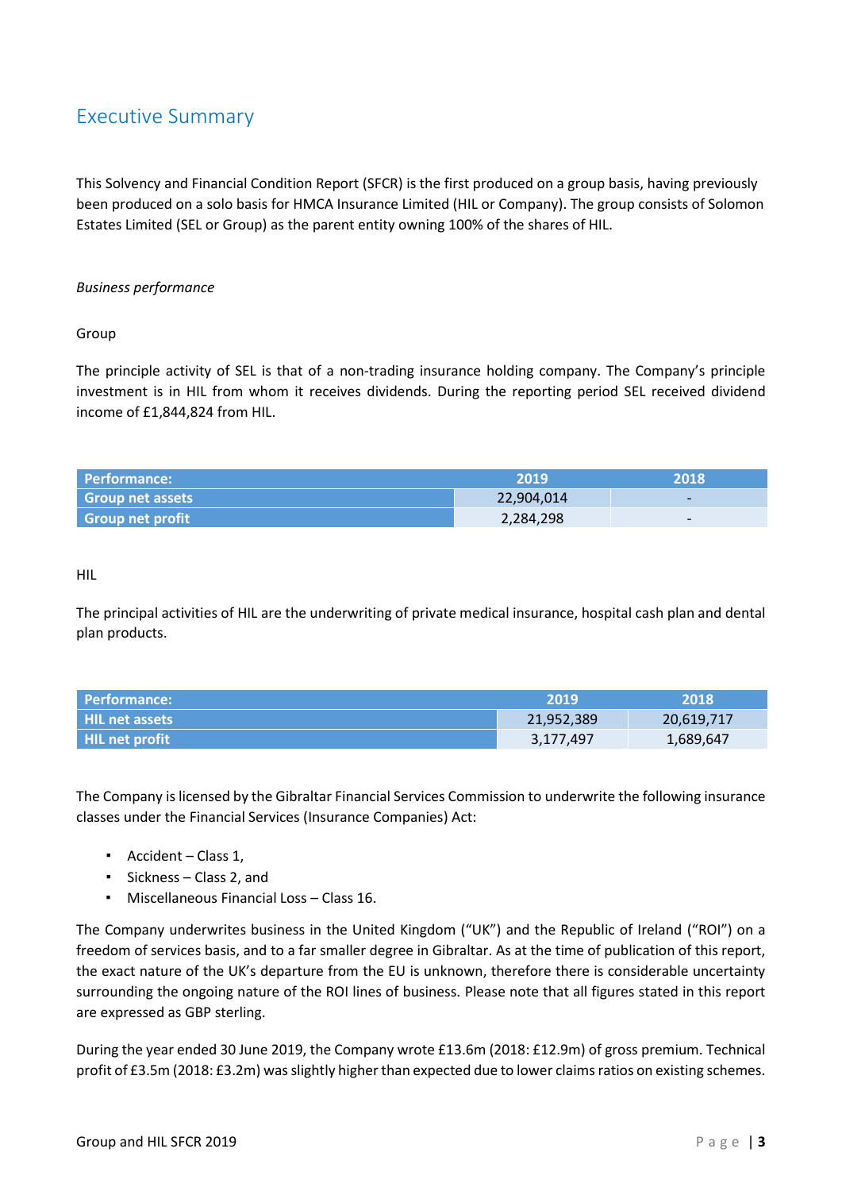# Executive Summary

This Solvency and Financial Condition Report (SFCR) is the first produced on a group basis, having previously been produced on a solo basis for HMCA Insurance Limited (HIL or Company). The group consists of Solomon Estates Limited (SEL or Group) as the parent entity owning 100% of the shares of HIL.

*Business performance*

Group

The principle activity of SEL is that of a non-trading insurance holding company. The Company's principle investment is in HIL from whom it receives dividends. During the reporting period SEL received dividend income of £1,844,824 from HIL.

| Performance: | 2019 | 2018 |
|---|---|---|
| Group net assets | 22,904,014 | - |
| Group net profit | 2,284,298 | - |

HIL

The principal activities of HIL are the underwriting of private medical insurance, hospital cash plan and dental plan products.

| Performance: | 2019 | 2018 |
|---|---|---|
| HIL net assets | 21,952,389 | 20,619,717 |
| HIL net profit | 3,177,497 | 1,689,647 |

The Company is licensed by the Gibraltar Financial Services Commission to underwrite the following insurance classes under the Financial Services (Insurance Companies) Act:

- Accident – Class 1,
- Sickness – Class 2, and
- Miscellaneous Financial Loss – Class 16.

The Company underwrites business in the United Kingdom ("UK") and the Republic of Ireland ("ROI") on a freedom of services basis, and to a far smaller degree in Gibraltar. As at the time of publication of this report, the exact nature of the UK's departure from the EU is unknown, therefore there is considerable uncertainty surrounding the ongoing nature of the ROI lines of business. Please note that all figures stated in this report are expressed as GBP sterling.

During the year ended 30 June 2019, the Company wrote £13.6m (2018: £12.9m) of gross premium. Technical profit of £3.5m (2018: £3.2m) was slightly higher than expected due to lower claims ratios on existing schemes.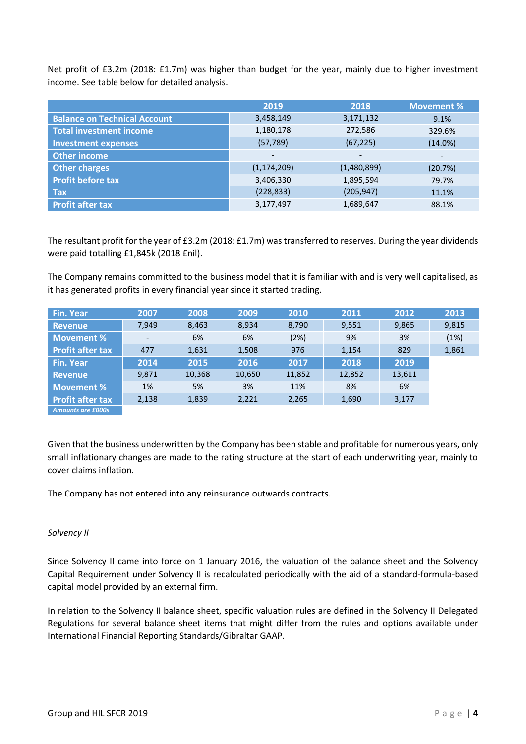Net profit of £3.2m (2018: £1.7m) was higher than budget for the year, mainly due to higher investment income. See table below for detailed analysis.

| | 2019 | 2018 | Movement % |
|---|---|---|---|
| **Balance on Technical Account** | 3,458,149 | 3,171,132 | 9.1% |
| **Total investment income** | 1,180,178 | 272,586 | 329.6% |
| **Investment expenses** | (57,789) | (67,225) | (14.0%) |
| **Other income** | - | - | - |
| **Other charges** | (1,174,209) | (1,480,899) | (20.7%) |
| **Profit before tax** | 3,406,330 | 1,895,594 | 79.7% |
| **Tax** | (228,833) | (205,947) | 11.1% |
| **Profit after tax** | 3,177,497 | 1,689,647 | 88.1% |

The resultant profit for the year of £3.2m (2018: £1.7m) was transferred to reserves. During the year dividends were paid totalling £1,845k (2018 £nil).

The Company remains committed to the business model that it is familiar with and is very well capitalised, as it has generated profits in every financial year since it started trading.

| **Fin. Year** | 2007 | 2008 | 2009 | 2010 | 2011 | 2012 | 2013 |
|---|---|---|---|---|---|---|---|
| **Revenue** | 7,949 | 8,463 | 8,934 | 8,790 | 9,551 | 9,865 | 9,815 |
| **Movement %** | - | 6% | 6% | (2%) | 9% | 3% | (1%) |
| **Profit after tax** | 477 | 1,631 | 1,508 | 976 | 1,154 | 829 | 1,861 |
| **Fin. Year** | **2014** | **2015** | **2016** | **2017** | **2018** | **2019** | |
| **Revenue** | 9,871 | 10,368 | 10,650 | 11,852 | 12,852 | 13,611 | |
| **Movement %** | 1% | 5% | 3% | 11% | 8% | 6% | |
| **Profit after tax** | 2,138 | 1,839 | 2,221 | 2,265 | 1,690 | 3,177 | |
| *Amounts are £000s* | | | | | | | |

Given that the business underwritten by the Company has been stable and profitable for numerous years, only small inflationary changes are made to the rating structure at the start of each underwriting year, mainly to cover claims inflation.

The Company has not entered into any reinsurance outwards contracts.

*Solvency II*

Since Solvency II came into force on 1 January 2016, the valuation of the balance sheet and the Solvency Capital Requirement under Solvency II is recalculated periodically with the aid of a standard-formula-based capital model provided by an external firm.

In relation to the Solvency II balance sheet, specific valuation rules are defined in the Solvency II Delegated Regulations for several balance sheet items that might differ from the rules and options available under International Financial Reporting Standards/Gibraltar GAAP.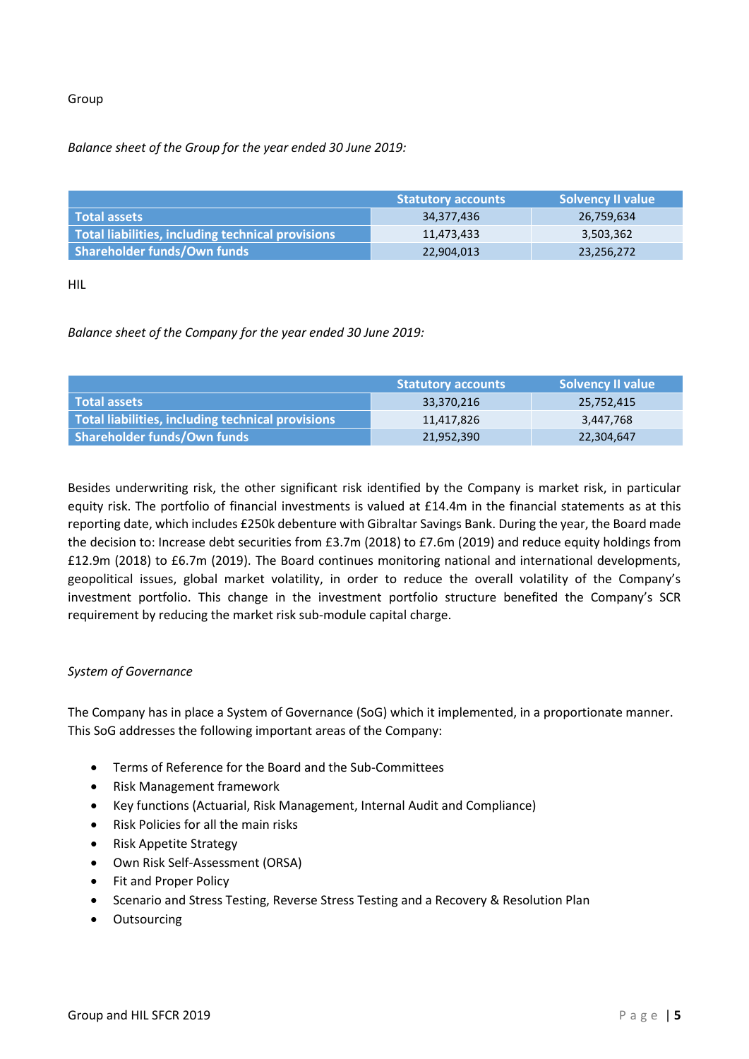Group

*Balance sheet of the Group for the year ended 30 June 2019:*

| | Statutory accounts | Solvency II value |
|---|---|---|
| Total assets | 34,377,436 | 26,759,634 |
| Total liabilities, including technical provisions | 11,473,433 | 3,503,362 |
| Shareholder funds/Own funds | 22,904,013 | 23,256,272 |

HIL

*Balance sheet of the Company for the year ended 30 June 2019:*

| | Statutory accounts | Solvency II value |
|---|---|---|
| Total assets | 33,370,216 | 25,752,415 |
| Total liabilities, including technical provisions | 11,417,826 | 3,447,768 |
| Shareholder funds/Own funds | 21,952,390 | 22,304,647 |

Besides underwriting risk, the other significant risk identified by the Company is market risk, in particular equity risk. The portfolio of financial investments is valued at £14.4m in the financial statements as at this reporting date, which includes £250k debenture with Gibraltar Savings Bank. During the year, the Board made the decision to: Increase debt securities from £3.7m (2018) to £7.6m (2019) and reduce equity holdings from £12.9m (2018) to £6.7m (2019). The Board continues monitoring national and international developments, geopolitical issues, global market volatility, in order to reduce the overall volatility of the Company's investment portfolio. This change in the investment portfolio structure benefited the Company's SCR requirement by reducing the market risk sub-module capital charge.

*System of Governance*

The Company has in place a System of Governance (SoG) which it implemented, in a proportionate manner. This SoG addresses the following important areas of the Company:

- Terms of Reference for the Board and the Sub-Committees
- Risk Management framework
- Key functions (Actuarial, Risk Management, Internal Audit and Compliance)
- Risk Policies for all the main risks
- Risk Appetite Strategy
- Own Risk Self-Assessment (ORSA)
- Fit and Proper Policy
- Scenario and Stress Testing, Reverse Stress Testing and a Recovery & Resolution Plan
- Outsourcing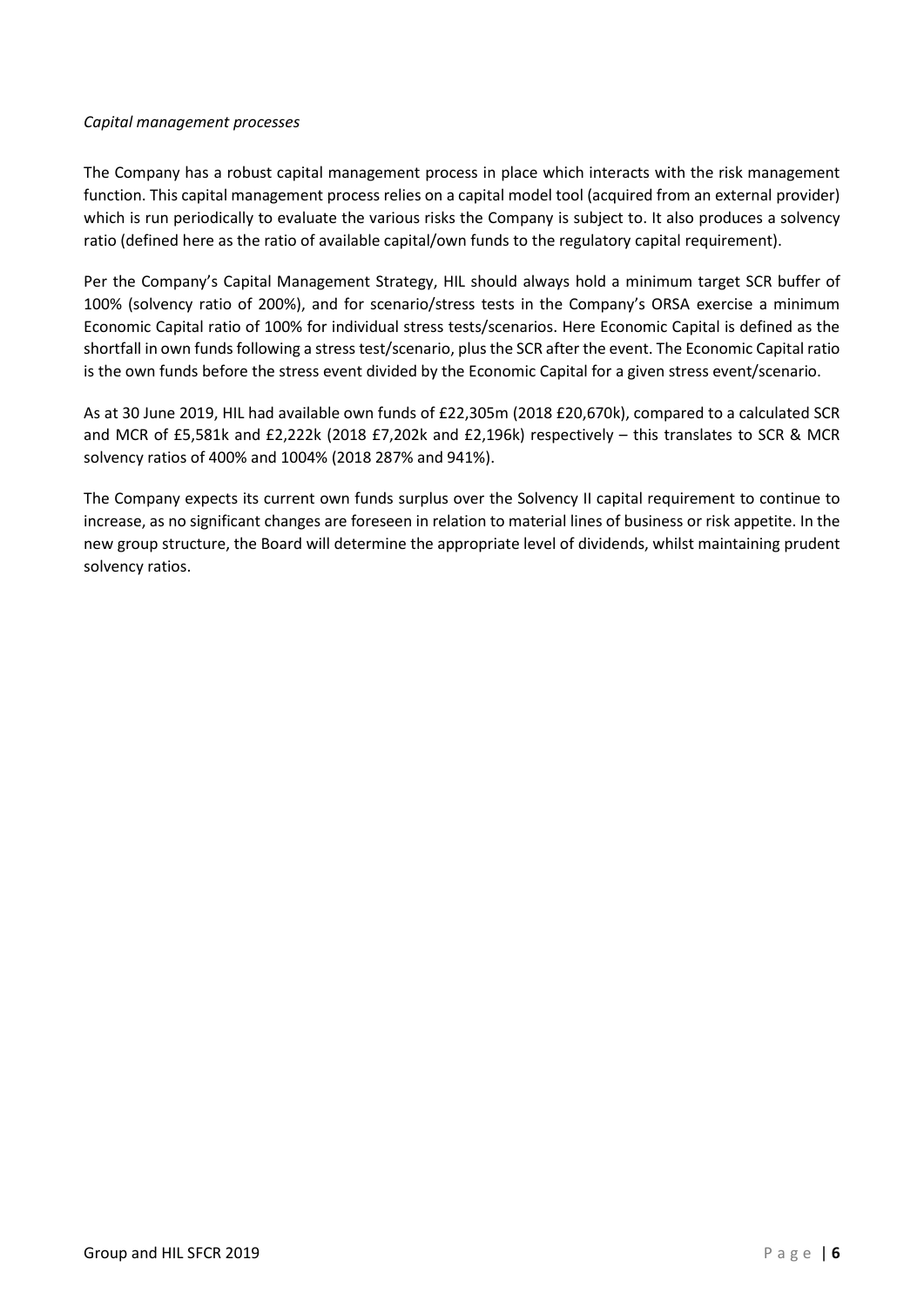*Capital management processes*

The Company has a robust capital management process in place which interacts with the risk management function. This capital management process relies on a capital model tool (acquired from an external provider) which is run periodically to evaluate the various risks the Company is subject to. It also produces a solvency ratio (defined here as the ratio of available capital/own funds to the regulatory capital requirement).

Per the Company's Capital Management Strategy, HIL should always hold a minimum target SCR buffer of 100% (solvency ratio of 200%), and for scenario/stress tests in the Company's ORSA exercise a minimum Economic Capital ratio of 100% for individual stress tests/scenarios. Here Economic Capital is defined as the shortfall in own funds following a stress test/scenario, plus the SCR after the event. The Economic Capital ratio is the own funds before the stress event divided by the Economic Capital for a given stress event/scenario.

As at 30 June 2019, HIL had available own funds of £22,305m (2018 £20,670k), compared to a calculated SCR and MCR of £5,581k and £2,222k (2018 £7,202k and £2,196k) respectively – this translates to SCR & MCR solvency ratios of 400% and 1004% (2018 287% and 941%).

The Company expects its current own funds surplus over the Solvency II capital requirement to continue to increase, as no significant changes are foreseen in relation to material lines of business or risk appetite. In the new group structure, the Board will determine the appropriate level of dividends, whilst maintaining prudent solvency ratios.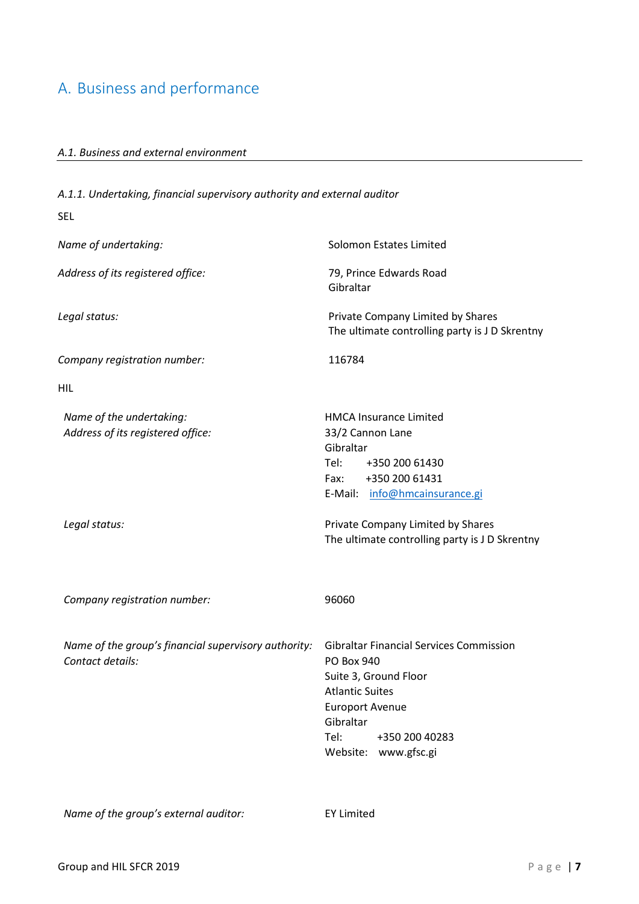# A. Business and performance

*A.1. Business and external environment*

*A.1.1. Undertaking, financial supervisory authority and external auditor*

SEL

| | |
|---|---|
| *Name of undertaking:* | Solomon Estates Limited |
| *Address of its registered office:* | 79, Prince Edwards Road<br>Gibraltar |
| *Legal status:* | Private Company Limited by Shares<br>The ultimate controlling party is J D Skrentny |
| *Company registration number:* | 116784 |

HIL

| | |
|---|---|
| *Name of the undertaking:*<br>*Address of its registered office:* | HMCA Insurance Limited<br>33/2 Cannon Lane<br>Gibraltar<br>Tel: +350 200 61430<br>Fax: +350 200 61431<br>E-Mail: info@hmcainsurance.gi |
| *Legal status:* | Private Company Limited by Shares<br>The ultimate controlling party is J D Skrentny |
| *Company registration number:* | 96060 |
| *Name of the group's financial supervisory authority:*<br>*Contact details:* | Gibraltar Financial Services Commission<br>PO Box 940<br>Suite 3, Ground Floor<br>Atlantic Suites<br>Europort Avenue<br>Gibraltar<br>Tel: +350 200 40283<br>Website: www.gfsc.gi |
| *Name of the group's external auditor:* | EY Limited |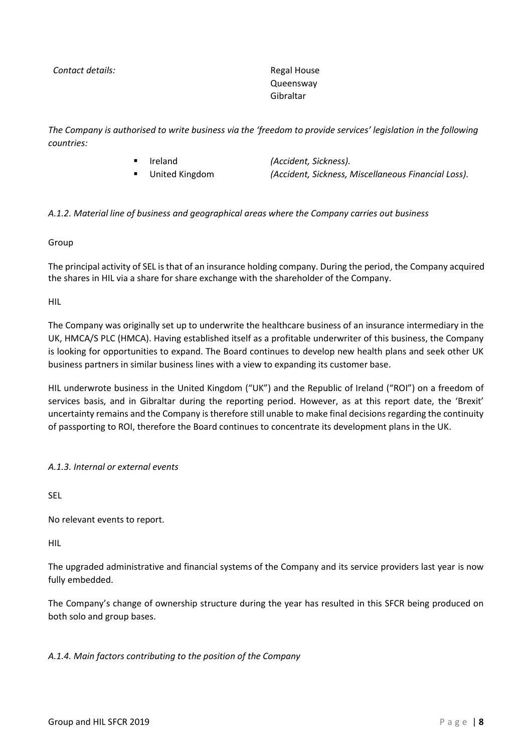*Contact details:* Regal House
Queensway
Gibraltar

*The Company is authorised to write business via the 'freedom to provide services' legislation in the following countries:*

- Ireland *(Accident, Sickness).*
- United Kingdom *(Accident, Sickness, Miscellaneous Financial Loss).*

*A.1.2. Material line of business and geographical areas where the Company carries out business*

Group

The principal activity of SEL is that of an insurance holding company. During the period, the Company acquired the shares in HIL via a share for share exchange with the shareholder of the Company.

HIL

The Company was originally set up to underwrite the healthcare business of an insurance intermediary in the UK, HMCA/S PLC (HMCA). Having established itself as a profitable underwriter of this business, the Company is looking for opportunities to expand. The Board continues to develop new health plans and seek other UK business partners in similar business lines with a view to expanding its customer base.

HIL underwrote business in the United Kingdom ("UK") and the Republic of Ireland ("ROI") on a freedom of services basis, and in Gibraltar during the reporting period. However, as at this report date, the 'Brexit' uncertainty remains and the Company is therefore still unable to make final decisions regarding the continuity of passporting to ROI, therefore the Board continues to concentrate its development plans in the UK.

*A.1.3. Internal or external events*

SEL

No relevant events to report.

HIL

The upgraded administrative and financial systems of the Company and its service providers last year is now fully embedded.

The Company's change of ownership structure during the year has resulted in this SFCR being produced on both solo and group bases.

*A.1.4. Main factors contributing to the position of the Company*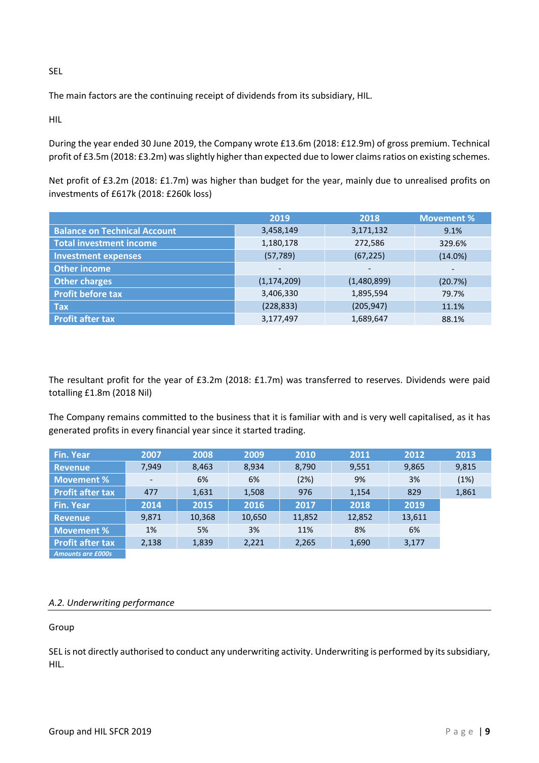SEL

The main factors are the continuing receipt of dividends from its subsidiary, HIL.

HIL

During the year ended 30 June 2019, the Company wrote £13.6m (2018: £12.9m) of gross premium. Technical profit of £3.5m (2018: £3.2m) was slightly higher than expected due to lower claims ratios on existing schemes.

Net profit of £3.2m (2018: £1.7m) was higher than budget for the year, mainly due to unrealised profits on investments of £617k (2018: £260k loss)

| | 2019 | 2018 | Movement % |
|---|---|---|---|
| Balance on Technical Account | 3,458,149 | 3,171,132 | 9.1% |
| Total investment income | 1,180,178 | 272,586 | 329.6% |
| Investment expenses | (57,789) | (67,225) | (14.0%) |
| Other income | - | - | - |
| Other charges | (1,174,209) | (1,480,899) | (20.7%) |
| Profit before tax | 3,406,330 | 1,895,594 | 79.7% |
| Tax | (228,833) | (205,947) | 11.1% |
| Profit after tax | 3,177,497 | 1,689,647 | 88.1% |

The resultant profit for the year of £3.2m (2018: £1.7m) was transferred to reserves. Dividends were paid totalling £1.8m (2018 Nil)

The Company remains committed to the business that it is familiar with and is very well capitalised, as it has generated profits in every financial year since it started trading.

| Fin. Year | 2007 | 2008 | 2009 | 2010 | 2011 | 2012 | 2013 |
|---|---|---|---|---|---|---|---|
| Revenue | 7,949 | 8,463 | 8,934 | 8,790 | 9,551 | 9,865 | 9,815 |
| Movement % | - | 6% | 6% | (2%) | 9% | 3% | (1%) |
| Profit after tax | 477 | 1,631 | 1,508 | 976 | 1,154 | 829 | 1,861 |
| **Fin. Year** | **2014** | **2015** | **2016** | **2017** | **2018** | **2019** | |
| Revenue | 9,871 | 10,368 | 10,650 | 11,852 | 12,852 | 13,611 | |
| Movement % | 1% | 5% | 3% | 11% | 8% | 6% | |
| Profit after tax | 2,138 | 1,839 | 2,221 | 2,265 | 1,690 | 3,177 | |

*Amounts are £000s*

*A.2. Underwriting performance*

Group

SEL is not directly authorised to conduct any underwriting activity. Underwriting is performed by its subsidiary, HIL.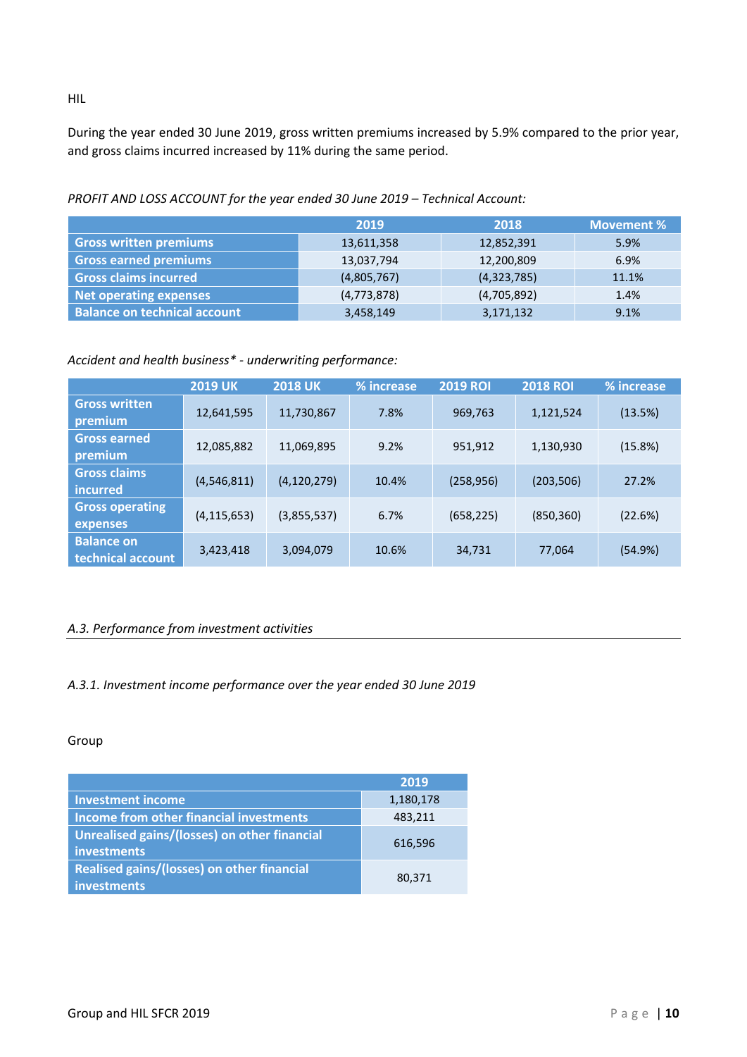HIL

During the year ended 30 June 2019, gross written premiums increased by 5.9% compared to the prior year, and gross claims incurred increased by 11% during the same period.

*PROFIT AND LOSS ACCOUNT for the year ended 30 June 2019 – Technical Account:*

| | 2019 | 2018 | Movement % |
|---|---|---|---|
| Gross written premiums | 13,611,358 | 12,852,391 | 5.9% |
| Gross earned premiums | 13,037,794 | 12,200,809 | 6.9% |
| Gross claims incurred | (4,805,767) | (4,323,785) | 11.1% |
| Net operating expenses | (4,773,878) | (4,705,892) | 1.4% |
| Balance on technical account | 3,458,149 | 3,171,132 | 9.1% |

*Accident and health business\* - underwriting performance:*

| | 2019 UK | 2018 UK | % increase | 2019 ROI | 2018 ROI | % increase |
|---|---|---|---|---|---|---|
| Gross written premium | 12,641,595 | 11,730,867 | 7.8% | 969,763 | 1,121,524 | (13.5%) |
| Gross earned premium | 12,085,882 | 11,069,895 | 9.2% | 951,912 | 1,130,930 | (15.8%) |
| Gross claims incurred | (4,546,811) | (4,120,279) | 10.4% | (258,956) | (203,506) | 27.2% |
| Gross operating expenses | (4,115,653) | (3,855,537) | 6.7% | (658,225) | (850,360) | (22.6%) |
| Balance on technical account | 3,423,418 | 3,094,079 | 10.6% | 34,731 | 77,064 | (54.9%) |

## *A.3. Performance from investment activities*

### *A.3.1. Investment income performance over the year ended 30 June 2019*

Group

| | 2019 |
|---|---|
| Investment income | 1,180,178 |
| Income from other financial investments | 483,211 |
| Unrealised gains/(losses) on other financial investments | 616,596 |
| Realised gains/(losses) on other financial investments | 80,371 |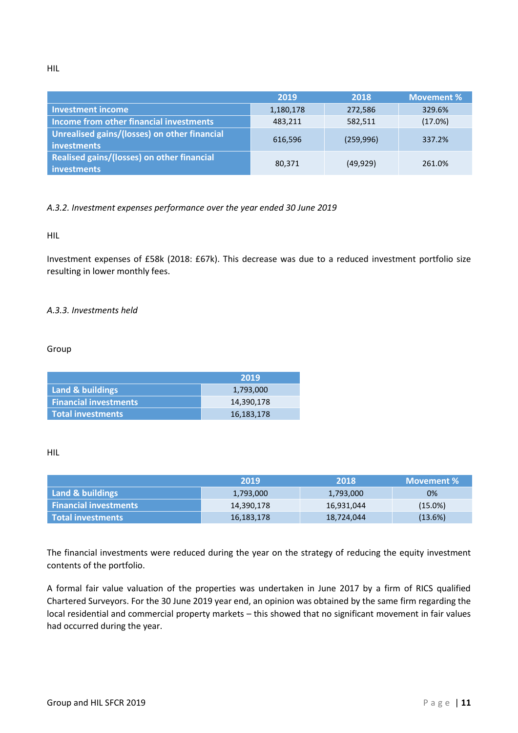HIL

| | 2019 | 2018 | Movement % |
|---|---|---|---|
| Investment income | 1,180,178 | 272,586 | 329.6% |
| Income from other financial investments | 483,211 | 582,511 | (17.0%) |
| Unrealised gains/(losses) on other financial investments | 616,596 | (259,996) | 337.2% |
| Realised gains/(losses) on other financial investments | 80,371 | (49,929) | 261.0% |

*A.3.2. Investment expenses performance over the year ended 30 June 2019*

HIL

Investment expenses of £58k (2018: £67k). This decrease was due to a reduced investment portfolio size resulting in lower monthly fees.

*A.3.3. Investments held*

Group

| | 2019 |
|---|---|
| Land & buildings | 1,793,000 |
| Financial investments | 14,390,178 |
| Total investments | 16,183,178 |

HIL

| | 2019 | 2018 | Movement % |
|---|---|---|---|
| Land & buildings | 1,793,000 | 1,793,000 | 0% |
| Financial investments | 14,390,178 | 16,931,044 | (15.0%) |
| Total investments | 16,183,178 | 18,724,044 | (13.6%) |

The financial investments were reduced during the year on the strategy of reducing the equity investment contents of the portfolio.

A formal fair value valuation of the properties was undertaken in June 2017 by a firm of RICS qualified Chartered Surveyors. For the 30 June 2019 year end, an opinion was obtained by the same firm regarding the local residential and commercial property markets – this showed that no significant movement in fair values had occurred during the year.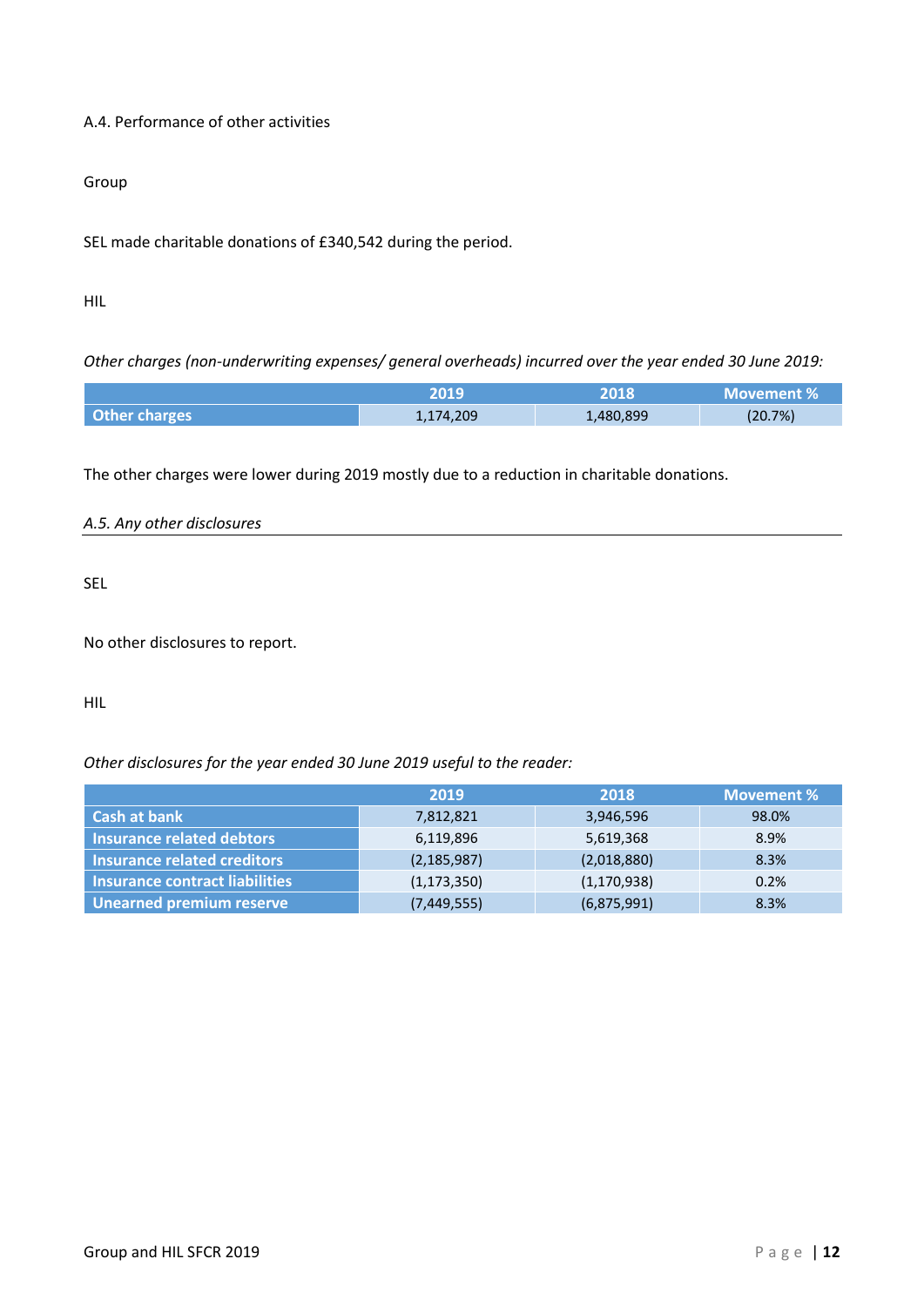A.4. Performance of other activities

Group

SEL made charitable donations of £340,542 during the period.

HIL

*Other charges (non-underwriting expenses/ general overheads) incurred over the year ended 30 June 2019:*

| | 2019 | 2018 | Movement % |
|---|---|---|---|
| Other charges | 1,174,209 | 1,480,899 | (20.7%) |

The other charges were lower during 2019 mostly due to a reduction in charitable donations.

*A.5. Any other disclosures*

SEL

No other disclosures to report.

HIL

*Other disclosures for the year ended 30 June 2019 useful to the reader:*

| | 2019 | 2018 | Movement % |
|---|---|---|---|
| Cash at bank | 7,812,821 | 3,946,596 | 98.0% |
| Insurance related debtors | 6,119,896 | 5,619,368 | 8.9% |
| Insurance related creditors | (2,185,987) | (2,018,880) | 8.3% |
| Insurance contract liabilities | (1,173,350) | (1,170,938) | 0.2% |
| Unearned premium reserve | (7,449,555) | (6,875,991) | 8.3% |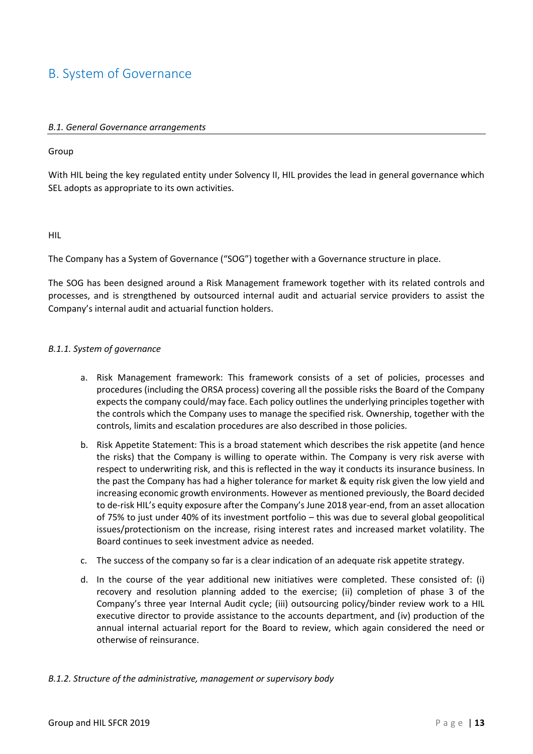# B. System of Governance

### *B.1. General Governance arrangements*

Group

With HIL being the key regulated entity under Solvency II, HIL provides the lead in general governance which SEL adopts as appropriate to its own activities.

HIL

The Company has a System of Governance ("SOG") together with a Governance structure in place.

The SOG has been designed around a Risk Management framework together with its related controls and processes, and is strengthened by outsourced internal audit and actuarial service providers to assist the Company's internal audit and actuarial function holders.

#### *B.1.1. System of governance*

a. Risk Management framework: This framework consists of a set of policies, processes and procedures (including the ORSA process) covering all the possible risks the Board of the Company expects the company could/may face. Each policy outlines the underlying principles together with the controls which the Company uses to manage the specified risk. Ownership, together with the controls, limits and escalation procedures are also described in those policies.
b. Risk Appetite Statement: This is a broad statement which describes the risk appetite (and hence the risks) that the Company is willing to operate within. The Company is very risk averse with respect to underwriting risk, and this is reflected in the way it conducts its insurance business. In the past the Company has had a higher tolerance for market & equity risk given the low yield and increasing economic growth environments. However as mentioned previously, the Board decided to de-risk HIL's equity exposure after the Company's June 2018 year-end, from an asset allocation of 75% to just under 40% of its investment portfolio – this was due to several global geopolitical issues/protectionism on the increase, rising interest rates and increased market volatility. The Board continues to seek investment advice as needed.
c. The success of the company so far is a clear indication of an adequate risk appetite strategy.
d. In the course of the year additional new initiatives were completed. These consisted of: (i) recovery and resolution planning added to the exercise; (ii) completion of phase 3 of the Company's three year Internal Audit cycle; (iii) outsourcing policy/binder review work to a HIL executive director to provide assistance to the accounts department, and (iv) production of the annual internal actuarial report for the Board to review, which again considered the need or otherwise of reinsurance.

#### *B.1.2. Structure of the administrative, management or supervisory body*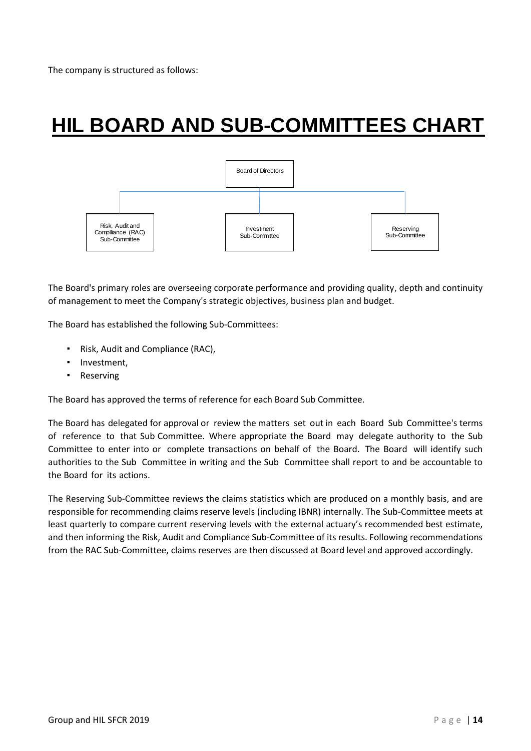The company is structured as follows:

# HIL BOARD AND SUB-COMMITTEES CHART

Board of Directors

Risk, Audit and Complliance (RAC) Sub-Committee

Investment Sub-Committee

Reserving Sub-Committee

The Board's primary roles are overseeing corporate performance and providing quality, depth and continuity of management to meet the Company's strategic objectives, business plan and budget.

The Board has established the following Sub-Committees:

- Risk, Audit and Compliance (RAC),
- Investment,
- Reserving

The Board has approved the terms of reference for each Board Sub Committee.

The Board has delegated for approval or review the matters set out in each Board Sub Committee's terms of reference to that Sub Committee. Where appropriate the Board may delegate authority to the Sub Committee to enter into or complete transactions on behalf of the Board. The Board will identify such authorities to the Sub Committee in writing and the Sub Committee shall report to and be accountable to the Board for its actions.

The Reserving Sub-Committee reviews the claims statistics which are produced on a monthly basis, and are responsible for recommending claims reserve levels (including IBNR) internally. The Sub-Committee meets at least quarterly to compare current reserving levels with the external actuary's recommended best estimate, and then informing the Risk, Audit and Compliance Sub-Committee of its results. Following recommendations from the RAC Sub-Committee, claims reserves are then discussed at Board level and approved accordingly.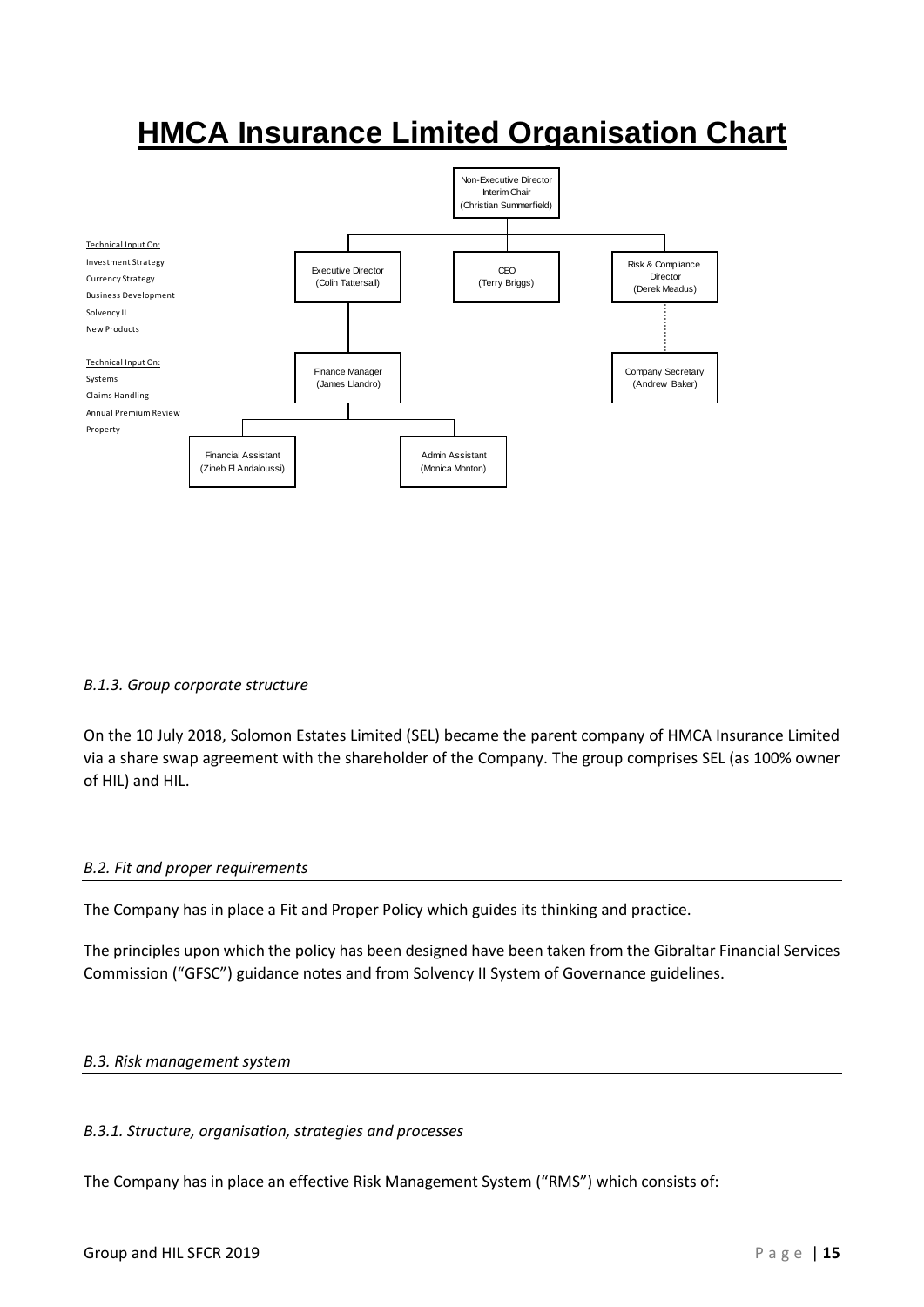# HMCA Insurance Limited Organisation Chart

Non-Executive Director
Interim Chair
(Christian Summerfield)

Executive Director
(Colin Tattersall)

CEO
(Terry Briggs)

Risk & Compliance
Director
(Derek Meadus)

Finance Manager
(James Llandro)

Company Secretary
(Andrew Baker)

Financial Assistant
(Zineb El Andaloussi)

Admin Assistant
(Monica Monton)

Technical Input On:
Investment Strategy
Currency Strategy
Business Development
Solvency II
New Products

Technical Input On:
Systems
Claims Handling
Annual Premium Review
Property

*B.1.3. Group corporate structure*

On the 10 July 2018, Solomon Estates Limited (SEL) became the parent company of HMCA Insurance Limited via a share swap agreement with the shareholder of the Company. The group comprises SEL (as 100% owner of HIL) and HIL.

*B.2. Fit and proper requirements*

The Company has in place a Fit and Proper Policy which guides its thinking and practice.

The principles upon which the policy has been designed have been taken from the Gibraltar Financial Services Commission ("GFSC") guidance notes and from Solvency II System of Governance guidelines.

*B.3. Risk management system*

*B.3.1. Structure, organisation, strategies and processes*

The Company has in place an effective Risk Management System ("RMS") which consists of: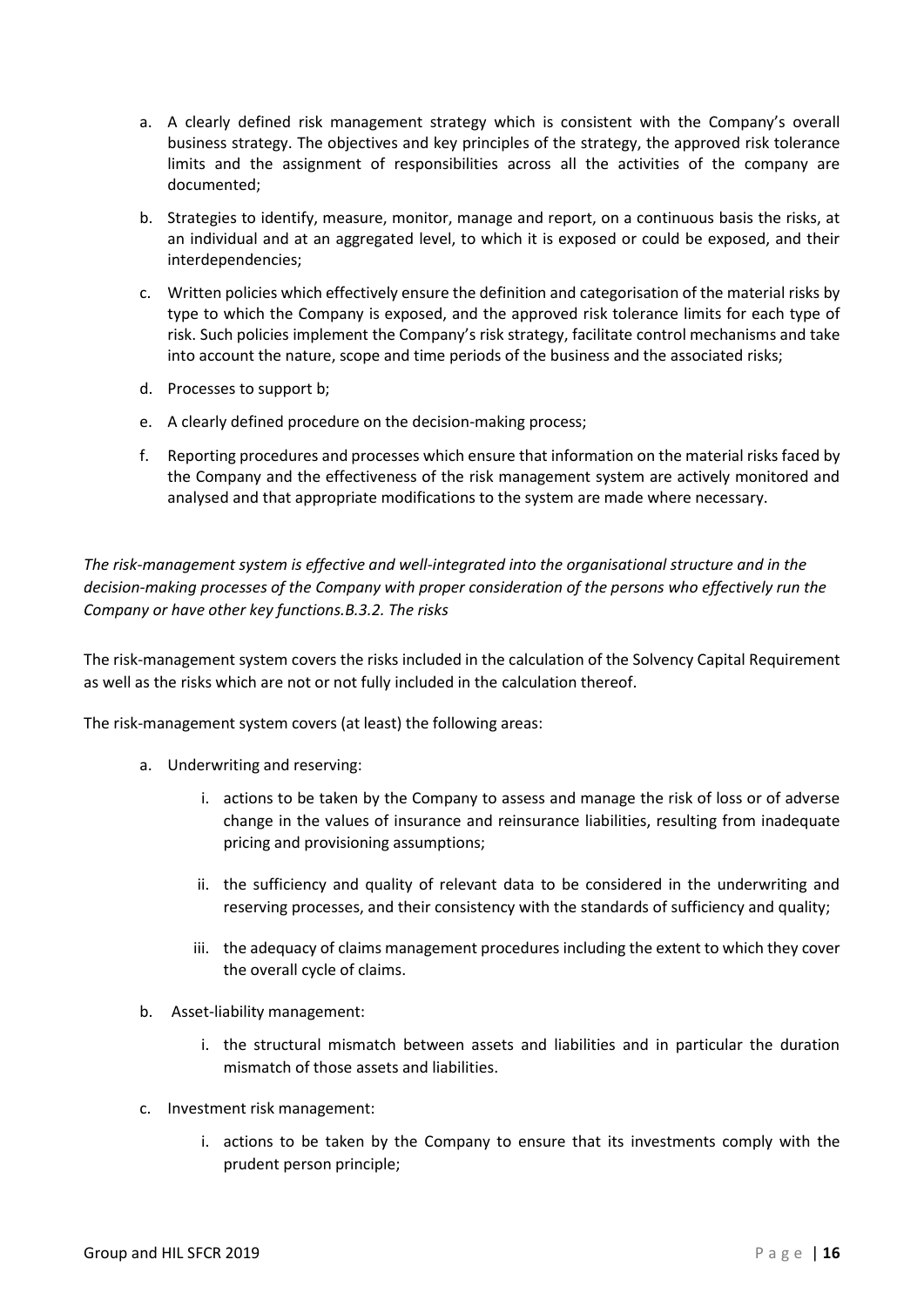a. A clearly defined risk management strategy which is consistent with the Company's overall business strategy. The objectives and key principles of the strategy, the approved risk tolerance limits and the assignment of responsibilities across all the activities of the company are documented;

b. Strategies to identify, measure, monitor, manage and report, on a continuous basis the risks, at an individual and at an aggregated level, to which it is exposed or could be exposed, and their interdependencies;

c. Written policies which effectively ensure the definition and categorisation of the material risks by type to which the Company is exposed, and the approved risk tolerance limits for each type of risk. Such policies implement the Company's risk strategy, facilitate control mechanisms and take into account the nature, scope and time periods of the business and the associated risks;

d. Processes to support b;

e. A clearly defined procedure on the decision-making process;

f. Reporting procedures and processes which ensure that information on the material risks faced by the Company and the effectiveness of the risk management system are actively monitored and analysed and that appropriate modifications to the system are made where necessary.

*The risk-management system is effective and well-integrated into the organisational structure and in the decision-making processes of the Company with proper consideration of the persons who effectively run the Company or have other key functions.B.3.2. The risks*

The risk-management system covers the risks included in the calculation of the Solvency Capital Requirement as well as the risks which are not or not fully included in the calculation thereof.

The risk-management system covers (at least) the following areas:

a. Underwriting and reserving:

   i. actions to be taken by the Company to assess and manage the risk of loss or of adverse change in the values of insurance and reinsurance liabilities, resulting from inadequate pricing and provisioning assumptions;

   ii. the sufficiency and quality of relevant data to be considered in the underwriting and reserving processes, and their consistency with the standards of sufficiency and quality;

   iii. the adequacy of claims management procedures including the extent to which they cover the overall cycle of claims.

b. Asset-liability management:

   i. the structural mismatch between assets and liabilities and in particular the duration mismatch of those assets and liabilities.

c. Investment risk management:

   i. actions to be taken by the Company to ensure that its investments comply with the prudent person principle;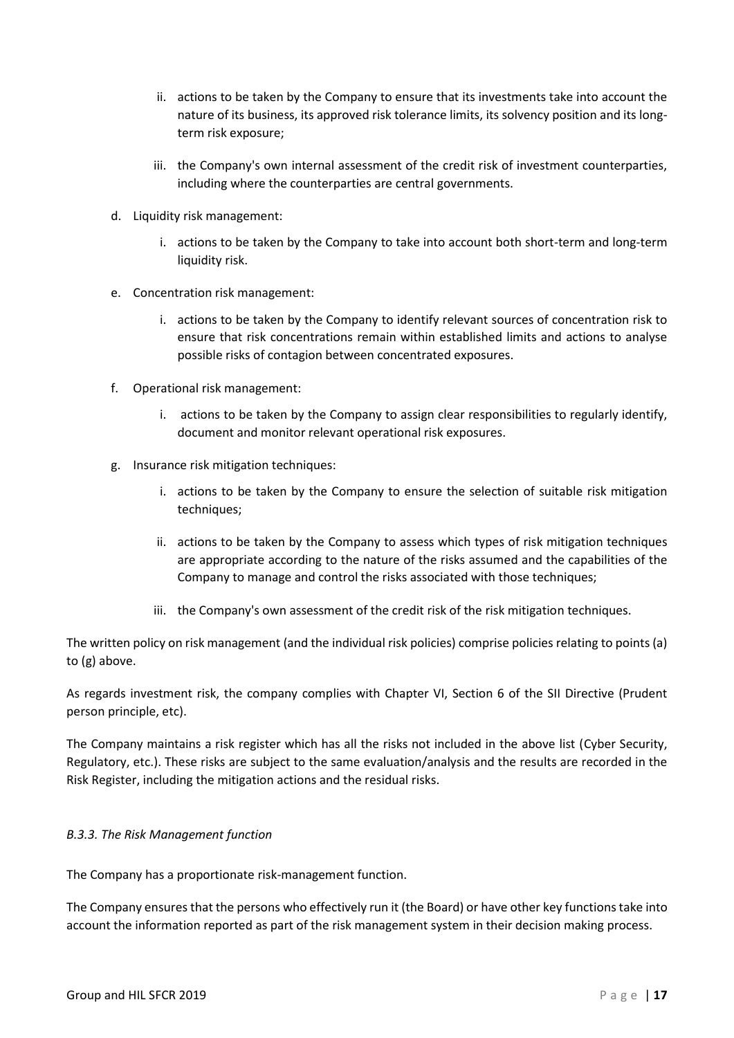ii. actions to be taken by the Company to ensure that its investments take into account the nature of its business, its approved risk tolerance limits, its solvency position and its long-term risk exposure;

iii. the Company's own internal assessment of the credit risk of investment counterparties, including where the counterparties are central governments.

d. Liquidity risk management:

   i. actions to be taken by the Company to take into account both short-term and long-term liquidity risk.

e. Concentration risk management:

   i. actions to be taken by the Company to identify relevant sources of concentration risk to ensure that risk concentrations remain within established limits and actions to analyse possible risks of contagion between concentrated exposures.

f. Operational risk management:

   i. actions to be taken by the Company to assign clear responsibilities to regularly identify, document and monitor relevant operational risk exposures.

g. Insurance risk mitigation techniques:

   i. actions to be taken by the Company to ensure the selection of suitable risk mitigation techniques;

   ii. actions to be taken by the Company to assess which types of risk mitigation techniques are appropriate according to the nature of the risks assumed and the capabilities of the Company to manage and control the risks associated with those techniques;

   iii. the Company's own assessment of the credit risk of the risk mitigation techniques.

The written policy on risk management (and the individual risk policies) comprise policies relating to points (a) to (g) above.

As regards investment risk, the company complies with Chapter VI, Section 6 of the SII Directive (Prudent person principle, etc).

The Company maintains a risk register which has all the risks not included in the above list (Cyber Security, Regulatory, etc.). These risks are subject to the same evaluation/analysis and the results are recorded in the Risk Register, including the mitigation actions and the residual risks.

### *B.3.3. The Risk Management function*

The Company has a proportionate risk-management function.

The Company ensures that the persons who effectively run it (the Board) or have other key functions take into account the information reported as part of the risk management system in their decision making process.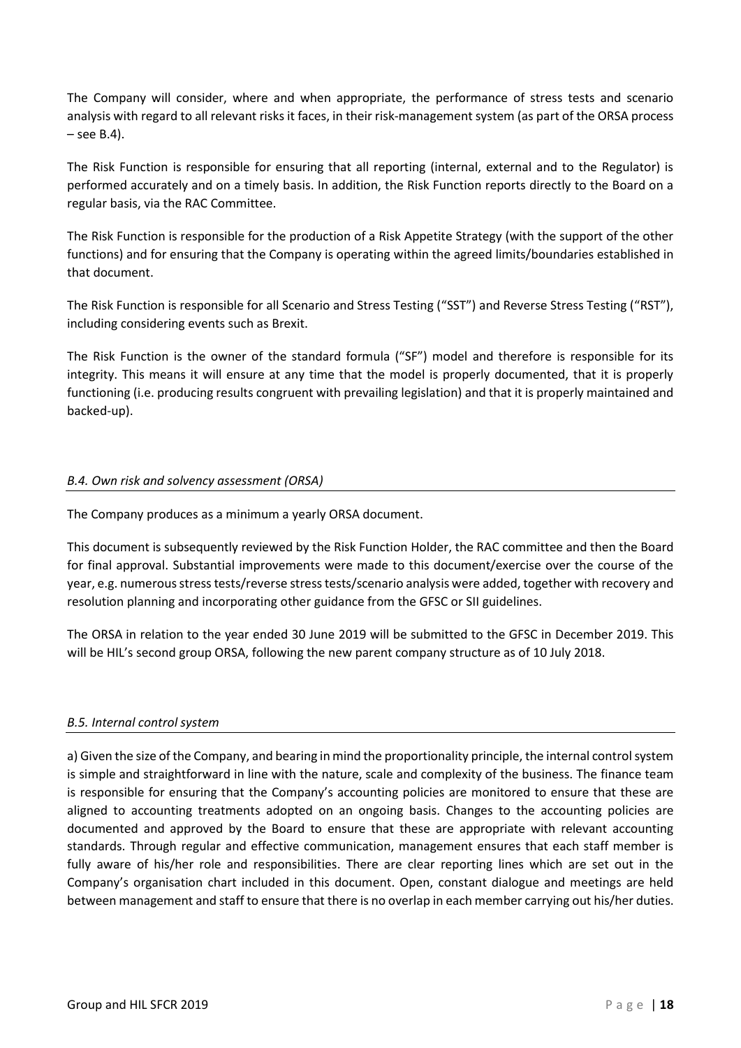The Company will consider, where and when appropriate, the performance of stress tests and scenario analysis with regard to all relevant risks it faces, in their risk-management system (as part of the ORSA process – see B.4).

The Risk Function is responsible for ensuring that all reporting (internal, external and to the Regulator) is performed accurately and on a timely basis. In addition, the Risk Function reports directly to the Board on a regular basis, via the RAC Committee.

The Risk Function is responsible for the production of a Risk Appetite Strategy (with the support of the other functions) and for ensuring that the Company is operating within the agreed limits/boundaries established in that document.

The Risk Function is responsible for all Scenario and Stress Testing ("SST") and Reverse Stress Testing ("RST"), including considering events such as Brexit.

The Risk Function is the owner of the standard formula ("SF") model and therefore is responsible for its integrity. This means it will ensure at any time that the model is properly documented, that it is properly functioning (i.e. producing results congruent with prevailing legislation) and that it is properly maintained and backed-up).

### *B.4. Own risk and solvency assessment (ORSA)*

The Company produces as a minimum a yearly ORSA document.

This document is subsequently reviewed by the Risk Function Holder, the RAC committee and then the Board for final approval. Substantial improvements were made to this document/exercise over the course of the year, e.g. numerous stress tests/reverse stress tests/scenario analysis were added, together with recovery and resolution planning and incorporating other guidance from the GFSC or SII guidelines.

The ORSA in relation to the year ended 30 June 2019 will be submitted to the GFSC in December 2019. This will be HIL's second group ORSA, following the new parent company structure as of 10 July 2018.

### *B.5. Internal control system*

a) Given the size of the Company, and bearing in mind the proportionality principle, the internal control system is simple and straightforward in line with the nature, scale and complexity of the business. The finance team is responsible for ensuring that the Company's accounting policies are monitored to ensure that these are aligned to accounting treatments adopted on an ongoing basis. Changes to the accounting policies are documented and approved by the Board to ensure that these are appropriate with relevant accounting standards. Through regular and effective communication, management ensures that each staff member is fully aware of his/her role and responsibilities. There are clear reporting lines which are set out in the Company's organisation chart included in this document. Open, constant dialogue and meetings are held between management and staff to ensure that there is no overlap in each member carrying out his/her duties.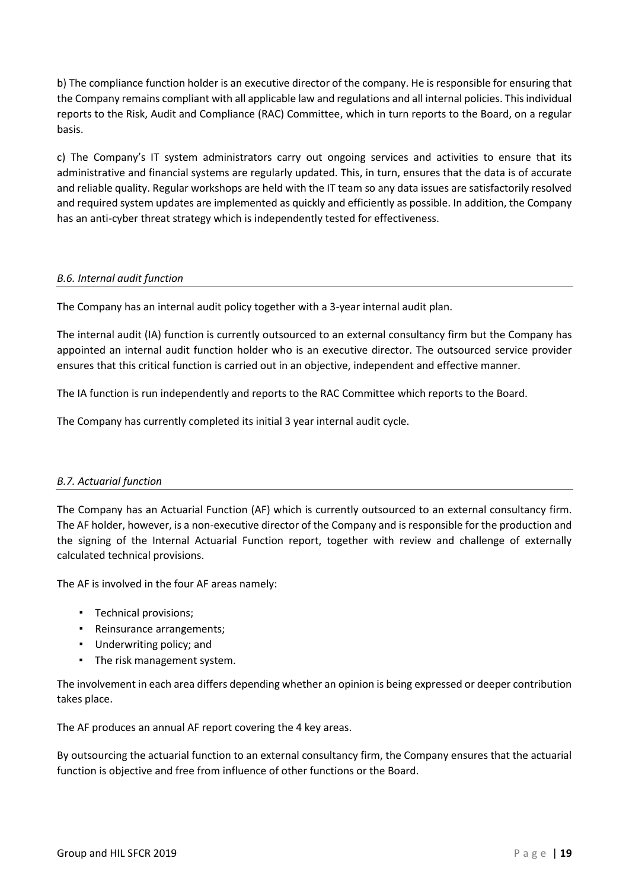b) The compliance function holder is an executive director of the company. He is responsible for ensuring that the Company remains compliant with all applicable law and regulations and all internal policies. This individual reports to the Risk, Audit and Compliance (RAC) Committee, which in turn reports to the Board, on a regular basis.

c) The Company's IT system administrators carry out ongoing services and activities to ensure that its administrative and financial systems are regularly updated. This, in turn, ensures that the data is of accurate and reliable quality. Regular workshops are held with the IT team so any data issues are satisfactorily resolved and required system updates are implemented as quickly and efficiently as possible. In addition, the Company has an anti-cyber threat strategy which is independently tested for effectiveness.

### *B.6. Internal audit function*

The Company has an internal audit policy together with a 3-year internal audit plan.

The internal audit (IA) function is currently outsourced to an external consultancy firm but the Company has appointed an internal audit function holder who is an executive director. The outsourced service provider ensures that this critical function is carried out in an objective, independent and effective manner.

The IA function is run independently and reports to the RAC Committee which reports to the Board.

The Company has currently completed its initial 3 year internal audit cycle.

### *B.7. Actuarial function*

The Company has an Actuarial Function (AF) which is currently outsourced to an external consultancy firm. The AF holder, however, is a non-executive director of the Company and is responsible for the production and the signing of the Internal Actuarial Function report, together with review and challenge of externally calculated technical provisions.

The AF is involved in the four AF areas namely:

- Technical provisions;
- Reinsurance arrangements;
- Underwriting policy; and
- The risk management system.

The involvement in each area differs depending whether an opinion is being expressed or deeper contribution takes place.

The AF produces an annual AF report covering the 4 key areas.

By outsourcing the actuarial function to an external consultancy firm, the Company ensures that the actuarial function is objective and free from influence of other functions or the Board.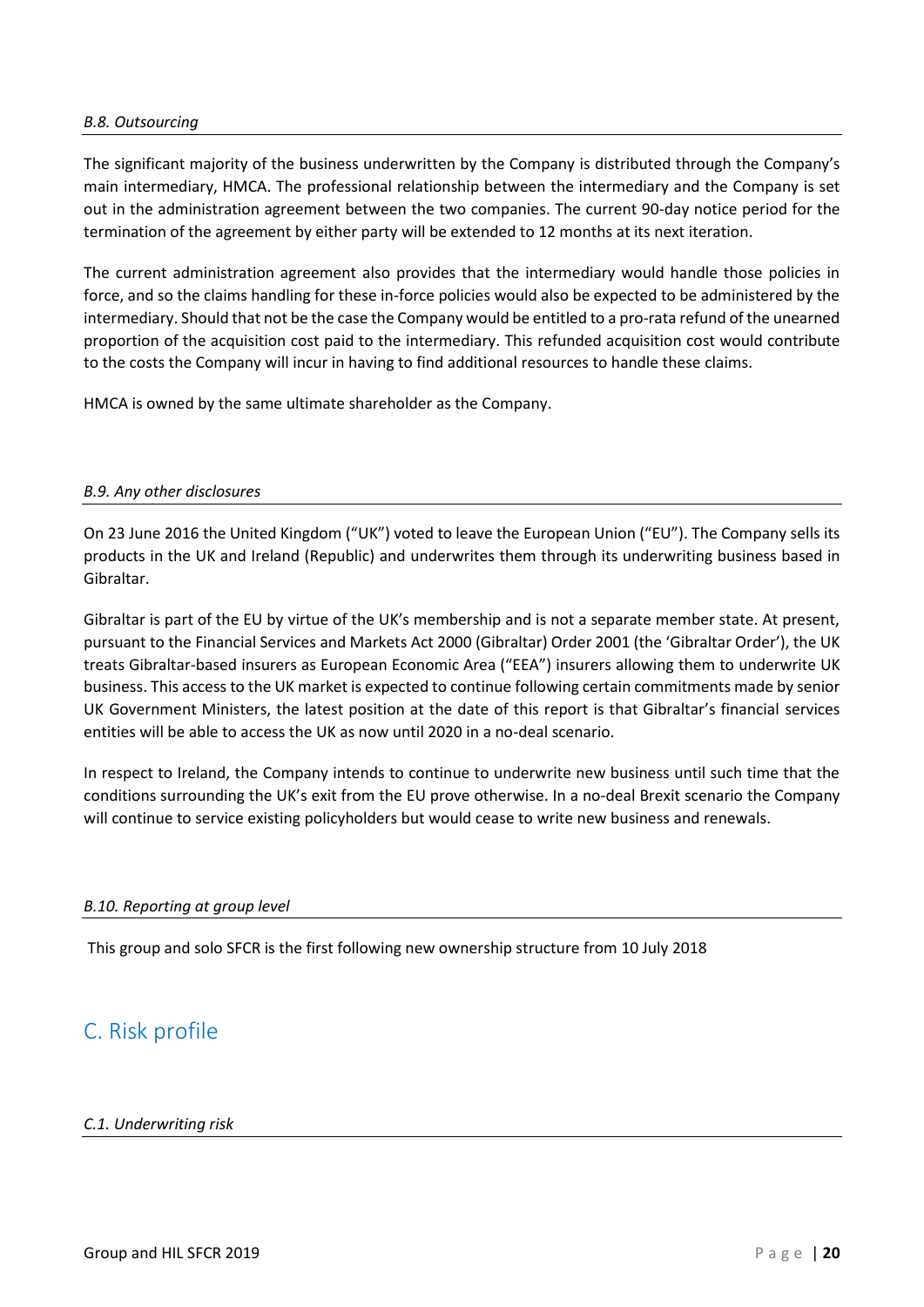### *B.8. Outsourcing*

The significant majority of the business underwritten by the Company is distributed through the Company's main intermediary, HMCA. The professional relationship between the intermediary and the Company is set out in the administration agreement between the two companies. The current 90-day notice period for the termination of the agreement by either party will be extended to 12 months at its next iteration.

The current administration agreement also provides that the intermediary would handle those policies in force, and so the claims handling for these in-force policies would also be expected to be administered by the intermediary. Should that not be the case the Company would be entitled to a pro-rata refund of the unearned proportion of the acquisition cost paid to the intermediary. This refunded acquisition cost would contribute to the costs the Company will incur in having to find additional resources to handle these claims.

HMCA is owned by the same ultimate shareholder as the Company.

### *B.9. Any other disclosures*

On 23 June 2016 the United Kingdom ("UK") voted to leave the European Union ("EU"). The Company sells its products in the UK and Ireland (Republic) and underwrites them through its underwriting business based in Gibraltar.

Gibraltar is part of the EU by virtue of the UK's membership and is not a separate member state. At present, pursuant to the Financial Services and Markets Act 2000 (Gibraltar) Order 2001 (the 'Gibraltar Order'), the UK treats Gibraltar-based insurers as European Economic Area ("EEA") insurers allowing them to underwrite UK business. This access to the UK market is expected to continue following certain commitments made by senior UK Government Ministers, the latest position at the date of this report is that Gibraltar's financial services entities will be able to access the UK as now until 2020 in a no-deal scenario.

In respect to Ireland, the Company intends to continue to underwrite new business until such time that the conditions surrounding the UK's exit from the EU prove otherwise. In a no-deal Brexit scenario the Company will continue to service existing policyholders but would cease to write new business and renewals.

### *B.10. Reporting at group level*

This group and solo SFCR is the first following new ownership structure from 10 July 2018

## C. Risk profile

### *C.1. Underwriting risk*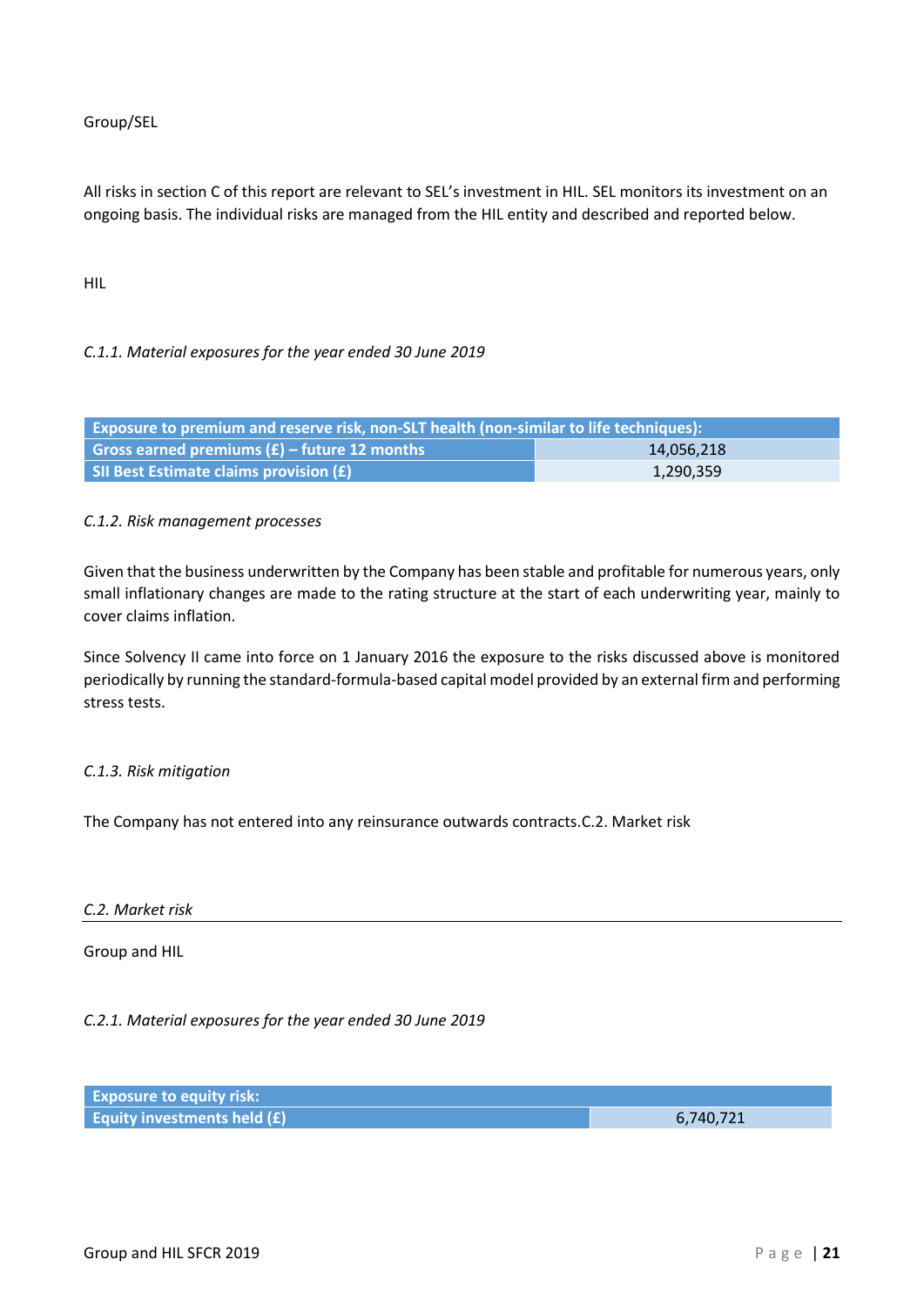Group/SEL

All risks in section C of this report are relevant to SEL's investment in HIL. SEL monitors its investment on an ongoing basis. The individual risks are managed from the HIL entity and described and reported below.

HIL

*C.1.1. Material exposures for the year ended 30 June 2019*

| Exposure to premium and reserve risk, non-SLT health (non-similar to life techniques): | |
|---|---|
| Gross earned premiums (£) – future 12 months | 14,056,218 |
| SII Best Estimate claims provision (£) | 1,290,359 |

*C.1.2. Risk management processes*

Given that the business underwritten by the Company has been stable and profitable for numerous years, only small inflationary changes are made to the rating structure at the start of each underwriting year, mainly to cover claims inflation.

Since Solvency II came into force on 1 January 2016 the exposure to the risks discussed above is monitored periodically by running the standard-formula-based capital model provided by an external firm and performing stress tests.

*C.1.3. Risk mitigation*

The Company has not entered into any reinsurance outwards contracts.C.2. Market risk

## *C.2. Market risk*

Group and HIL

*C.2.1. Material exposures for the year ended 30 June 2019*

| Exposure to equity risk: | |
|---|---|
| Equity investments held (£) | 6,740,721 |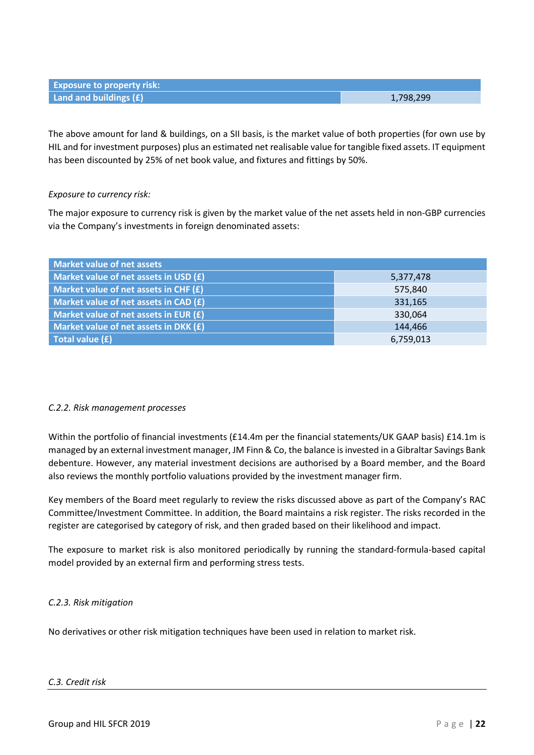| Exposure to property risk: | |
|---|---|
| Land and buildings (£) | 1,798,299 |

The above amount for land & buildings, on a SII basis, is the market value of both properties (for own use by HIL and for investment purposes) plus an estimated net realisable value for tangible fixed assets. IT equipment has been discounted by 25% of net book value, and fixtures and fittings by 50%.

*Exposure to currency risk:*

The major exposure to currency risk is given by the market value of the net assets held in non-GBP currencies via the Company's investments in foreign denominated assets:

| Market value of net assets | |
|---|---|
| Market value of net assets in USD (£) | 5,377,478 |
| Market value of net assets in CHF (£) | 575,840 |
| Market value of net assets in CAD (£) | 331,165 |
| Market value of net assets in EUR (£) | 330,064 |
| Market value of net assets in DKK (£) | 144,466 |
| Total value (£) | 6,759,013 |

*C.2.2. Risk management processes*

Within the portfolio of financial investments (£14.4m per the financial statements/UK GAAP basis) £14.1m is managed by an external investment manager, JM Finn & Co, the balance is invested in a Gibraltar Savings Bank debenture. However, any material investment decisions are authorised by a Board member, and the Board also reviews the monthly portfolio valuations provided by the investment manager firm.

Key members of the Board meet regularly to review the risks discussed above as part of the Company's RAC Committee/Investment Committee. In addition, the Board maintains a risk register. The risks recorded in the register are categorised by category of risk, and then graded based on their likelihood and impact.

The exposure to market risk is also monitored periodically by running the standard-formula-based capital model provided by an external firm and performing stress tests.

*C.2.3. Risk mitigation*

No derivatives or other risk mitigation techniques have been used in relation to market risk.

*C.3. Credit risk*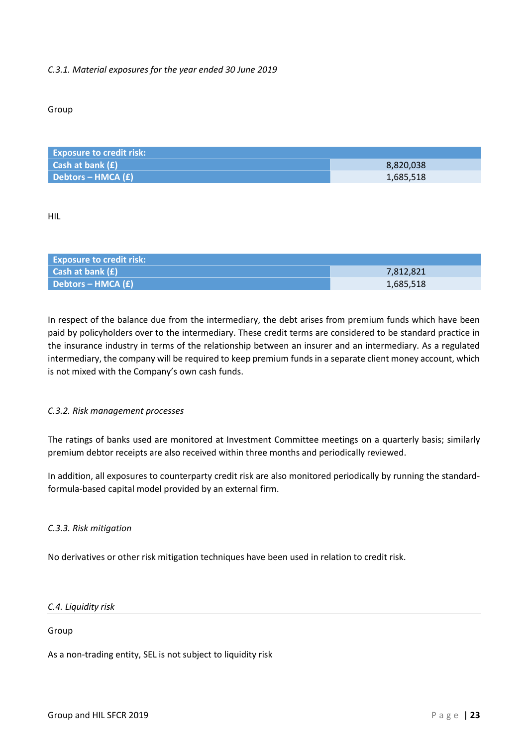*C.3.1. Material exposures for the year ended 30 June 2019*

Group

| Exposure to credit risk: | |
|---|---|
| Cash at bank (£) | 8,820,038 |
| Debtors – HMCA (£) | 1,685,518 |

HIL

| Exposure to credit risk: | |
|---|---|
| Cash at bank (£) | 7,812,821 |
| Debtors – HMCA (£) | 1,685,518 |

In respect of the balance due from the intermediary, the debt arises from premium funds which have been paid by policyholders over to the intermediary. These credit terms are considered to be standard practice in the insurance industry in terms of the relationship between an insurer and an intermediary. As a regulated intermediary, the company will be required to keep premium funds in a separate client money account, which is not mixed with the Company's own cash funds.

*C.3.2. Risk management processes*

The ratings of banks used are monitored at Investment Committee meetings on a quarterly basis; similarly premium debtor receipts are also received within three months and periodically reviewed.

In addition, all exposures to counterparty credit risk are also monitored periodically by running the standard-formula-based capital model provided by an external firm.

*C.3.3. Risk mitigation*

No derivatives or other risk mitigation techniques have been used in relation to credit risk.

*C.4. Liquidity risk*

Group

As a non-trading entity, SEL is not subject to liquidity risk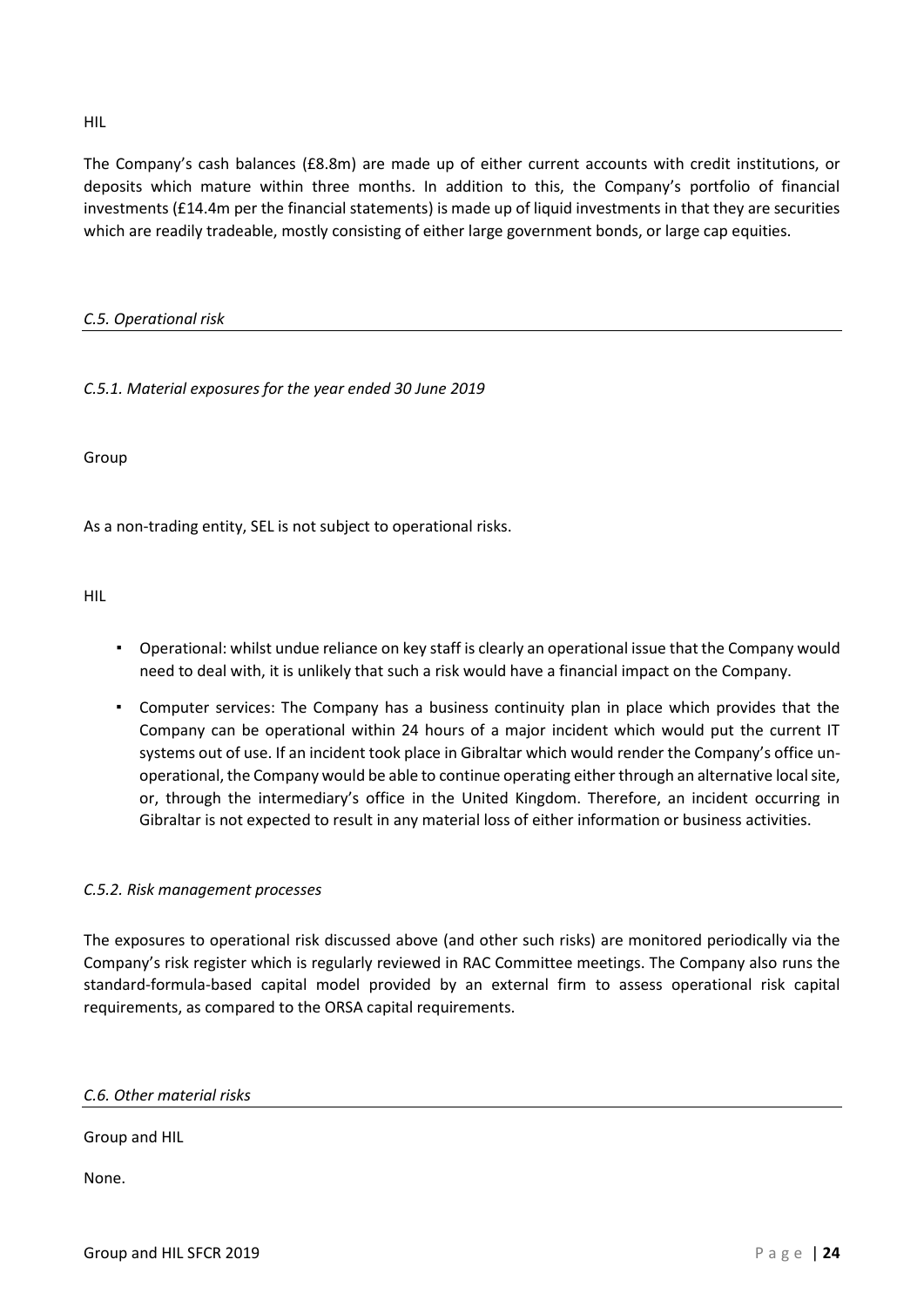HIL

The Company's cash balances (£8.8m) are made up of either current accounts with credit institutions, or deposits which mature within three months. In addition to this, the Company's portfolio of financial investments (£14.4m per the financial statements) is made up of liquid investments in that they are securities which are readily tradeable, mostly consisting of either large government bonds, or large cap equities.

## *C.5. Operational risk*

### *C.5.1. Material exposures for the year ended 30 June 2019*

Group

As a non-trading entity, SEL is not subject to operational risks.

HIL

- Operational: whilst undue reliance on key staff is clearly an operational issue that the Company would need to deal with, it is unlikely that such a risk would have a financial impact on the Company.
- Computer services: The Company has a business continuity plan in place which provides that the Company can be operational within 24 hours of a major incident which would put the current IT systems out of use. If an incident took place in Gibraltar which would render the Company's office un-operational, the Company would be able to continue operating either through an alternative local site, or, through the intermediary's office in the United Kingdom. Therefore, an incident occurring in Gibraltar is not expected to result in any material loss of either information or business activities.

### *C.5.2. Risk management processes*

The exposures to operational risk discussed above (and other such risks) are monitored periodically via the Company's risk register which is regularly reviewed in RAC Committee meetings. The Company also runs the standard-formula-based capital model provided by an external firm to assess operational risk capital requirements, as compared to the ORSA capital requirements.

## *C.6. Other material risks*

Group and HIL

None.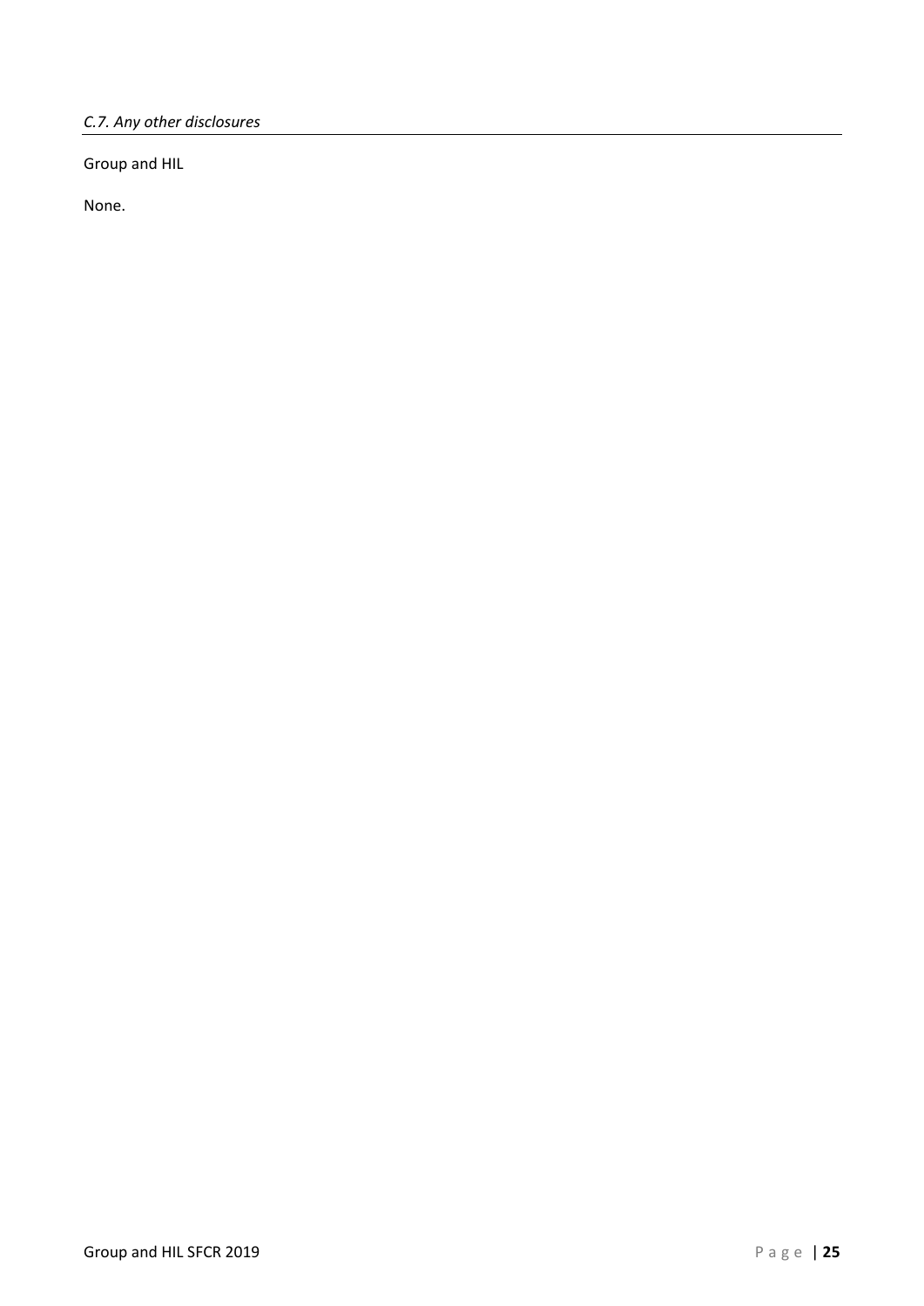### *C.7. Any other disclosures*

Group and HIL

None.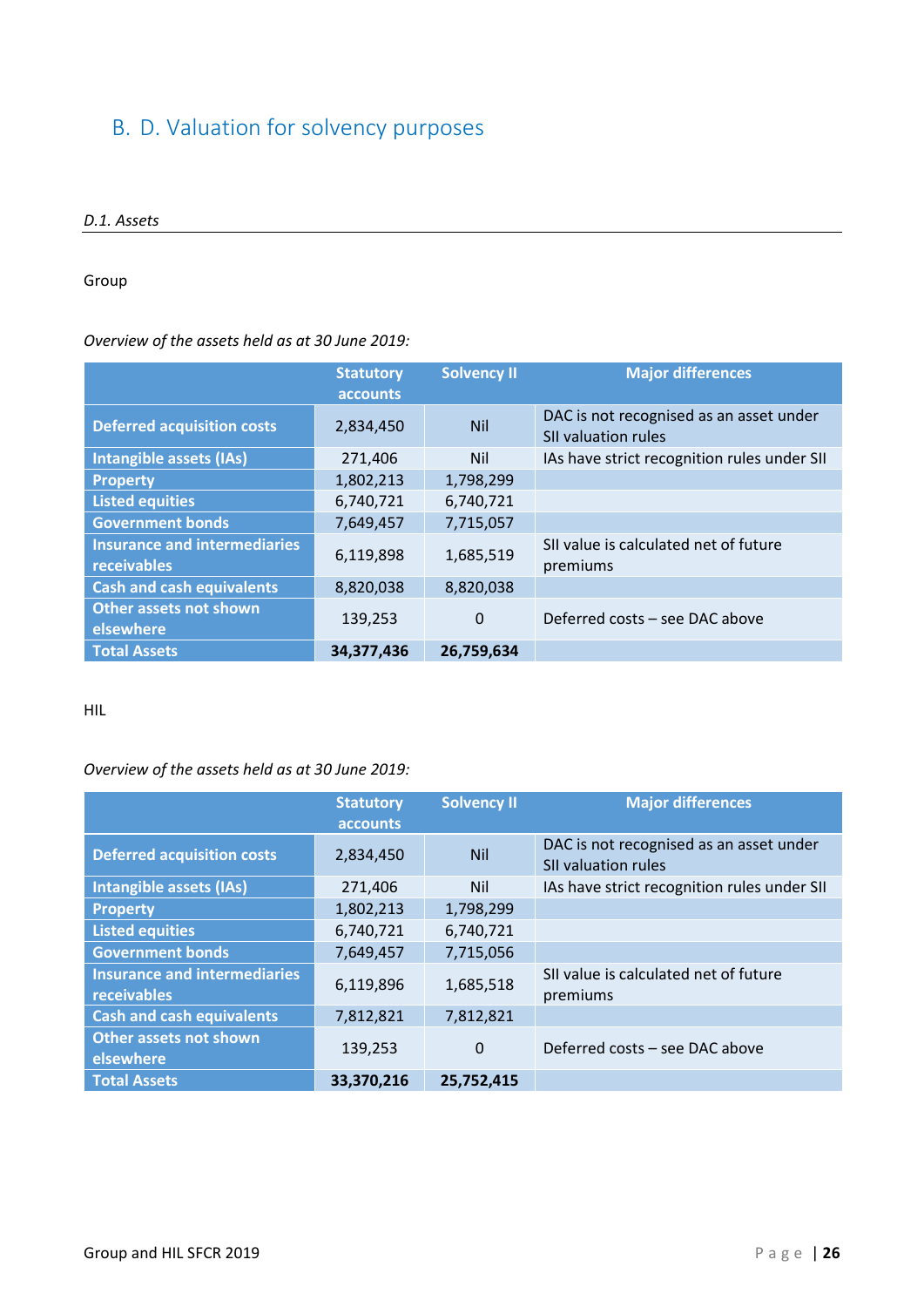# B. D. Valuation for solvency purposes

*D.1. Assets*

Group

*Overview of the assets held as at 30 June 2019:*

| | Statutory accounts | Solvency II | Major differences |
|---|---|---|---|
| **Deferred acquisition costs** | 2,834,450 | Nil | DAC is not recognised as an asset under SII valuation rules |
| **Intangible assets (IAs)** | 271,406 | Nil | IAs have strict recognition rules under SII |
| **Property** | 1,802,213 | 1,798,299 | |
| **Listed equities** | 6,740,721 | 6,740,721 | |
| **Government bonds** | 7,649,457 | 7,715,057 | |
| **Insurance and intermediaries receivables** | 6,119,898 | 1,685,519 | SII value is calculated net of future premiums |
| **Cash and cash equivalents** | 8,820,038 | 8,820,038 | |
| **Other assets not shown elsewhere** | 139,253 | 0 | Deferred costs – see DAC above |
| **Total Assets** | **34,377,436** | **26,759,634** | |

HIL

*Overview of the assets held as at 30 June 2019:*

| | Statutory accounts | Solvency II | Major differences |
|---|---|---|---|
| **Deferred acquisition costs** | 2,834,450 | Nil | DAC is not recognised as an asset under SII valuation rules |
| **Intangible assets (IAs)** | 271,406 | Nil | IAs have strict recognition rules under SII |
| **Property** | 1,802,213 | 1,798,299 | |
| **Listed equities** | 6,740,721 | 6,740,721 | |
| **Government bonds** | 7,649,457 | 7,715,056 | |
| **Insurance and intermediaries receivables** | 6,119,896 | 1,685,518 | SII value is calculated net of future premiums |
| **Cash and cash equivalents** | 7,812,821 | 7,812,821 | |
| **Other assets not shown elsewhere** | 139,253 | 0 | Deferred costs – see DAC above |
| **Total Assets** | **33,370,216** | **25,752,415** | |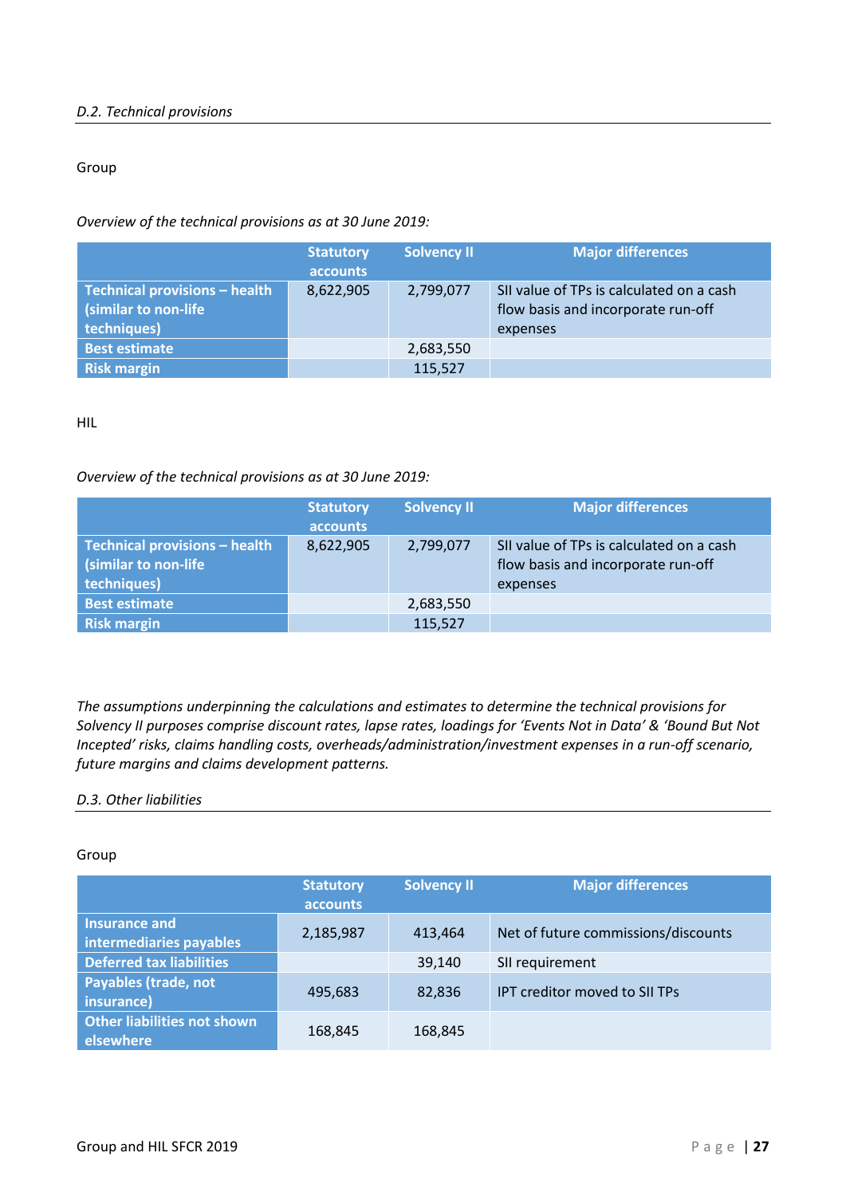## *D.2. Technical provisions*

Group

*Overview of the technical provisions as at 30 June 2019:*

| | Statutory accounts | Solvency II | Major differences |
|---|---|---|---|
| **Technical provisions – health (similar to non-life techniques)** | 8,622,905 | 2,799,077 | SII value of TPs is calculated on a cash flow basis and incorporate run-off expenses |
| **Best estimate** | | 2,683,550 | |
| **Risk margin** | | 115,527 | |

HIL

*Overview of the technical provisions as at 30 June 2019:*

| | Statutory accounts | Solvency II | Major differences |
|---|---|---|---|
| **Technical provisions – health (similar to non-life techniques)** | 8,622,905 | 2,799,077 | SII value of TPs is calculated on a cash flow basis and incorporate run-off expenses |
| **Best estimate** | | 2,683,550 | |
| **Risk margin** | | 115,527 | |

*The assumptions underpinning the calculations and estimates to determine the technical provisions for Solvency II purposes comprise discount rates, lapse rates, loadings for 'Events Not in Data' & 'Bound But Not Incepted' risks, claims handling costs, overheads/administration/investment expenses in a run-off scenario, future margins and claims development patterns.*

## *D.3. Other liabilities*

Group

| | Statutory accounts | Solvency II | Major differences |
|---|---|---|---|
| **Insurance and intermediaries payables** | 2,185,987 | 413,464 | Net of future commissions/discounts |
| **Deferred tax liabilities** | | 39,140 | SII requirement |
| **Payables (trade, not insurance)** | 495,683 | 82,836 | IPT creditor moved to SII TPs |
| **Other liabilities not shown elsewhere** | 168,845 | 168,845 | |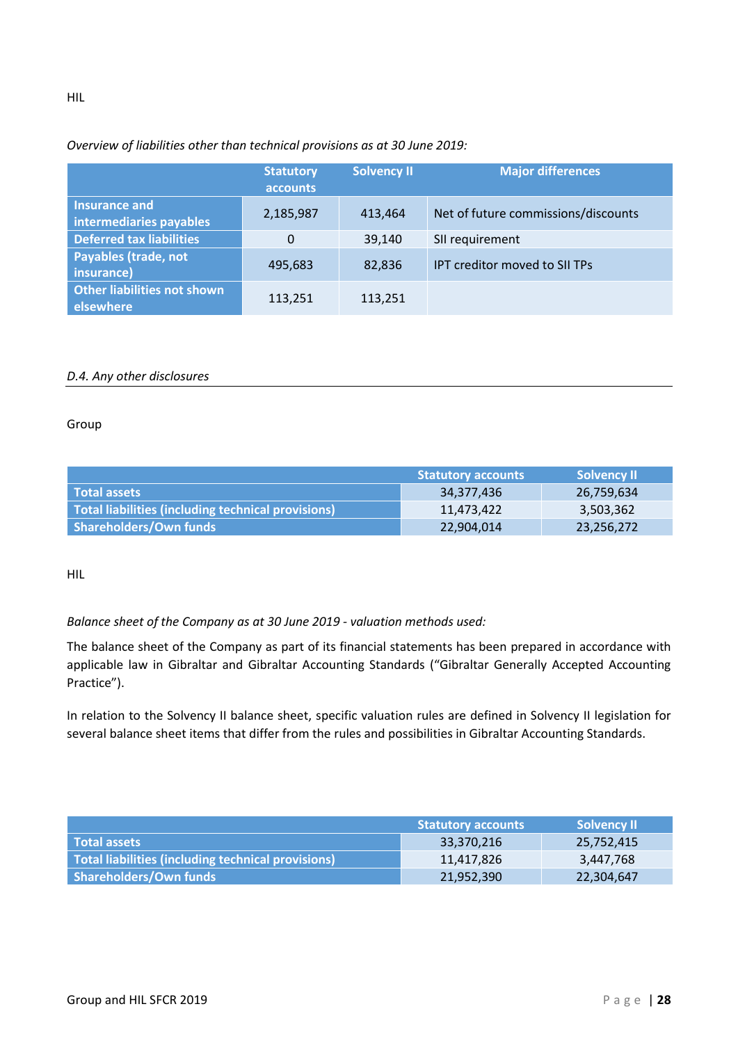HIL

*Overview of liabilities other than technical provisions as at 30 June 2019:*

| | Statutory accounts | Solvency II | Major differences |
|---|---|---|---|
| **Insurance and intermediaries payables** | 2,185,987 | 413,464 | Net of future commissions/discounts |
| **Deferred tax liabilities** | 0 | 39,140 | SII requirement |
| **Payables (trade, not insurance)** | 495,683 | 82,836 | IPT creditor moved to SII TPs |
| **Other liabilities not shown elsewhere** | 113,251 | 113,251 | |

### *D.4. Any other disclosures*

Group

| | Statutory accounts | Solvency II |
|---|---|---|
| **Total assets** | 34,377,436 | 26,759,634 |
| **Total liabilities (including technical provisions)** | 11,473,422 | 3,503,362 |
| **Shareholders/Own funds** | 22,904,014 | 23,256,272 |

HIL

*Balance sheet of the Company as at 30 June 2019 - valuation methods used:*

The balance sheet of the Company as part of its financial statements has been prepared in accordance with applicable law in Gibraltar and Gibraltar Accounting Standards ("Gibraltar Generally Accepted Accounting Practice").

In relation to the Solvency II balance sheet, specific valuation rules are defined in Solvency II legislation for several balance sheet items that differ from the rules and possibilities in Gibraltar Accounting Standards.

| | Statutory accounts | Solvency II |
|---|---|---|
| **Total assets** | 33,370,216 | 25,752,415 |
| **Total liabilities (including technical provisions)** | 11,417,826 | 3,447,768 |
| **Shareholders/Own funds** | 21,952,390 | 22,304,647 |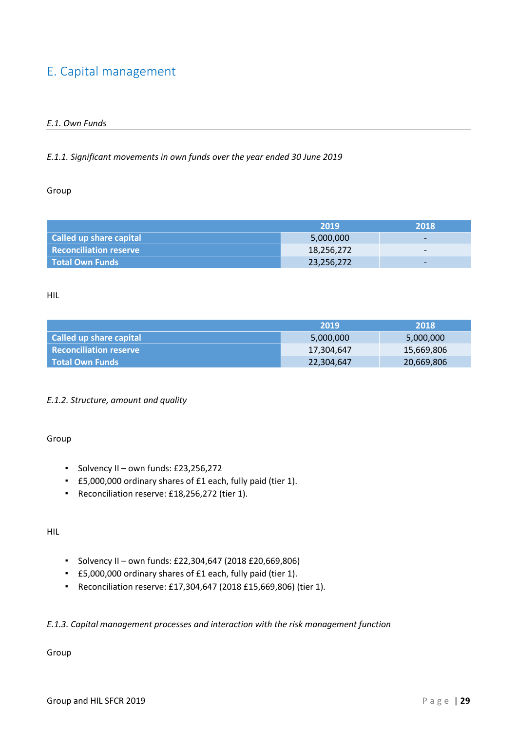# E. Capital management

## *E.1. Own Funds*

### *E.1.1. Significant movements in own funds over the year ended 30 June 2019*

Group

| | 2019 | 2018 |
|---|---|---|
| **Called up share capital** | 5,000,000 | - |
| **Reconciliation reserve** | 18,256,272 | - |
| **Total Own Funds** | 23,256,272 | - |

HIL

| | 2019 | 2018 |
|---|---|---|
| **Called up share capital** | 5,000,000 | 5,000,000 |
| **Reconciliation reserve** | 17,304,647 | 15,669,806 |
| **Total Own Funds** | 22,304,647 | 20,669,806 |

### *E.1.2. Structure, amount and quality*

Group

- Solvency II – own funds: £23,256,272
- £5,000,000 ordinary shares of £1 each, fully paid (tier 1).
- Reconciliation reserve: £18,256,272 (tier 1).

HIL

- Solvency II – own funds: £22,304,647 (2018 £20,669,806)
- £5,000,000 ordinary shares of £1 each, fully paid (tier 1).
- Reconciliation reserve: £17,304,647 (2018 £15,669,806) (tier 1).

### *E.1.3. Capital management processes and interaction with the risk management function*

Group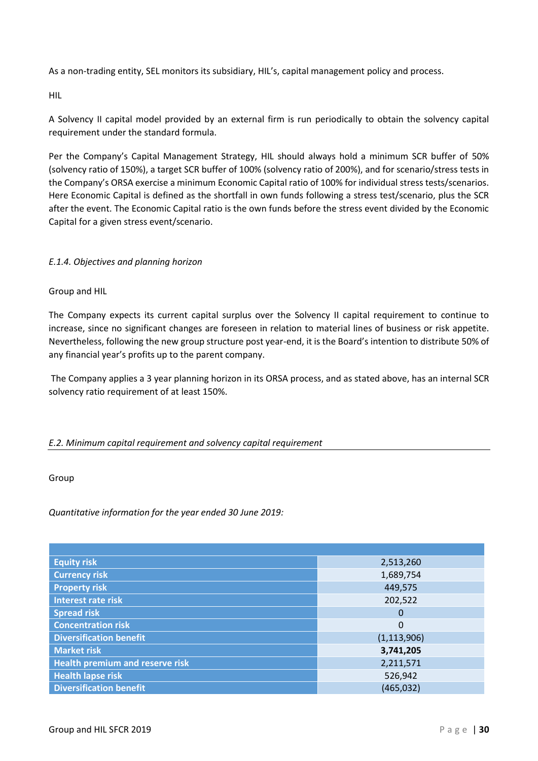As a non-trading entity, SEL monitors its subsidiary, HIL's, capital management policy and process.

HIL

A Solvency II capital model provided by an external firm is run periodically to obtain the solvency capital requirement under the standard formula.

Per the Company's Capital Management Strategy, HIL should always hold a minimum SCR buffer of 50% (solvency ratio of 150%), a target SCR buffer of 100% (solvency ratio of 200%), and for scenario/stress tests in the Company's ORSA exercise a minimum Economic Capital ratio of 100% for individual stress tests/scenarios. Here Economic Capital is defined as the shortfall in own funds following a stress test/scenario, plus the SCR after the event. The Economic Capital ratio is the own funds before the stress event divided by the Economic Capital for a given stress event/scenario.

*E.1.4. Objectives and planning horizon*

Group and HIL

The Company expects its current capital surplus over the Solvency II capital requirement to continue to increase, since no significant changes are foreseen in relation to material lines of business or risk appetite. Nevertheless, following the new group structure post year-end, it is the Board's intention to distribute 50% of any financial year's profits up to the parent company.

The Company applies a 3 year planning horizon in its ORSA process, and as stated above, has an internal SCR solvency ratio requirement of at least 150%.

## *E.2. Minimum capital requirement and solvency capital requirement*

Group

*Quantitative information for the year ended 30 June 2019:*

| | |
|---|---|
| **Equity risk** | 2,513,260 |
| **Currency risk** | 1,689,754 |
| **Property risk** | 449,575 |
| **Interest rate risk** | 202,522 |
| **Spread risk** | 0 |
| **Concentration risk** | 0 |
| **Diversification benefit** | (1,113,906) |
| **Market risk** | **3,741,205** |
| **Health premium and reserve risk** | 2,211,571 |
| **Health lapse risk** | 526,942 |
| **Diversification benefit** | (465,032) |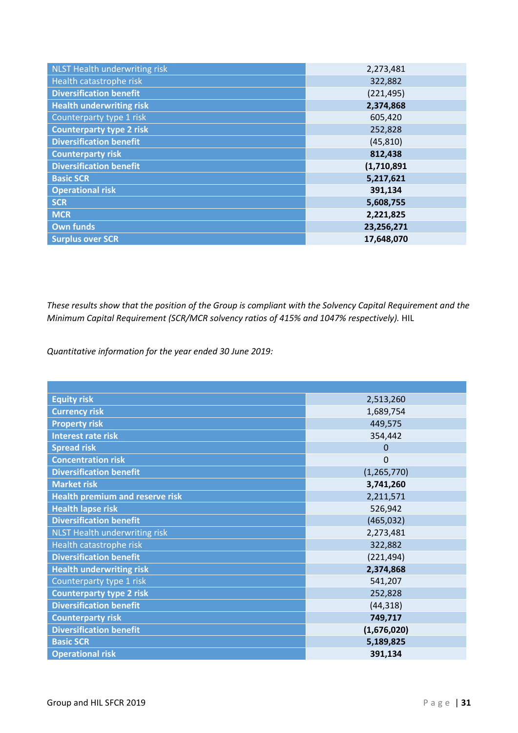| | |
|---|---|
| NLST Health underwriting risk | 2,273,481 |
| Health catastrophe risk | 322,882 |
| **Diversification benefit** | (221,495) |
| **Health underwriting risk** | **2,374,868** |
| Counterparty type 1 risk | 605,420 |
| **Counterparty type 2 risk** | 252,828 |
| **Diversification benefit** | (45,810) |
| **Counterparty risk** | **812,438** |
| **Diversification benefit** | **(1,710,891** |
| **Basic SCR** | **5,217,621** |
| **Operational risk** | **391,134** |
| **SCR** | **5,608,755** |
| **MCR** | **2,221,825** |
| **Own funds** | **23,256,271** |
| **Surplus over SCR** | **17,648,070** |

*These results show that the position of the Group is compliant with the Solvency Capital Requirement and the Minimum Capital Requirement (SCR/MCR solvency ratios of 415% and 1047% respectively).* HIL

*Quantitative information for the year ended 30 June 2019:*

| | |
|---|---|
| **Equity risk** | 2,513,260 |
| **Currency risk** | 1,689,754 |
| **Property risk** | 449,575 |
| **Interest rate risk** | 354,442 |
| **Spread risk** | 0 |
| **Concentration risk** | 0 |
| **Diversification benefit** | (1,265,770) |
| **Market risk** | **3,741,260** |
| **Health premium and reserve risk** | 2,211,571 |
| **Health lapse risk** | 526,942 |
| **Diversification benefit** | (465,032) |
| NLST Health underwriting risk | 2,273,481 |
| Health catastrophe risk | 322,882 |
| **Diversification benefit** | (221,494) |
| **Health underwriting risk** | **2,374,868** |
| Counterparty type 1 risk | 541,207 |
| **Counterparty type 2 risk** | 252,828 |
| **Diversification benefit** | (44,318) |
| **Counterparty risk** | **749,717** |
| **Diversification benefit** | **(1,676,020)** |
| **Basic SCR** | **5,189,825** |
| **Operational risk** | **391,134** |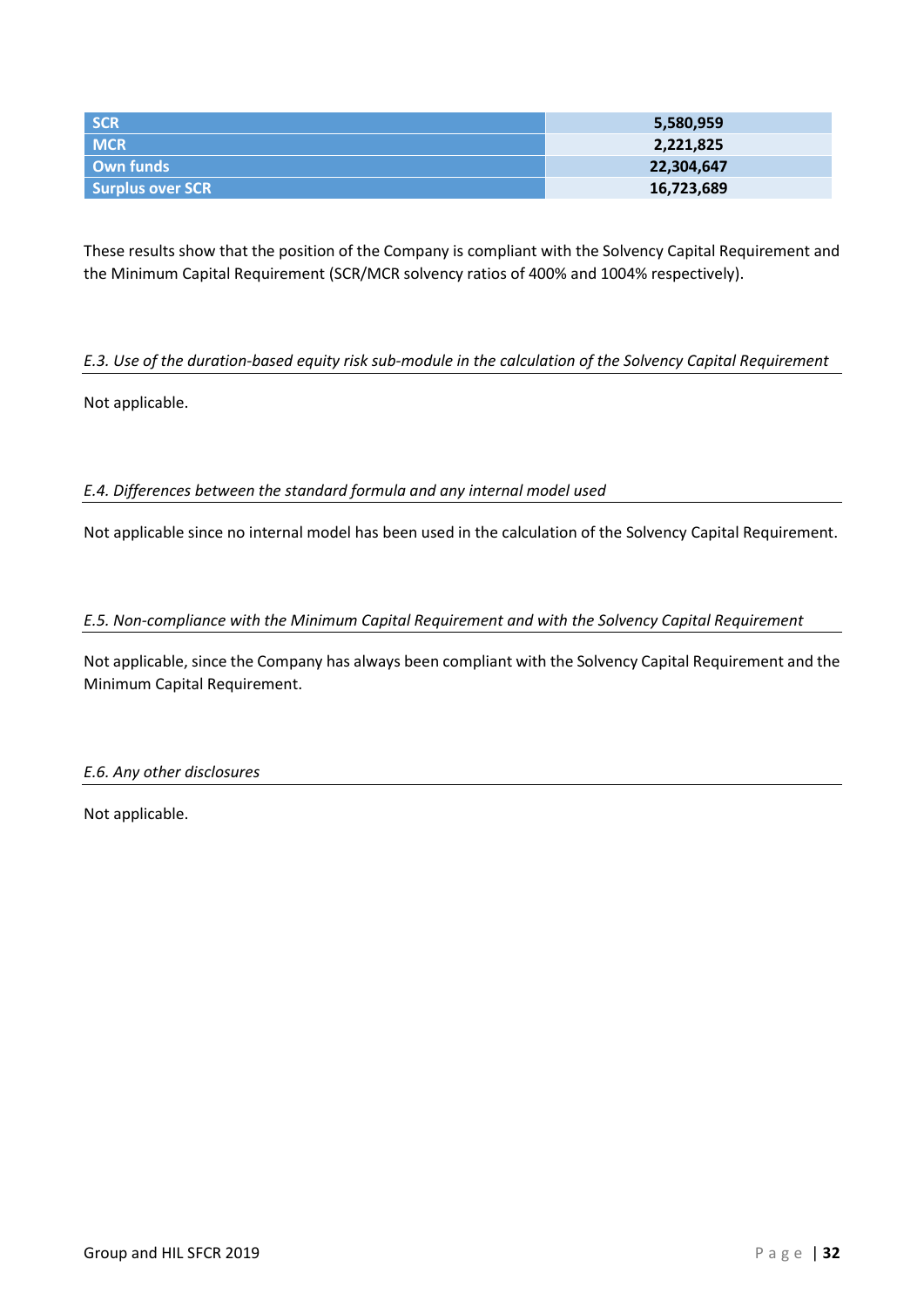| | |
|---|---|
| **SCR** | **5,580,959** |
| **MCR** | **2,221,825** |
| **Own funds** | **22,304,647** |
| **Surplus over SCR** | **16,723,689** |

These results show that the position of the Company is compliant with the Solvency Capital Requirement and the Minimum Capital Requirement (SCR/MCR solvency ratios of 400% and 1004% respectively).

### *E.3. Use of the duration-based equity risk sub-module in the calculation of the Solvency Capital Requirement*

Not applicable.

### *E.4. Differences between the standard formula and any internal model used*

Not applicable since no internal model has been used in the calculation of the Solvency Capital Requirement.

### *E.5. Non-compliance with the Minimum Capital Requirement and with the Solvency Capital Requirement*

Not applicable, since the Company has always been compliant with the Solvency Capital Requirement and the Minimum Capital Requirement.

### *E.6. Any other disclosures*

Not applicable.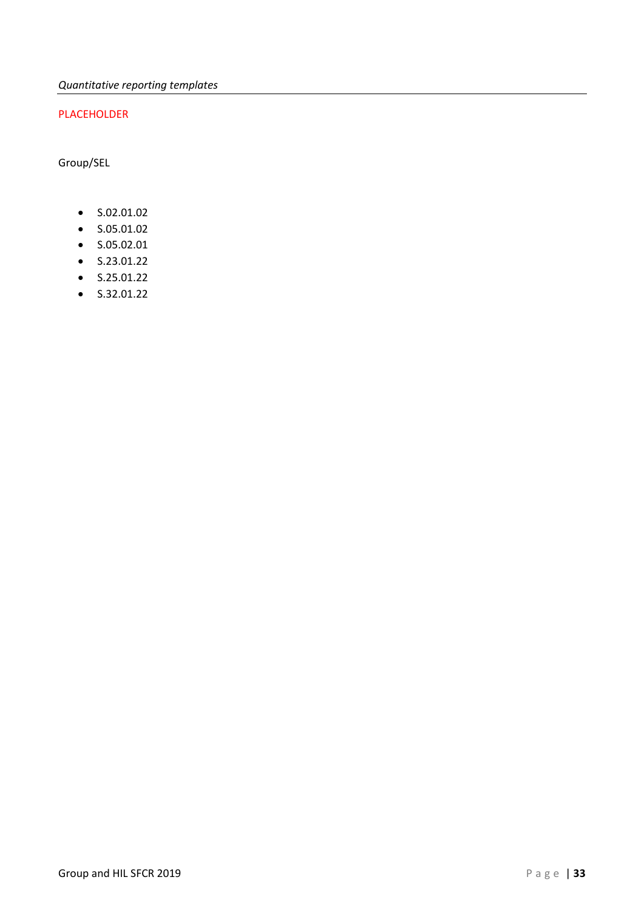*Quantitative reporting templates*

PLACEHOLDER

Group/SEL

- S.02.01.02
- S.05.01.02
- S.05.02.01
- S.23.01.22
- S.25.01.22
- S.32.01.22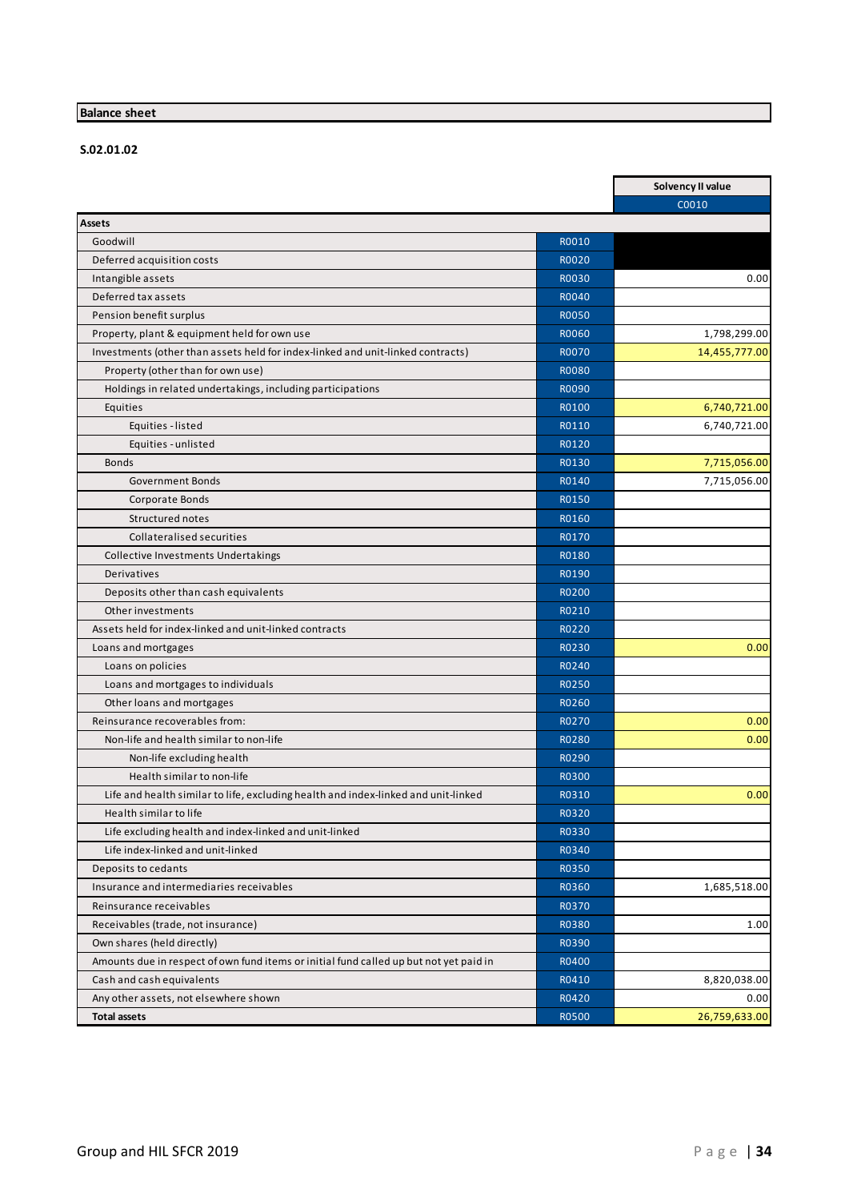## Balance sheet

**S.02.01.02**

| | | Solvency II value |
|---|---|---|
| | | C0010 |
| **Assets** | | |
| Goodwill | R0010 | |
| Deferred acquisition costs | R0020 | |
| Intangible assets | R0030 | 0.00 |
| Deferred tax assets | R0040 | |
| Pension benefit surplus | R0050 | |
| Property, plant & equipment held for own use | R0060 | 1,798,299.00 |
| Investments (other than assets held for index-linked and unit-linked contracts) | R0070 | 14,455,777.00 |
| Property (other than for own use) | R0080 | |
| Holdings in related undertakings, including participations | R0090 | |
| Equities | R0100 | 6,740,721.00 |
| Equities - listed | R0110 | 6,740,721.00 |
| Equities - unlisted | R0120 | |
| Bonds | R0130 | 7,715,056.00 |
| Government Bonds | R0140 | 7,715,056.00 |
| Corporate Bonds | R0150 | |
| Structured notes | R0160 | |
| Collateralised securities | R0170 | |
| Collective Investments Undertakings | R0180 | |
| Derivatives | R0190 | |
| Deposits other than cash equivalents | R0200 | |
| Other investments | R0210 | |
| Assets held for index-linked and unit-linked contracts | R0220 | |
| Loans and mortgages | R0230 | 0.00 |
| Loans on policies | R0240 | |
| Loans and mortgages to individuals | R0250 | |
| Other loans and mortgages | R0260 | |
| Reinsurance recoverables from: | R0270 | 0.00 |
| Non-life and health similar to non-life | R0280 | 0.00 |
| Non-life excluding health | R0290 | |
| Health similar to non-life | R0300 | |
| Life and health similar to life, excluding health and index-linked and unit-linked | R0310 | 0.00 |
| Health similar to life | R0320 | |
| Life excluding health and index-linked and unit-linked | R0330 | |
| Life index-linked and unit-linked | R0340 | |
| Deposits to cedants | R0350 | |
| Insurance and intermediaries receivables | R0360 | 1,685,518.00 |
| Reinsurance receivables | R0370 | |
| Receivables (trade, not insurance) | R0380 | 1.00 |
| Own shares (held directly) | R0390 | |
| Amounts due in respect of own fund items or initial fund called up but not yet paid in | R0400 | |
| Cash and cash equivalents | R0410 | 8,820,038.00 |
| Any other assets, not elsewhere shown | R0420 | 0.00 |
| **Total assets** | R0500 | 26,759,633.00 |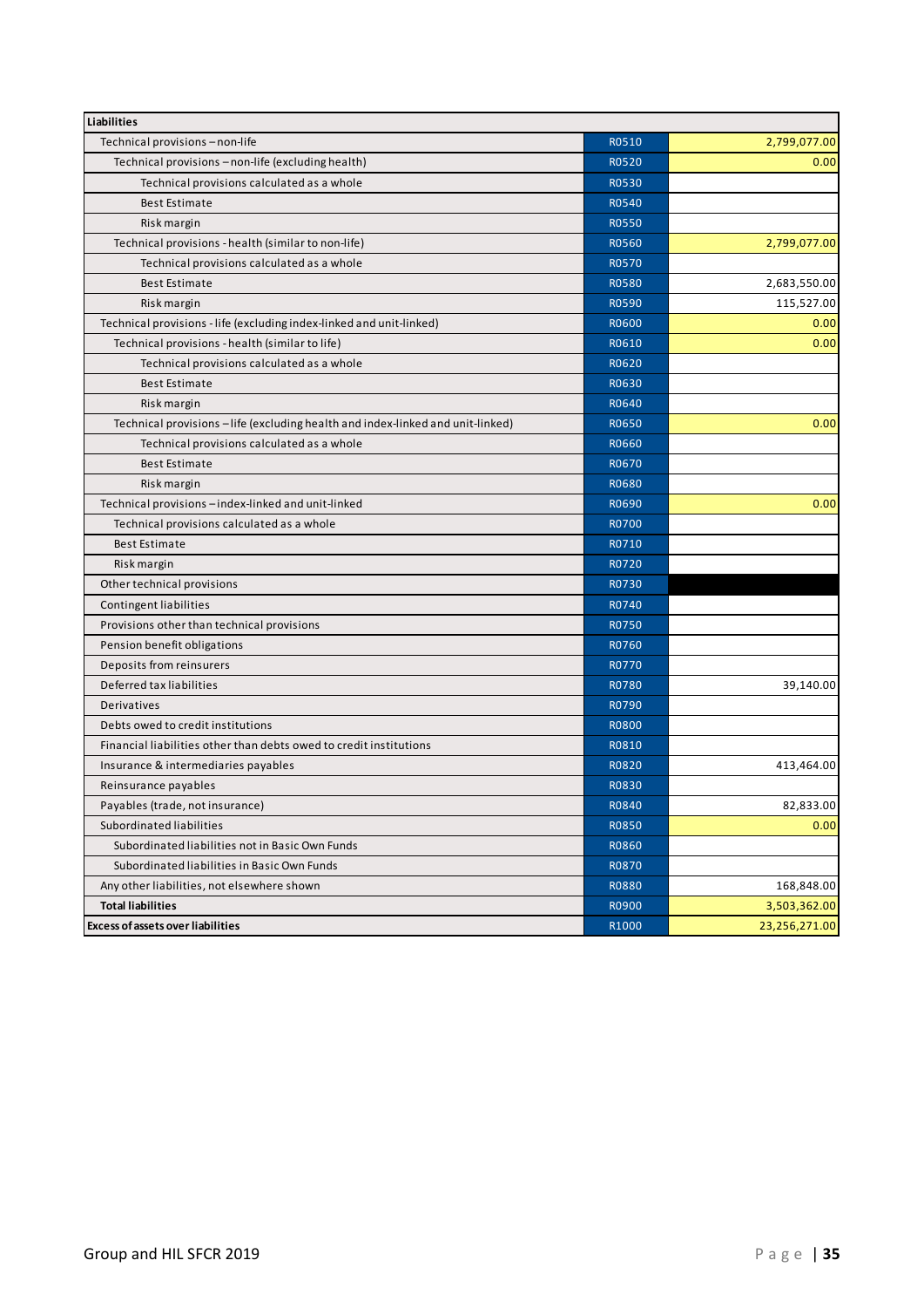| Liabilities | | |
|---|---|---|
| Technical provisions – non-life | R0510 | 2,799,077.00 |
| Technical provisions – non-life (excluding health) | R0520 | 0.00 |
| Technical provisions calculated as a whole | R0530 | |
| Best Estimate | R0540 | |
| Risk margin | R0550 | |
| Technical provisions - health (similar to non-life) | R0560 | 2,799,077.00 |
| Technical provisions calculated as a whole | R0570 | |
| Best Estimate | R0580 | 2,683,550.00 |
| Risk margin | R0590 | 115,527.00 |
| Technical provisions - life (excluding index-linked and unit-linked) | R0600 | 0.00 |
| Technical provisions - health (similar to life) | R0610 | 0.00 |
| Technical provisions calculated as a whole | R0620 | |
| Best Estimate | R0630 | |
| Risk margin | R0640 | |
| Technical provisions – life (excluding health and index-linked and unit-linked) | R0650 | 0.00 |
| Technical provisions calculated as a whole | R0660 | |
| Best Estimate | R0670 | |
| Risk margin | R0680 | |
| Technical provisions – index-linked and unit-linked | R0690 | 0.00 |
| Technical provisions calculated as a whole | R0700 | |
| Best Estimate | R0710 | |
| Risk margin | R0720 | |
| Other technical provisions | R0730 | |
| Contingent liabilities | R0740 | |
| Provisions other than technical provisions | R0750 | |
| Pension benefit obligations | R0760 | |
| Deposits from reinsurers | R0770 | |
| Deferred tax liabilities | R0780 | 39,140.00 |
| Derivatives | R0790 | |
| Debts owed to credit institutions | R0800 | |
| Financial liabilities other than debts owed to credit institutions | R0810 | |
| Insurance & intermediaries payables | R0820 | 413,464.00 |
| Reinsurance payables | R0830 | |
| Payables (trade, not insurance) | R0840 | 82,833.00 |
| Subordinated liabilities | R0850 | 0.00 |
| Subordinated liabilities not in Basic Own Funds | R0860 | |
| Subordinated liabilities in Basic Own Funds | R0870 | |
| Any other liabilities, not elsewhere shown | R0880 | 168,848.00 |
| **Total liabilities** | R0900 | 3,503,362.00 |
| **Excess of assets over liabilities** | R1000 | 23,256,271.00 |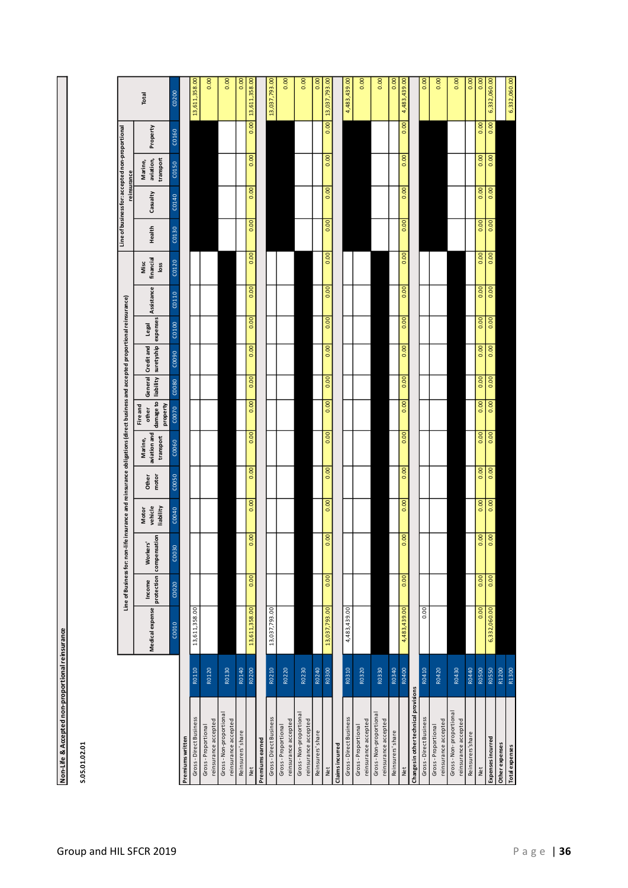**Non-Life & Accepted non-proportional reinsurance**

**S.05.01.02.01**

| | | Line of Business for: non-life insurance and reinsurance obligations (direct business and accepted proportional reinsurance) | | | | | | | | | | | | Line of business for: accepted non-proportional reinsurance | | | | Total |
|---|---|---|---|---|---|---|---|---|---|---|---|---|---|---|---|---|---|---|
| | | Medical expense | Income protection | Workers' compensation | Motor vehicle liability | Other motor | Marine, aviation and transport | Fire and other damage to property | General liability | Credit and suretyship | Legal expenses | Assistance | Misc financial loss | Health | Casualty | Marine, aviation, transport | Property | |
| | | C0010 | C0020 | C0030 | C0040 | C0050 | C0060 | C0070 | C0080 | C0090 | C0100 | C0110 | C0120 | C0130 | C0140 | C0150 | C0160 | C0200 |
| **Premiums written** | | | | | | | | | | | | | | | | | | |
| Gross - Direct Business | R0110 | 13,611,358.00 | | | | | | | | | | | | | | | | 13,611,358.00 |
| Gross - Proportional reinsurance accepted | R0120 | | | | | | | | | | | | | | | | | 0.00 |
| Gross - Non-proportional reinsurance accepted | R0130 | | | | | | | | | | | | | | | | | 0.00 |
| Reinsurers' share | R0140 | | | | | | | | | | | | | | | | | 0.00 |
| Net | R0200 | 13,611,358.00 | 0.00 | 0.00 | 0.00 | 0.00 | 0.00 | 0.00 | 0.00 | 0.00 | 0.00 | 0.00 | 0.00 | 0.00 | 0.00 | 0.00 | 0.00 | 13,611,358.00 |
| **Premiums earned** | | | | | | | | | | | | | | | | | | |
| Gross - Direct Business | R0210 | 13,037,793.00 | | | | | | | | | | | | | | | | 13,037,793.00 |
| Gross - Proportional reinsurance accepted | R0220 | | | | | | | | | | | | | | | | | 0.00 |
| Gross - Non-proportional reinsurance accepted | R0230 | | | | | | | | | | | | | | | | | 0.00 |
| Reinsurers' share | R0240 | | | | | | | | | | | | | | | | | 0.00 |
| Net | R0300 | 13,037,793.00 | 0.00 | 0.00 | 0.00 | 0.00 | 0.00 | 0.00 | 0.00 | 0.00 | 0.00 | 0.00 | 0.00 | 0.00 | 0.00 | 0.00 | 0.00 | 13,037,793.00 |
| **Claims incurred** | | | | | | | | | | | | | | | | | | |
| Gross - Direct Business | R0310 | 4,483,439.00 | | | | | | | | | | | | | | | | 4,483,439.00 |
| Gross - Proportional reinsurance accepted | R0320 | | | | | | | | | | | | | | | | | 0.00 |
| Gross - Non-proportional reinsurance accepted | R0330 | | | | | | | | | | | | | | | | | 0.00 |
| Reinsurers' share | R0340 | | | | | | | | | | | | | | | | | 0.00 |
| Net | R0400 | 4,483,439.00 | 0.00 | 0.00 | 0.00 | 0.00 | 0.00 | 0.00 | 0.00 | 0.00 | 0.00 | 0.00 | 0.00 | 0.00 | 0.00 | 0.00 | 0.00 | 4,483,439.00 |
| **Changes in other technical provisions** | | | | | | | | | | | | | | | | | | |
| Gross - Direct Business | R0410 | 0.00 | | | | | | | | | | | | | | | | 0.00 |
| Gross - Proportional reinsurance accepted | R0420 | | | | | | | | | | | | | | | | | 0.00 |
| Gross - Non-proportional reinsurance accepted | R0430 | | | | | | | | | | | | | | | | | 0.00 |
| Reinsurers' share | R0440 | | | | | | | | | | | | | | | | | 0.00 |
| Net | R0500 | 0.00 | 0.00 | 0.00 | 0.00 | 0.00 | 0.00 | 0.00 | 0.00 | 0.00 | 0.00 | 0.00 | 0.00 | 0.00 | 0.00 | 0.00 | 0.00 | 0.00 |
| **Expenses incurred** | R0550 | 6,332,060.00 | 0.00 | 0.00 | 0.00 | 0.00 | 0.00 | 0.00 | 0.00 | 0.00 | 0.00 | 0.00 | 0.00 | 0.00 | 0.00 | 0.00 | 0.00 | 6,332,060.00 |
| **Other expenses** | R1200 | | | | | | | | | | | | | | | | | |
| **Total expenses** | R1300 | | | | | | | | | | | | | | | | | 6,332,060.00 |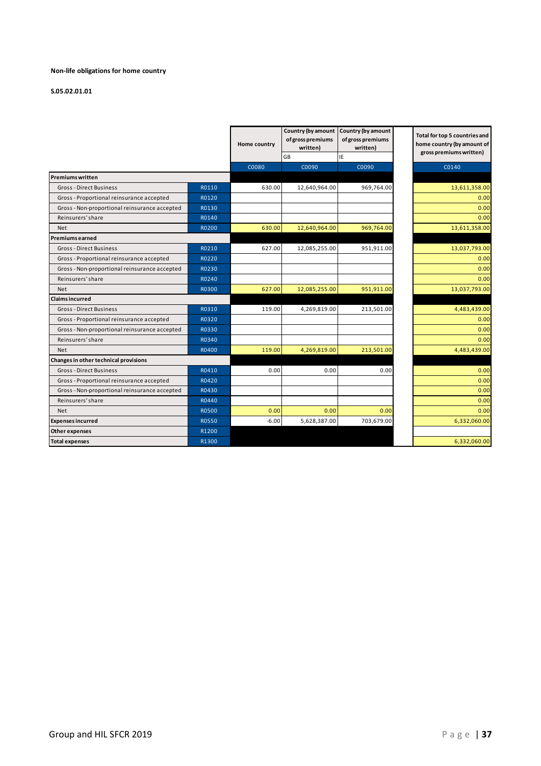**Non-life obligations for home country**

**S.05.02.01.01**

| | | Home country | Country (by amount of gross premiums written) | Country (by amount of gross premiums written) | | Total for top 5 countries and home country (by amount of gross premiums written) |
|---|---|---|---|---|---|---|
| | | | GB | IE | | |
| | | C0080 | C0090 | C0090 | | C0140 |
| **Premiums written** | | | | | | |
| Gross - Direct Business | R0110 | 630.00 | 12,640,964.00 | 969,764.00 | | 13,611,358.00 |
| Gross - Proportional reinsurance accepted | R0120 | | | | | 0.00 |
| Gross - Non-proportional reinsurance accepted | R0130 | | | | | 0.00 |
| Reinsurers' share | R0140 | | | | | 0.00 |
| Net | R0200 | 630.00 | 12,640,964.00 | 969,764.00 | | 13,611,358.00 |
| **Premiums earned** | | | | | | |
| Gross - Direct Business | R0210 | 627.00 | 12,085,255.00 | 951,911.00 | | 13,037,793.00 |
| Gross - Proportional reinsurance accepted | R0220 | | | | | 0.00 |
| Gross - Non-proportional reinsurance accepted | R0230 | | | | | 0.00 |
| Reinsurers' share | R0240 | | | | | 0.00 |
| Net | R0300 | 627.00 | 12,085,255.00 | 951,911.00 | | 13,037,793.00 |
| **Claims incurred** | | | | | | |
| Gross - Direct Business | R0310 | 119.00 | 4,269,819.00 | 213,501.00 | | 4,483,439.00 |
| Gross - Proportional reinsurance accepted | R0320 | | | | | 0.00 |
| Gross - Non-proportional reinsurance accepted | R0330 | | | | | 0.00 |
| Reinsurers' share | R0340 | | | | | 0.00 |
| Net | R0400 | 119.00 | 4,269,819.00 | 213,501.00 | | 4,483,439.00 |
| **Changes in other technical provisions** | | | | | | |
| Gross - Direct Business | R0410 | 0.00 | 0.00 | 0.00 | | 0.00 |
| Gross - Proportional reinsurance accepted | R0420 | | | | | 0.00 |
| Gross - Non-proportional reinsurance accepted | R0430 | | | | | 0.00 |
| Reinsurers' share | R0440 | | | | | 0.00 |
| Net | R0500 | 0.00 | 0.00 | 0.00 | | 0.00 |
| **Expenses incurred** | R0550 | -6.00 | 5,628,387.00 | 703,679.00 | | 6,332,060.00 |
| **Other expenses** | R1200 | | | | | |
| **Total expenses** | R1300 | | | | | 6,332,060.00 |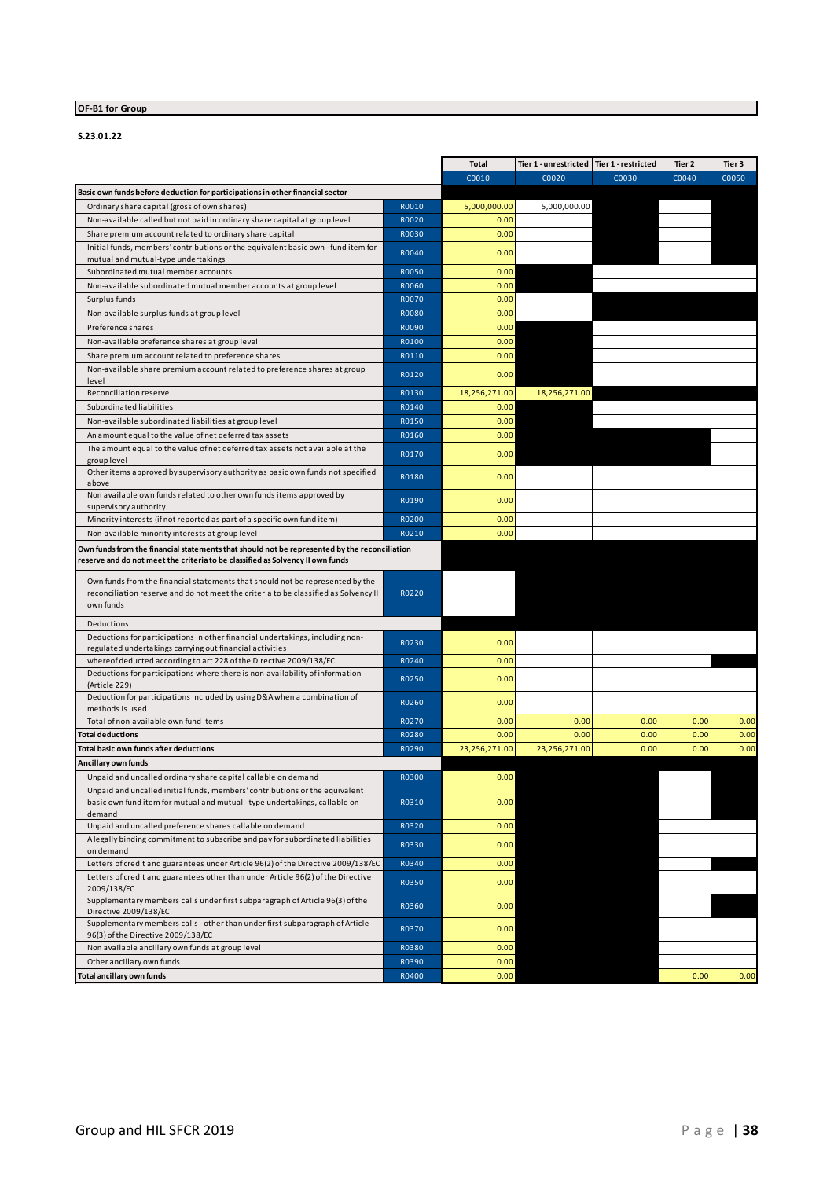**OF-B1 for Group**

**S.23.01.22**

| | | Total | Tier 1 - unrestricted | Tier 1 - restricted | Tier 2 | Tier 3 |
|---|---|---|---|---|---|---|
| | | C0010 | C0020 | C0030 | C0040 | C0050 |
| **Basic own funds before deduction for participations in other financial sector** | | | | | | |
| Ordinary share capital (gross of own shares) | R0010 | 5,000,000.00 | 5,000,000.00 | | | |
| Non-available called but not paid in ordinary share capital at group level | R0020 | 0.00 | | | | |
| Share premium account related to ordinary share capital | R0030 | 0.00 | | | | |
| Initial funds, members' contributions or the equivalent basic own - fund item for mutual and mutual-type undertakings | R0040 | 0.00 | | | | |
| Subordinated mutual member accounts | R0050 | 0.00 | | | | |
| Non-available subordinated mutual member accounts at group level | R0060 | 0.00 | | | | |
| Surplus funds | R0070 | 0.00 | | | | |
| Non-available surplus funds at group level | R0080 | 0.00 | | | | |
| Preference shares | R0090 | 0.00 | | | | |
| Non-available preference shares at group level | R0100 | 0.00 | | | | |
| Share premium account related to preference shares | R0110 | 0.00 | | | | |
| Non-available share premium account related to preference shares at group level | R0120 | 0.00 | | | | |
| Reconciliation reserve | R0130 | 18,256,271.00 | 18,256,271.00 | | | |
| Subordinated liabilities | R0140 | 0.00 | | | | |
| Non-available subordinated liabilities at group level | R0150 | 0.00 | | | | |
| An amount equal to the value of net deferred tax assets | R0160 | 0.00 | | | | |
| The amount equal to the value of net deferred tax assets not available at the group level | R0170 | 0.00 | | | | |
| Other items approved by supervisory authority as basic own funds not specified above | R0180 | 0.00 | | | | |
| Non available own funds related to other own funds items approved by supervisory authority | R0190 | 0.00 | | | | |
| Minority interests (if not reported as part of a specific own fund item) | R0200 | 0.00 | | | | |
| Non-available minority interests at group level | R0210 | 0.00 | | | | |
| **Own funds from the financial statements that should not be represented by the reconciliation reserve and do not meet the criteria to be classified as Solvency II own funds** | | | | | | |
| Own funds from the financial statements that should not be represented by the reconciliation reserve and do not meet the criteria to be classified as Solvency II own funds | R0220 | | | | | |
| Deductions | | | | | | |
| Deductions for participations in other financial undertakings, including non-regulated undertakings carrying out financial activities | R0230 | 0.00 | | | | |
| whereof deducted according to art 228 of the Directive 2009/138/EC | R0240 | 0.00 | | | | |
| Deductions for participations where there is non-availability of information (Article 229) | R0250 | 0.00 | | | | |
| Deduction for participations included by using D&A when a combination of methods is used | R0260 | 0.00 | | | | |
| Total of non-available own fund items | R0270 | 0.00 | 0.00 | 0.00 | 0.00 | 0.00 |
| **Total deductions** | R0280 | 0.00 | 0.00 | 0.00 | 0.00 | 0.00 |
| **Total basic own funds after deductions** | R0290 | 23,256,271.00 | 23,256,271.00 | 0.00 | 0.00 | 0.00 |
| **Ancillary own funds** | | | | | | |
| Unpaid and uncalled ordinary share capital callable on demand | R0300 | 0.00 | | | | |
| Unpaid and uncalled initial funds, members' contributions or the equivalent basic own fund item for mutual and mutual - type undertakings, callable on demand | R0310 | 0.00 | | | | |
| Unpaid and uncalled preference shares callable on demand | R0320 | 0.00 | | | | |
| A legally binding commitment to subscribe and pay for subordinated liabilities on demand | R0330 | 0.00 | | | | |
| Letters of credit and guarantees under Article 96(2) of the Directive 2009/138/EC | R0340 | 0.00 | | | | |
| Letters of credit and guarantees other than under Article 96(2) of the Directive 2009/138/EC | R0350 | 0.00 | | | | |
| Supplementary members calls under first subparagraph of Article 96(3) of the Directive 2009/138/EC | R0360 | 0.00 | | | | |
| Supplementary members calls - other than under first subparagraph of Article 96(3) of the Directive 2009/138/EC | R0370 | 0.00 | | | | |
| Non available ancillary own funds at group level | R0380 | 0.00 | | | | |
| Other ancillary own funds | R0390 | 0.00 | | | | |
| **Total ancillary own funds** | R0400 | 0.00 | | | 0.00 | 0.00 |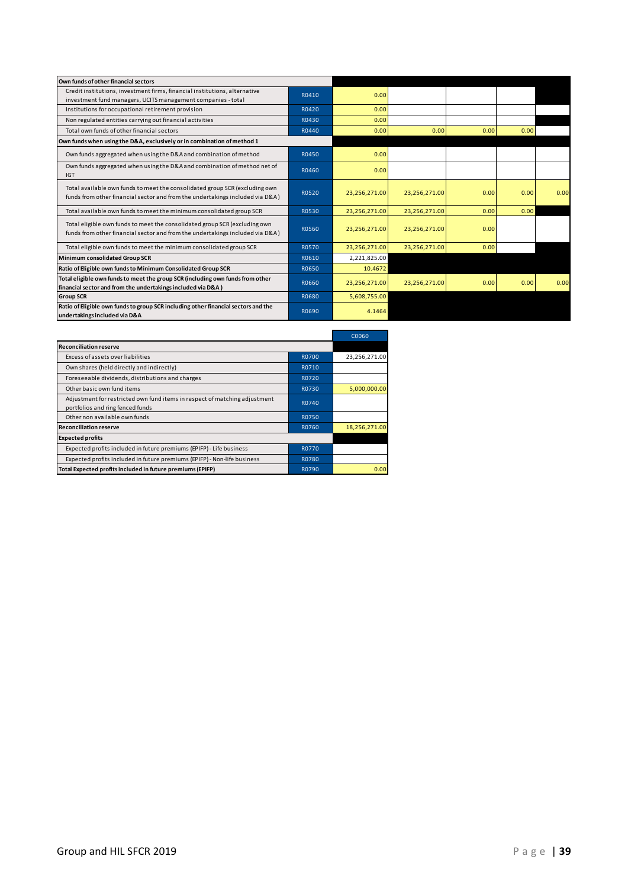| | | | | | | |
|---|---|---|---|---|---|---|
| **Own funds of other financial sectors** | | | | | | |
| Credit institutions, investment firms, financial institutions, alternative investment fund managers, UCITS management companies - total | R0410 | 0.00 | | | | |
| Institutions for occupational retirement provision | R0420 | 0.00 | | | | |
| Non regulated entities carrying out financial activities | R0430 | 0.00 | | | | |
| Total own funds of other financial sectors | R0440 | 0.00 | 0.00 | 0.00 | 0.00 | |
| **Own funds when using the D&A, exclusively or in combination of method 1** | | | | | | |
| Own funds aggregated when using the D&A and combination of method | R0450 | 0.00 | | | | |
| Own funds aggregated when using the D&A and combination of method net of IGT | R0460 | 0.00 | | | | |
| Total available own funds to meet the consolidated group SCR (excluding own funds from other financial sector and from the undertakings included via D&A) | R0520 | 23,256,271.00 | 23,256,271.00 | 0.00 | 0.00 | 0.00 |
| Total available own funds to meet the minimum consolidated group SCR | R0530 | 23,256,271.00 | 23,256,271.00 | 0.00 | 0.00 | |
| Total eligible own funds to meet the consolidated group SCR (excluding own funds from other financial sector and from the undertakings included via D&A) | R0560 | 23,256,271.00 | 23,256,271.00 | 0.00 | | |
| Total eligible own funds to meet the minimum consolidated group SCR | R0570 | 23,256,271.00 | 23,256,271.00 | 0.00 | | |
| **Minimum consolidated Group SCR** | R0610 | 2,221,825.00 | | | | |
| **Ratio of Eligible own funds to Minimum Consolidated Group SCR** | R0650 | 10.4672 | | | | |
| **Total eligible own funds to meet the group SCR (including own funds from other financial sector and from the undertakings included via D&A)** | R0660 | 23,256,271.00 | 23,256,271.00 | 0.00 | 0.00 | 0.00 |
| **Group SCR** | R0680 | 5,608,755.00 | | | | |
| **Ratio of Eligible own funds to group SCR including other financial sectors and the undertakings included via D&A** | R0690 | 4.1464 | | | | |

| | | C0060 |
|---|---|---|
| **Reconciliation reserve** | | |
| Excess of assets over liabilities | R0700 | 23,256,271.00 |
| Own shares (held directly and indirectly) | R0710 | |
| Foreseeable dividends, distributions and charges | R0720 | |
| Other basic own fund items | R0730 | 5,000,000.00 |
| Adjustment for restricted own fund items in respect of matching adjustment portfolios and ring fenced funds | R0740 | |
| Other non available own funds | R0750 | |
| **Reconciliation reserve** | R0760 | 18,256,271.00 |
| **Expected profits** | | |
| Expected profits included in future premiums (EPIFP) - Life business | R0770 | |
| Expected profits included in future premiums (EPIFP) - Non-life business | R0780 | |
| **Total Expected profits included in future premiums (EPIFP)** | R0790 | 0.00 |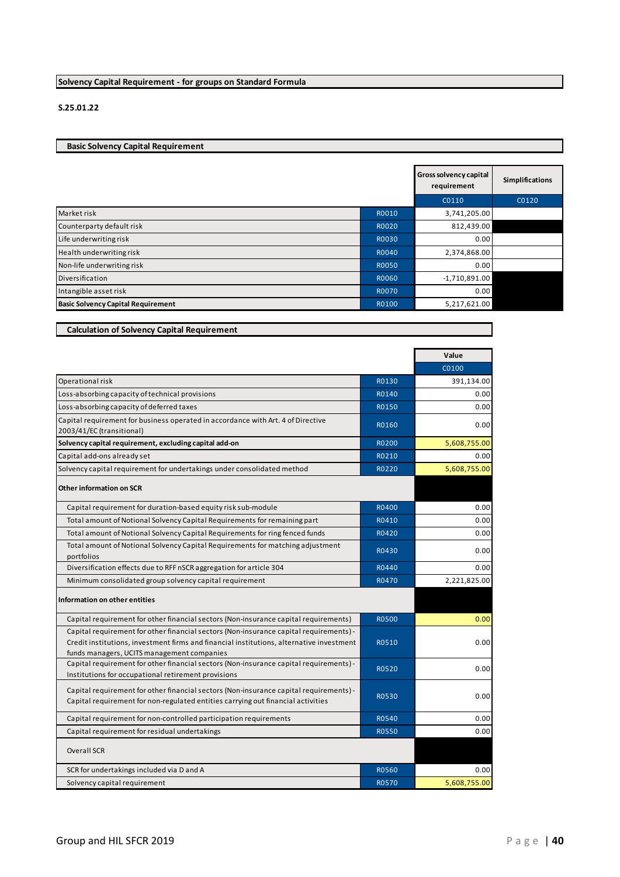## Solvency Capital Requirement - for groups on Standard Formula

**S.25.01.22**

### Basic Solvency Capital Requirement

| | | Gross solvency capital requirement | Simplifications |
|---|---|---|---|
| | | C0110 | C0120 |
| Market risk | R0010 | 3,741,205.00 | |
| Counterparty default risk | R0020 | 812,439.00 | |
| Life underwriting risk | R0030 | 0.00 | |
| Health underwriting risk | R0040 | 2,374,868.00 | |
| Non-life underwriting risk | R0050 | 0.00 | |
| Diversification | R0060 | -1,710,891.00 | |
| Intangible asset risk | R0070 | 0.00 | |
| **Basic Solvency Capital Requirement** | R0100 | 5,217,621.00 | |

### Calculation of Solvency Capital Requirement

| | | Value |
|---|---|---|
| | | C0100 |
| Operational risk | R0130 | 391,134.00 |
| Loss-absorbing capacity of technical provisions | R0140 | 0.00 |
| Loss-absorbing capacity of deferred taxes | R0150 | 0.00 |
| Capital requirement for business operated in accordance with Art. 4 of Directive 2003/41/EC (transitional) | R0160 | 0.00 |
| **Solvency capital requirement, excluding capital add-on** | R0200 | 5,608,755.00 |
| Capital add-ons already set | R0210 | 0.00 |
| Solvency capital requirement for undertakings under consolidated method | R0220 | 5,608,755.00 |
| **Other information on SCR** | | |
| Capital requirement for duration-based equity risk sub-module | R0400 | 0.00 |
| Total amount of Notional Solvency Capital Requirements for remaining part | R0410 | 0.00 |
| Total amount of Notional Solvency Capital Requirements for ring fenced funds | R0420 | 0.00 |
| Total amount of Notional Solvency Capital Requirements for matching adjustment portfolios | R0430 | 0.00 |
| Diversification effects due to RFF nSCR aggregation for article 304 | R0440 | 0.00 |
| Minimum consolidated group solvency capital requirement | R0470 | 2,221,825.00 |
| **Information on other entities** | | |
| Capital requirement for other financial sectors (Non-insurance capital requirements) | R0500 | 0.00 |
| Capital requirement for other financial sectors (Non-insurance capital requirements) - Credit institutions, investment firms and financial institutions, alternative investment funds managers, UCITS management companies | R0510 | 0.00 |
| Capital requirement for other financial sectors (Non-insurance capital requirements) - Institutions for occupational retirement provisions | R0520 | 0.00 |
| Capital requirement for other financial sectors (Non-insurance capital requirements) - Capital requirement for non-regulated entities carrying out financial activities | R0530 | 0.00 |
| Capital requirement for non-controlled participation requirements | R0540 | 0.00 |
| Capital requirement for residual undertakings | R0550 | 0.00 |
| Overall SCR | | |
| SCR for undertakings included via D and A | R0560 | 0.00 |
| Solvency capital requirement | R0570 | 5,608,755.00 |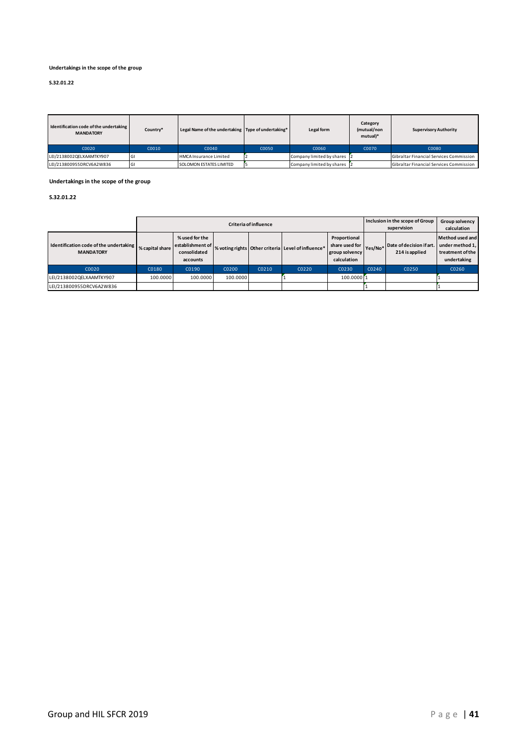**Undertakings in the scope of the group**

**S.32.01.22**

| Identification code of the undertaking MANDATORY | Country* | Legal Name of the undertaking | Type of undertaking* | Legal form | Category (mutual/non mutual)* | Supervisory Authority |
|---|---|---|---|---|---|---|
| C0020 | C0010 | C0040 | C0050 | C0060 | C0070 | C0080 |
| LEI/2138002QELXAAMTKY907 | GI | HMCA Insurance Limited | 2 | Company limited by shares | 2 | Gibraltar Financial Services Commission |
| LEI/213800955DRCV6A2W836 | GI | SOLOMON ESTATES LIMITED | 5 | Company limited by shares | 2 | Gibraltar Financial Services Commission |

**Undertakings in the scope of the group**

**S.32.01.22**

| | Criteria of influence | | | | | | Inclusion in the scope of Group supervision | | Group solvency calculation |
|---|---|---|---|---|---|---|---|---|---|
| Identification code of the undertaking MANDATORY | % capital share | % used for the establishment of consolidated accounts | % voting rights | Other criteria | Level of influence* | Proportional share used for group solvency calculation | Yes/No* | Date of decision if art. 214 is applied | Method used and under method 1, treatment of the undertaking |
| C0020 | C0180 | C0190 | C0200 | C0210 | C0220 | C0230 | C0240 | C0250 | C0260 |
| LEI/2138002QELXAAMTKY907 | 100.0000 | 100.0000 | 100.0000 | | 1 | 100.0000 | 1 | | 1 |
| LEI/213800955DRCV6A2W836 | | | | | | | 1 | | 1 |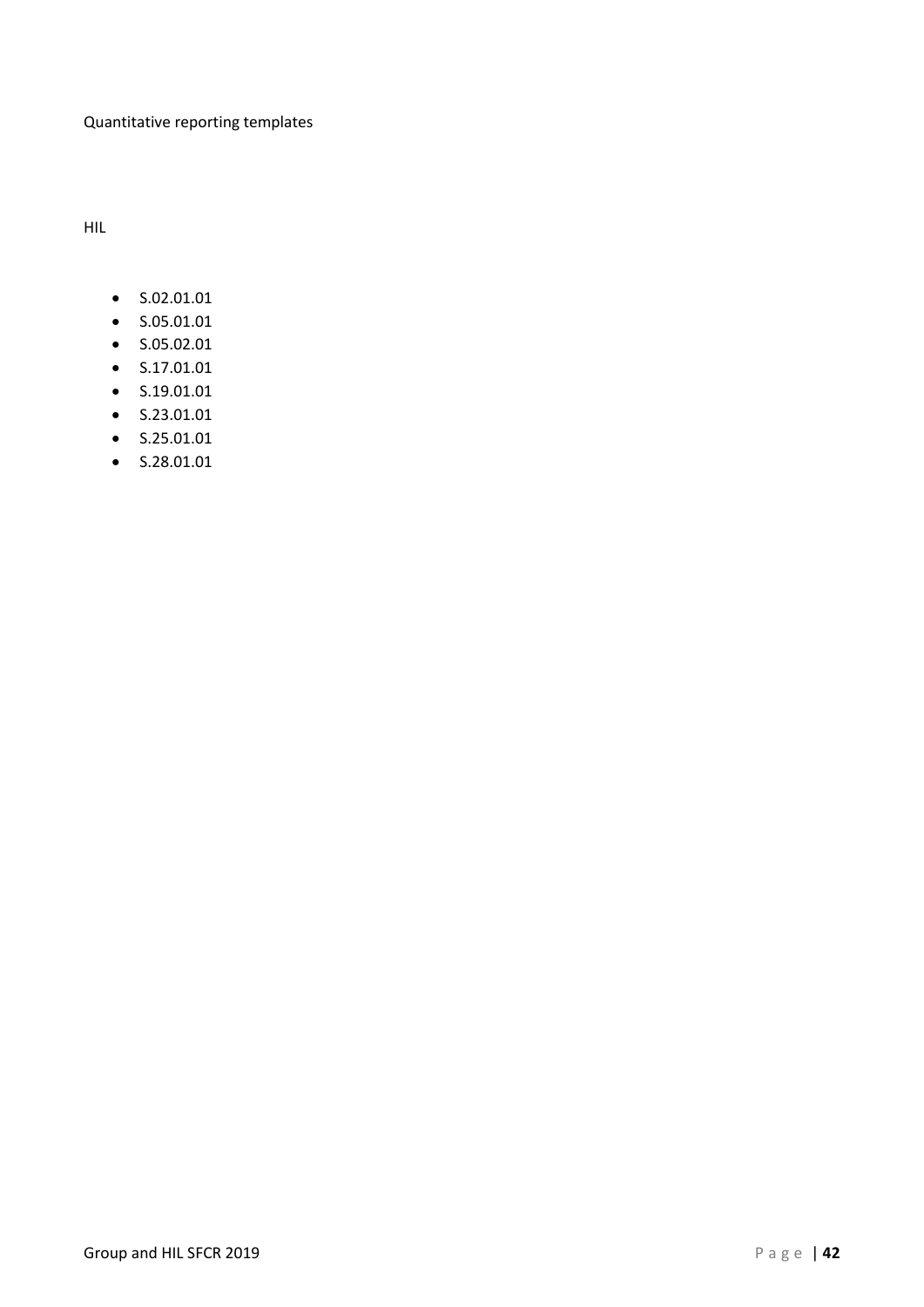Quantitative reporting templates

HIL

- S.02.01.01
- S.05.01.01
- S.05.02.01
- S.17.01.01
- S.19.01.01
- S.23.01.01
- S.25.01.01
- S.28.01.01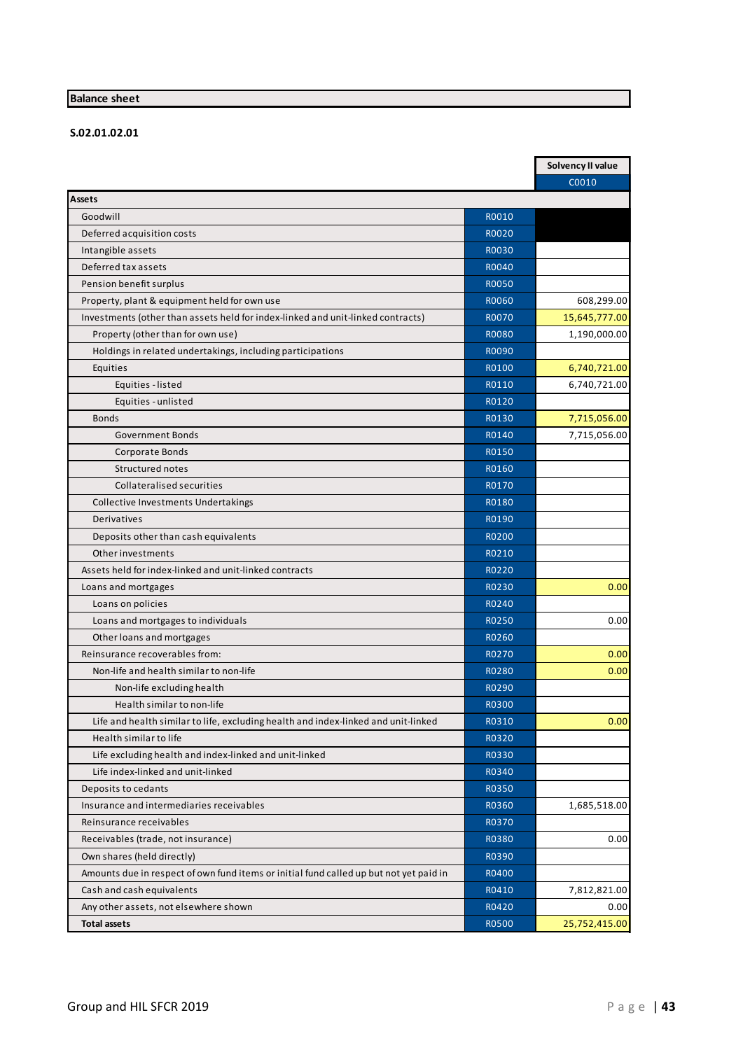## Balance sheet

**S.02.01.02.01**

| | | Solvency II value |
|---|---|---|
| | | C0010 |
| **Assets** | | |
| Goodwill | R0010 | |
| Deferred acquisition costs | R0020 | |
| Intangible assets | R0030 | |
| Deferred tax assets | R0040 | |
| Pension benefit surplus | R0050 | |
| Property, plant & equipment held for own use | R0060 | 608,299.00 |
| Investments (other than assets held for index-linked and unit-linked contracts) | R0070 | 15,645,777.00 |
| Property (other than for own use) | R0080 | 1,190,000.00 |
| Holdings in related undertakings, including participations | R0090 | |
| Equities | R0100 | 6,740,721.00 |
| Equities - listed | R0110 | 6,740,721.00 |
| Equities - unlisted | R0120 | |
| Bonds | R0130 | 7,715,056.00 |
| Government Bonds | R0140 | 7,715,056.00 |
| Corporate Bonds | R0150 | |
| Structured notes | R0160 | |
| Collateralised securities | R0170 | |
| Collective Investments Undertakings | R0180 | |
| Derivatives | R0190 | |
| Deposits other than cash equivalents | R0200 | |
| Other investments | R0210 | |
| Assets held for index-linked and unit-linked contracts | R0220 | |
| Loans and mortgages | R0230 | 0.00 |
| Loans on policies | R0240 | |
| Loans and mortgages to individuals | R0250 | 0.00 |
| Other loans and mortgages | R0260 | |
| Reinsurance recoverables from: | R0270 | 0.00 |
| Non-life and health similar to non-life | R0280 | 0.00 |
| Non-life excluding health | R0290 | |
| Health similar to non-life | R0300 | |
| Life and health similar to life, excluding health and index-linked and unit-linked | R0310 | 0.00 |
| Health similar to life | R0320 | |
| Life excluding health and index-linked and unit-linked | R0330 | |
| Life index-linked and unit-linked | R0340 | |
| Deposits to cedants | R0350 | |
| Insurance and intermediaries receivables | R0360 | 1,685,518.00 |
| Reinsurance receivables | R0370 | |
| Receivables (trade, not insurance) | R0380 | 0.00 |
| Own shares (held directly) | R0390 | |
| Amounts due in respect of own fund items or initial fund called up but not yet paid in | R0400 | |
| Cash and cash equivalents | R0410 | 7,812,821.00 |
| Any other assets, not elsewhere shown | R0420 | 0.00 |
| **Total assets** | R0500 | 25,752,415.00 |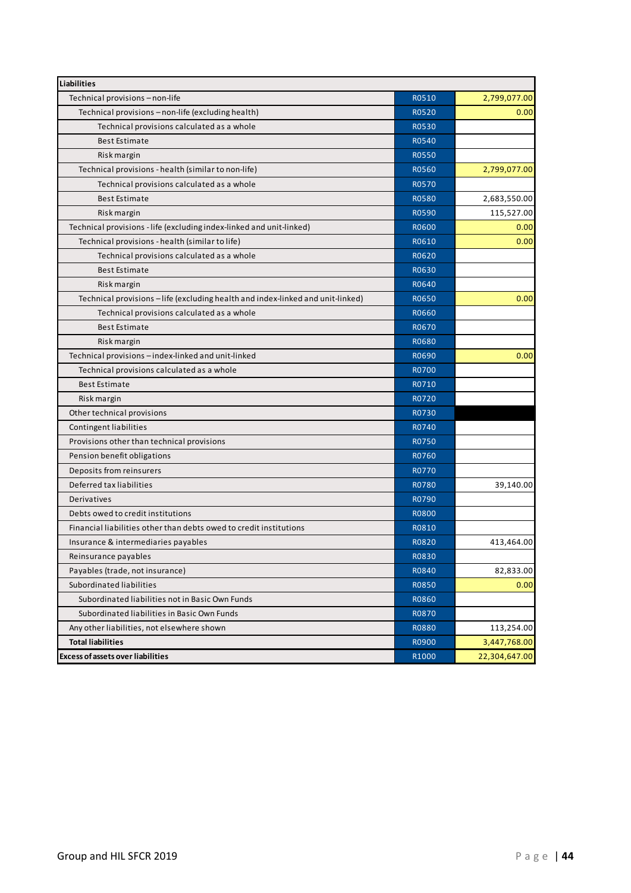| Liabilities | | |
|---|---|---|
| Technical provisions – non-life | R0510 | 2,799,077.00 |
| Technical provisions – non-life (excluding health) | R0520 | 0.00 |
| Technical provisions calculated as a whole | R0530 | |
| Best Estimate | R0540 | |
| Risk margin | R0550 | |
| Technical provisions - health (similar to non-life) | R0560 | 2,799,077.00 |
| Technical provisions calculated as a whole | R0570 | |
| Best Estimate | R0580 | 2,683,550.00 |
| Risk margin | R0590 | 115,527.00 |
| Technical provisions - life (excluding index-linked and unit-linked) | R0600 | 0.00 |
| Technical provisions - health (similar to life) | R0610 | 0.00 |
| Technical provisions calculated as a whole | R0620 | |
| Best Estimate | R0630 | |
| Risk margin | R0640 | |
| Technical provisions – life (excluding health and index-linked and unit-linked) | R0650 | 0.00 |
| Technical provisions calculated as a whole | R0660 | |
| Best Estimate | R0670 | |
| Risk margin | R0680 | |
| Technical provisions – index-linked and unit-linked | R0690 | 0.00 |
| Technical provisions calculated as a whole | R0700 | |
| Best Estimate | R0710 | |
| Risk margin | R0720 | |
| Other technical provisions | R0730 | |
| Contingent liabilities | R0740 | |
| Provisions other than technical provisions | R0750 | |
| Pension benefit obligations | R0760 | |
| Deposits from reinsurers | R0770 | |
| Deferred tax liabilities | R0780 | 39,140.00 |
| Derivatives | R0790 | |
| Debts owed to credit institutions | R0800 | |
| Financial liabilities other than debts owed to credit institutions | R0810 | |
| Insurance & intermediaries payables | R0820 | 413,464.00 |
| Reinsurance payables | R0830 | |
| Payables (trade, not insurance) | R0840 | 82,833.00 |
| Subordinated liabilities | R0850 | 0.00 |
| Subordinated liabilities not in Basic Own Funds | R0860 | |
| Subordinated liabilities in Basic Own Funds | R0870 | |
| Any other liabilities, not elsewhere shown | R0880 | 113,254.00 |
| **Total liabilities** | R0900 | 3,447,768.00 |
| **Excess of assets over liabilities** | R1000 | 22,304,647.00 |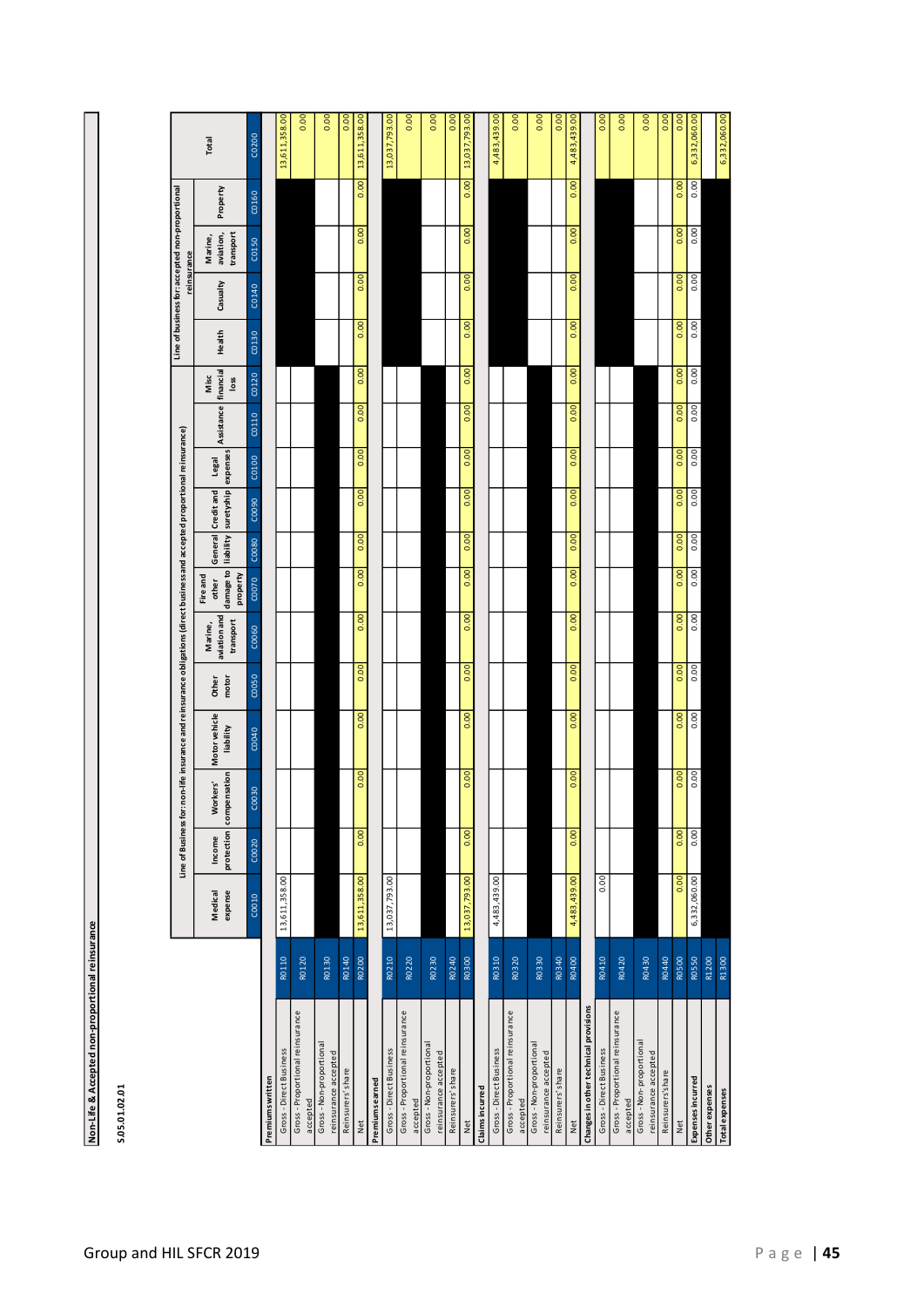**Non-Life & Accepted non-proportional reinsurance**

**S.05.01.02.01**

| | | Line of Business for: non-life insurance and reinsurance obligations (direct business and accepted proportional reinsurance) | | | | | | | | | | | | Line of business for: accepted non-proportional reinsurance | | | | Total |
|---|---|---|---|---|---|---|---|---|---|---|---|---|---|---|---|---|---|---|
| | | Medical expense | Income protection | Workers' compensation | Motor vehicle liability | Other motor | Marine, aviation and transport | Fire and other damage to property | General liability | Credit and suretyship | Legal expenses | Assistance | Misc financial loss | Health | Casualty | Marine, aviation, transport | Property | |
| | | C0010 | C0020 | C0030 | C0040 | C0050 | C0060 | C0070 | C0080 | C0090 | C0100 | C0110 | C0120 | C0130 | C0140 | C0150 | C0160 | C0200 |
| **Premiums written** | | | | | | | | | | | | | | | | | | |
| Gross - Direct Business | R0110 | 13,611,358.00 | | | | | | | | | | | | | | | | 13,611,358.00 |
| Gross - Proportional reinsurance accepted | R0120 | | | | | | | | | | | | | | | | | 0.00 |
| Gross - Non-proportional reinsurance accepted | R0130 | | | | | | | | | | | | | | | | | 0.00 |
| Reinsurers' share | R0140 | | | | | | | | | | | | | | | | | 0.00 |
| Net | R0200 | 13,611,358.00 | 0.00 | 0.00 | 0.00 | 0.00 | 0.00 | 0.00 | 0.00 | 0.00 | 0.00 | 0.00 | 0.00 | 0.00 | 0.00 | 0.00 | 0.00 | 13,611,358.00 |
| **Premiums earned** | | | | | | | | | | | | | | | | | | |
| Gross - Direct Business | R0210 | 13,037,793.00 | | | | | | | | | | | | | | | | 13,037,793.00 |
| Gross - Proportional reinsurance accepted | R0220 | | | | | | | | | | | | | | | | | 0.00 |
| Gross - Non-proportional reinsurance accepted | R0230 | | | | | | | | | | | | | | | | | 0.00 |
| Reinsurers' share | R0240 | | | | | | | | | | | | | | | | | 0.00 |
| Net | R0300 | 13,037,793.00 | 0.00 | 0.00 | 0.00 | 0.00 | 0.00 | 0.00 | 0.00 | 0.00 | 0.00 | 0.00 | 0.00 | 0.00 | 0.00 | 0.00 | 0.00 | 13,037,793.00 |
| **Claims incurred** | | | | | | | | | | | | | | | | | | |
| Gross - Direct Business | R0310 | 4,483,439.00 | | | | | | | | | | | | | | | | 4,483,439.00 |
| Gross - Proportional reinsurance accepted | R0320 | | | | | | | | | | | | | | | | | 0.00 |
| Gross - Non-proportional reinsurance accepted | R0330 | | | | | | | | | | | | | | | | | 0.00 |
| Reinsurers' share | R0340 | | | | | | | | | | | | | | | | | 0.00 |
| Net | R0400 | 4,483,439.00 | 0.00 | 0.00 | 0.00 | 0.00 | 0.00 | 0.00 | 0.00 | 0.00 | 0.00 | 0.00 | 0.00 | 0.00 | 0.00 | 0.00 | 0.00 | 4,483,439.00 |
| **Changes in other technical provisions** | | | | | | | | | | | | | | | | | | |
| Gross - Direct Business | R0410 | 0.00 | | | | | | | | | | | | | | | | 0.00 |
| Gross - Proportional reinsurance accepted | R0420 | | | | | | | | | | | | | | | | | 0.00 |
| Gross - Non-proportional reinsurance accepted | R0430 | | | | | | | | | | | | | | | | | 0.00 |
| Reinsurers'share | R0440 | | | | | | | | | | | | | | | | | 0.00 |
| Net | R0500 | 0.00 | 0.00 | 0.00 | 0.00 | 0.00 | 0.00 | 0.00 | 0.00 | 0.00 | 0.00 | 0.00 | 0.00 | 0.00 | 0.00 | 0.00 | 0.00 | 0.00 |
| **Expenses incurred** | R0550 | 6,332,060.00 | 0.00 | 0.00 | 0.00 | 0.00 | 0.00 | 0.00 | 0.00 | 0.00 | 0.00 | 0.00 | 0.00 | 0.00 | 0.00 | 0.00 | 0.00 | 6,332,060.00 |
| **Other expenses** | R1200 | | | | | | | | | | | | | | | | | |
| **Total expenses** | R1300 | | | | | | | | | | | | | | | | | 6,332,060.00 |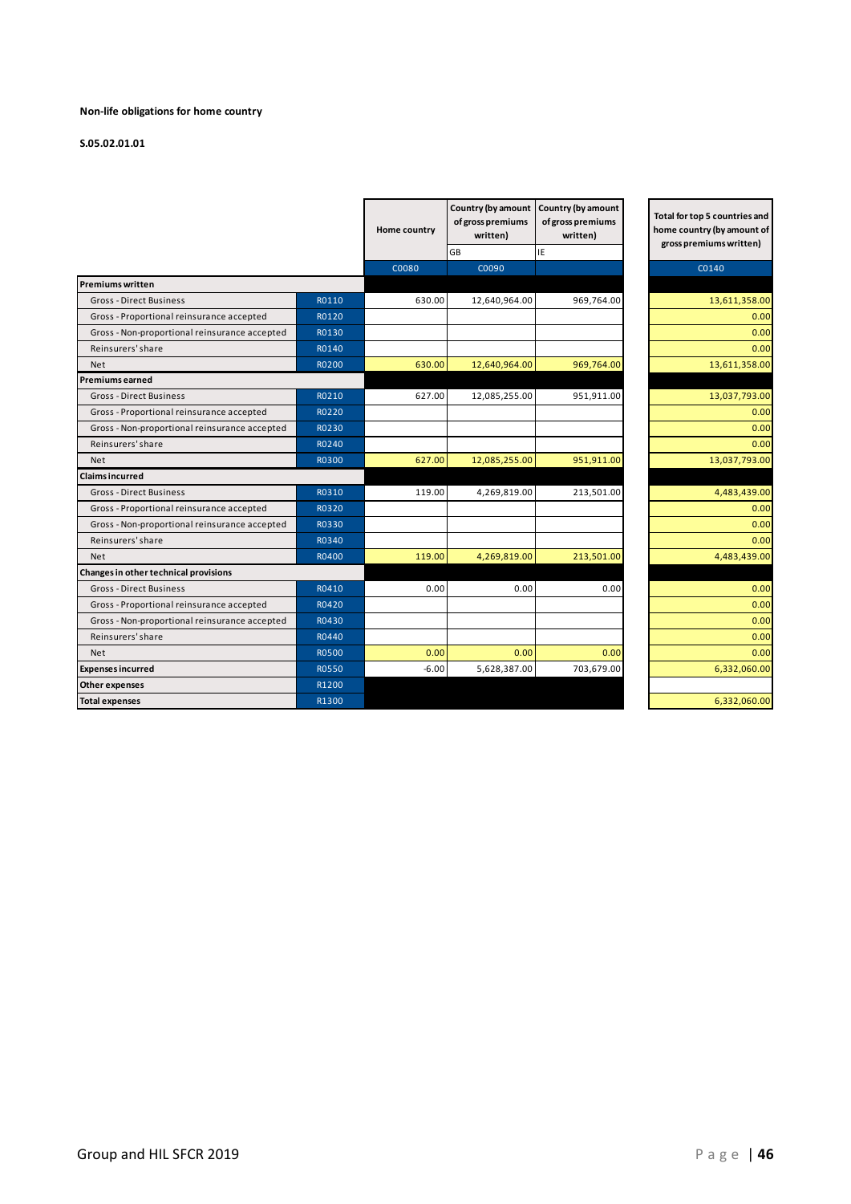**Non-life obligations for home country**

**S.05.02.01.01**

| | | Home country | Country (by amount of gross premiums written) | Country (by amount of gross premiums written) | Total for top 5 countries and home country (by amount of gross premiums written) |
|---|---|---|---|---|---|
| | | | GB | IE | |
| | | C0080 | C0090 | | C0140 |
| **Premiums written** | | | | | |
| Gross - Direct Business | R0110 | 630.00 | 12,640,964.00 | 969,764.00 | 13,611,358.00 |
| Gross - Proportional reinsurance accepted | R0120 | | | | 0.00 |
| Gross - Non-proportional reinsurance accepted | R0130 | | | | 0.00 |
| Reinsurers' share | R0140 | | | | 0.00 |
| Net | R0200 | 630.00 | 12,640,964.00 | 969,764.00 | 13,611,358.00 |
| **Premiums earned** | | | | | |
| Gross - Direct Business | R0210 | 627.00 | 12,085,255.00 | 951,911.00 | 13,037,793.00 |
| Gross - Proportional reinsurance accepted | R0220 | | | | 0.00 |
| Gross - Non-proportional reinsurance accepted | R0230 | | | | 0.00 |
| Reinsurers' share | R0240 | | | | 0.00 |
| Net | R0300 | 627.00 | 12,085,255.00 | 951,911.00 | 13,037,793.00 |
| **Claims incurred** | | | | | |
| Gross - Direct Business | R0310 | 119.00 | 4,269,819.00 | 213,501.00 | 4,483,439.00 |
| Gross - Proportional reinsurance accepted | R0320 | | | | 0.00 |
| Gross - Non-proportional reinsurance accepted | R0330 | | | | 0.00 |
| Reinsurers' share | R0340 | | | | 0.00 |
| Net | R0400 | 119.00 | 4,269,819.00 | 213,501.00 | 4,483,439.00 |
| **Changes in other technical provisions** | | | | | |
| Gross - Direct Business | R0410 | 0.00 | 0.00 | 0.00 | 0.00 |
| Gross - Proportional reinsurance accepted | R0420 | | | | 0.00 |
| Gross - Non-proportional reinsurance accepted | R0430 | | | | 0.00 |
| Reinsurers' share | R0440 | | | | 0.00 |
| Net | R0500 | 0.00 | 0.00 | 0.00 | 0.00 |
| **Expenses incurred** | R0550 | -6.00 | 5,628,387.00 | 703,679.00 | 6,332,060.00 |
| **Other expenses** | R1200 | | | | |
| **Total expenses** | R1300 | | | | 6,332,060.00 |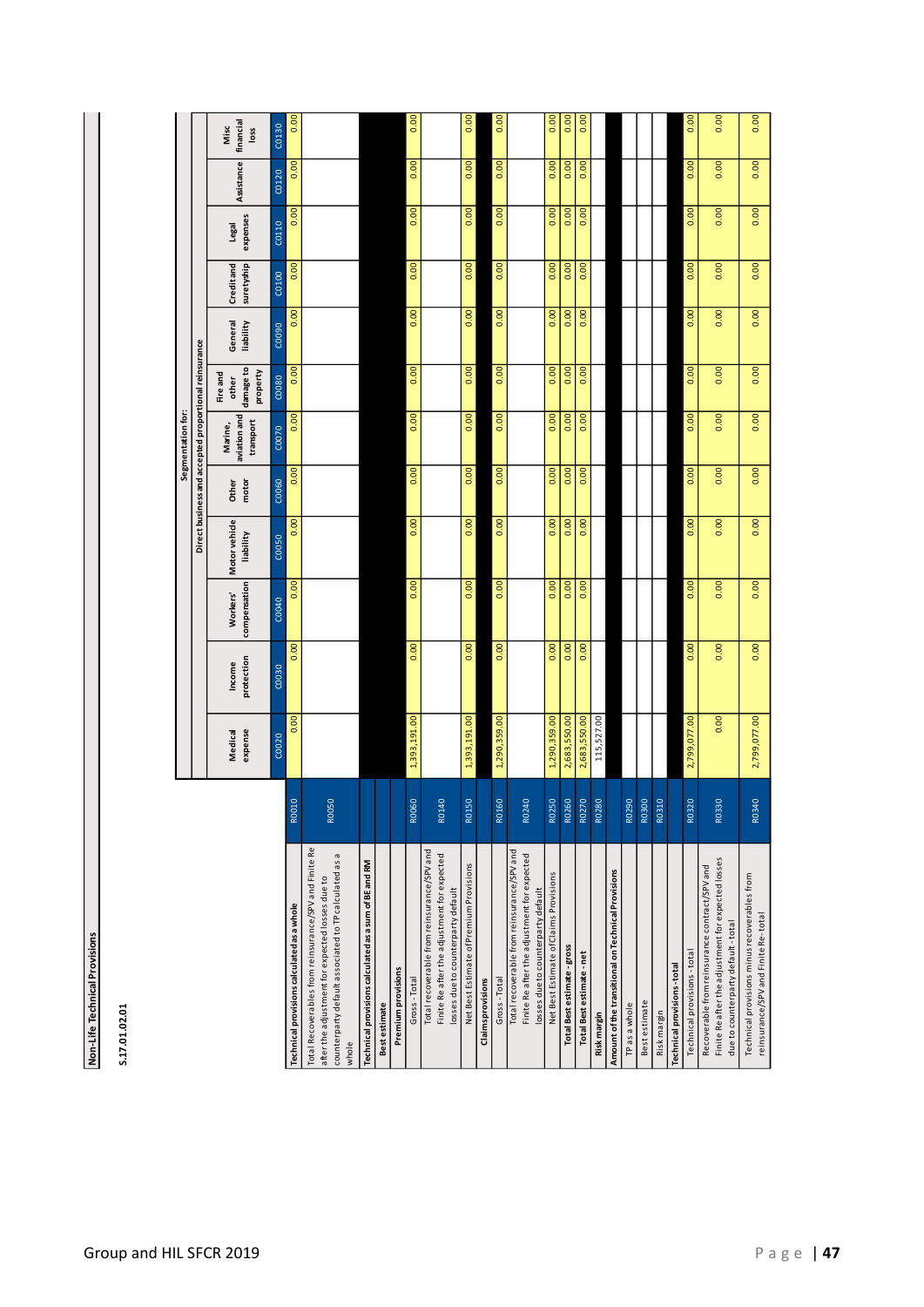**Non-Life Technical Provisions**

**S.17.01.02.01**

| | | Segmentation for: | | | | | | | | | | | |
|---|---|---|---|---|---|---|---|---|---|---|---|---|---|
| | | Direct business and accepted proportional reinsurance | | | | | | | | | | | |
| | | Medical expense | Income protection | Workers' compensation | Motor vehicle liability | Other motor | Marine, aviation and transport | Fire and other damage to property | General liability | Credit and suretyship | Legal expenses | Assistance | Misc financial loss |
| | | C0020 | C0030 | C0040 | C0050 | C0060 | C0070 | C0080 | C0090 | C0100 | C0110 | C0120 | C0130 |
| **Technical provisions calculated as a whole** | R0010 | 0.00 | 0.00 | 0.00 | 0.00 | 0.00 | 0.00 | 0.00 | 0.00 | 0.00 | 0.00 | 0.00 | 0.00 |
| Total Recoverables from reinsurance/SPV and Finite Re after the adjustment for expected losses due to counterparty default associated to TP calculated as a whole | R0050 | | | | | | | | | | | | |
| **Technical provisions calculated as a sum of BE and RM** | | | | | | | | | | | | | |
| **Best estimate** | | | | | | | | | | | | | |
| **Premium provisions** | | | | | | | | | | | | | |
| Gross - Total | R0060 | 1,393,191.00 | 0.00 | 0.00 | 0.00 | 0.00 | 0.00 | 0.00 | 0.00 | 0.00 | 0.00 | 0.00 | 0.00 |
| Total recoverable from reinsurance/SPV and Finite Re after the adjustment for expected losses due to counterparty default | R0140 | | | | | | | | | | | | |
| Net Best Estimate of Premium Provisions | R0150 | 1,393,191.00 | 0.00 | 0.00 | 0.00 | 0.00 | 0.00 | 0.00 | 0.00 | 0.00 | 0.00 | 0.00 | 0.00 |
| **Claims provisions** | | | | | | | | | | | | | |
| Gross - Total | R0160 | 1,290,359.00 | 0.00 | 0.00 | 0.00 | 0.00 | 0.00 | 0.00 | 0.00 | 0.00 | 0.00 | 0.00 | 0.00 |
| Total recoverable from reinsurance/SPV and Finite Re after the adjustment for expected losses due to counterparty default | R0240 | | | | | | | | | | | | |
| Net Best Estimate of Claims Provisions | R0250 | 1,290,359.00 | 0.00 | 0.00 | 0.00 | 0.00 | 0.00 | 0.00 | 0.00 | 0.00 | 0.00 | 0.00 | 0.00 |
| **Total Best estimate - gross** | R0260 | 2,683,550.00 | 0.00 | 0.00 | 0.00 | 0.00 | 0.00 | 0.00 | 0.00 | 0.00 | 0.00 | 0.00 | 0.00 |
| **Total Best estimate - net** | R0270 | 2,683,550.00 | 0.00 | 0.00 | 0.00 | 0.00 | 0.00 | 0.00 | 0.00 | 0.00 | 0.00 | 0.00 | 0.00 |
| **Risk margin** | R0280 | 115,527.00 | | | | | | | | | | | |
| **Amount of the transitional on Technical Provisions** | | | | | | | | | | | | | |
| TP as a whole | R0290 | | | | | | | | | | | | |
| Best estimate | R0300 | | | | | | | | | | | | |
| Risk margin | R0310 | | | | | | | | | | | | |
| **Technical provisions - total** | | | | | | | | | | | | | |
| Technical provisions - total | R0320 | 2,799,077.00 | 0.00 | 0.00 | 0.00 | 0.00 | 0.00 | 0.00 | 0.00 | 0.00 | 0.00 | 0.00 | 0.00 |
| Recoverable from reinsurance contract/SPV and Finite Re after the adjustment for expected losses due to counterparty default - total | R0330 | 0.00 | 0.00 | 0.00 | 0.00 | 0.00 | 0.00 | 0.00 | 0.00 | 0.00 | 0.00 | 0.00 | 0.00 |
| Technical provisions minus recoverables from reinsurance/SPV and Finite Re - total | R0340 | 2,799,077.00 | 0.00 | 0.00 | 0.00 | 0.00 | 0.00 | 0.00 | 0.00 | 0.00 | 0.00 | 0.00 | 0.00 |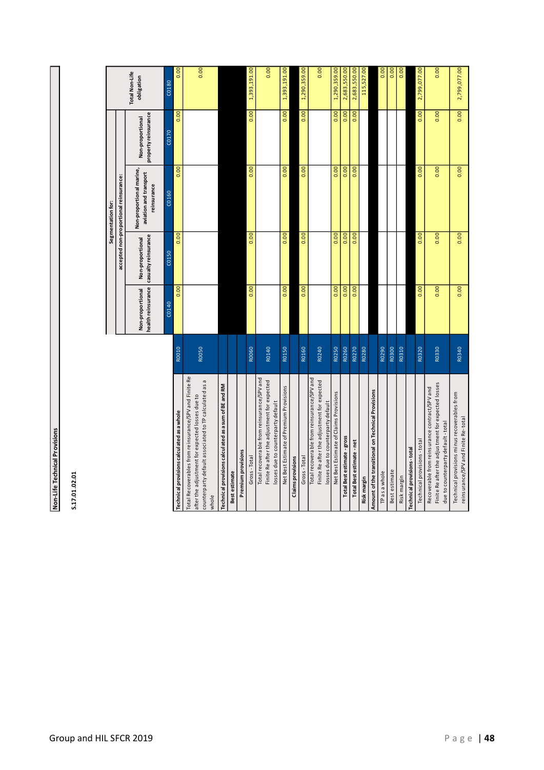## Non-Life Technical Provisions

### S.17.01.02.01

| | | Segmentation for: accepted non-proportional reinsurance: Non-proportional health reinsurance | Non-proportional casualty reinsurance | Non-proportional marine, aviation and transport reinsurance | Non-proportional property reinsurance | Total Non-Life obligation |
|---|---|---|---|---|---|---|
| | | C0140 | C0150 | C0160 | C0170 | C0180 |
| **Technical provisions calculated as a whole** | R0010 | 0.00 | 0.00 | 0.00 | 0.00 | 0.00 |
| Total Recoverables from reinsurance/SPV and Finite Re after the adjustment for expected losses due to counterparty default associated to TP calculated as a whole | R0050 | | | | | 0.00 |
| **Technical provisions calculated as a sum of BE and RM** | | | | | | |
| **Best estimate** | | | | | | |
| **Premium provisions** | | | | | | |
| Gross - Total | R0060 | 0.00 | 0.00 | 0.00 | 0.00 | 1,393,191.00 |
| Total recoverable from reinsurance/SPV and Finite Re after the adjustment for expected losses due to counterparty default | R0140 | | | | | 0.00 |
| Net Best Estimate of Premium Provisions | R0150 | 0.00 | 0.00 | 0.00 | 0.00 | 1,393,191.00 |
| **Claims provisions** | | | | | | |
| Gross - Total | R0160 | 0.00 | 0.00 | 0.00 | 0.00 | 1,290,359.00 |
| Total recoverable from reinsurance/SPV and Finite Re after the adjustment for expected losses due to counterparty default | R0240 | | | | | 0.00 |
| Net Best Estimate of Claims Provisions | R0250 | 0.00 | 0.00 | 0.00 | 0.00 | 1,290,359.00 |
| **Total Best estimate - gross** | R0260 | 0.00 | 0.00 | 0.00 | 0.00 | 2,683,550.00 |
| **Total Best estimate - net** | R0270 | 0.00 | 0.00 | 0.00 | 0.00 | 2,683,550.00 |
| **Risk margin** | R0280 | | | | | 115,527.00 |
| **Amount of the transitional on Technical Provisions** | | | | | | |
| TP as a whole | R0290 | | | | | 0.00 |
| Best estimate | R0300 | | | | | 0.00 |
| Risk margin | R0310 | | | | | 0.00 |
| **Technical provisions - total** | | | | | | |
| Technical provisions - total | R0320 | 0.00 | 0.00 | 0.00 | 0.00 | 2,799,077.00 |
| Recoverable from reinsurance contract/SPV and Finite Re after the adjustment for expected losses due to counterparty default - total | R0330 | 0.00 | 0.00 | 0.00 | 0.00 | 0.00 |
| Technical provisions minus recoverables from reinsurance/SPV and Finite Re - total | R0340 | 0.00 | 0.00 | 0.00 | 0.00 | 2,799,077.00 |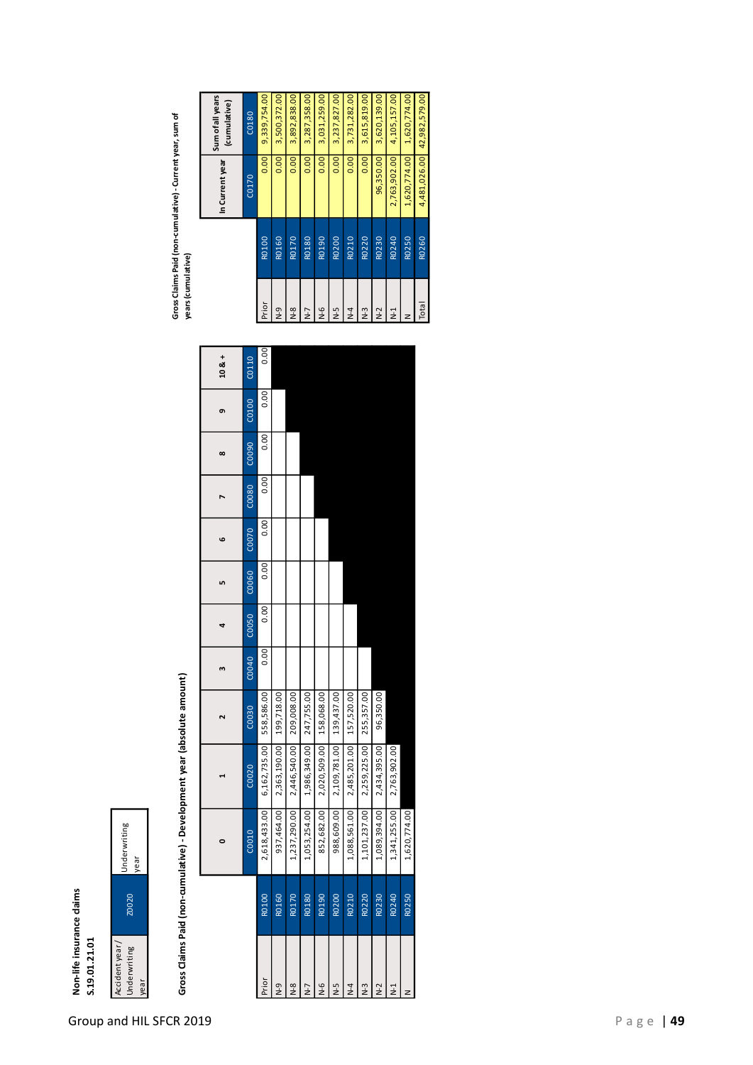**Non-life insurance claims**

**S.19.01.21.01**

| Accident year / Underwriting year | Z0020 | Underwriting year |
|---|---|---|

**Gross Claims Paid (non-cumulative) - Development year (absolute amount)**

| | | 0 | 1 | 2 | 3 | 4 | 5 | 6 | 7 | 8 | 9 | 10 & + |
|---|---|---|---|---|---|---|---|---|---|---|---|---|
| | | C0010 | C0020 | C0030 | C0040 | C0050 | C0060 | C0070 | C0080 | C0090 | C0100 | C0110 |
| Prior | R0100 | 2,618,433.00 | 6,162,735.00 | 558,586.00 | 0.00 | 0.00 | 0.00 | 0.00 | 0.00 | 0.00 | 0.00 | 0.00 |
| N-9 | R0160 | 937,464.00 | 2,363,190.00 | 199,718.00 | | | | | | | | |
| N-8 | R0170 | 1,237,290.00 | 2,446,540.00 | 209,008.00 | | | | | | | | |
| N-7 | R0180 | 1,053,254.00 | 1,986,349.00 | 247,755.00 | | | | | | | | |
| N-6 | R0190 | 852,682.00 | 2,020,509.00 | 158,068.00 | | | | | | | | |
| N-5 | R0200 | 988,609.00 | 2,109,781.00 | 139,437.00 | | | | | | | | |
| N-4 | R0210 | 1,088,561.00 | 2,485,201.00 | 157,520.00 | | | | | | | | |
| N-3 | R0220 | 1,101,237.00 | 2,259,225.00 | 255,357.00 | | | | | | | | |
| N-2 | R0230 | 1,089,394.00 | 2,434,395.00 | 96,350.00 | | | | | | | | |
| N-1 | R0240 | 1,341,255.00 | 2,763,902.00 | | | | | | | | | |
| N | R0250 | 1,620,774.00 | | | | | | | | | | |

**Gross Claims Paid (non-cumulative) - Current year, sum of years (cumulative)**

| | | In Current year | Sum of all years (cumulative) |
|---|---|---|---|
| | | C0170 | C0180 |
| Prior | R0100 | 0.00 | 9,339,754.00 |
| N-9 | R0160 | 0.00 | 3,500,372.00 |
| N-8 | R0170 | 0.00 | 3,892,838.00 |
| N-7 | R0180 | 0.00 | 3,287,358.00 |
| N-6 | R0190 | 0.00 | 3,031,259.00 |
| N-5 | R0200 | 0.00 | 3,237,827.00 |
| N-4 | R0210 | 0.00 | 3,731,282.00 |
| N-3 | R0220 | 0.00 | 3,615,819.00 |
| N-2 | R0230 | 96,350.00 | 3,620,139.00 |
| N-1 | R0240 | 2,763,902.00 | 4,105,157.00 |
| N | R0250 | 1,620,774.00 | 1,620,774.00 |
| Total | R0260 | 4,481,026.00 | 42,982,579.00 |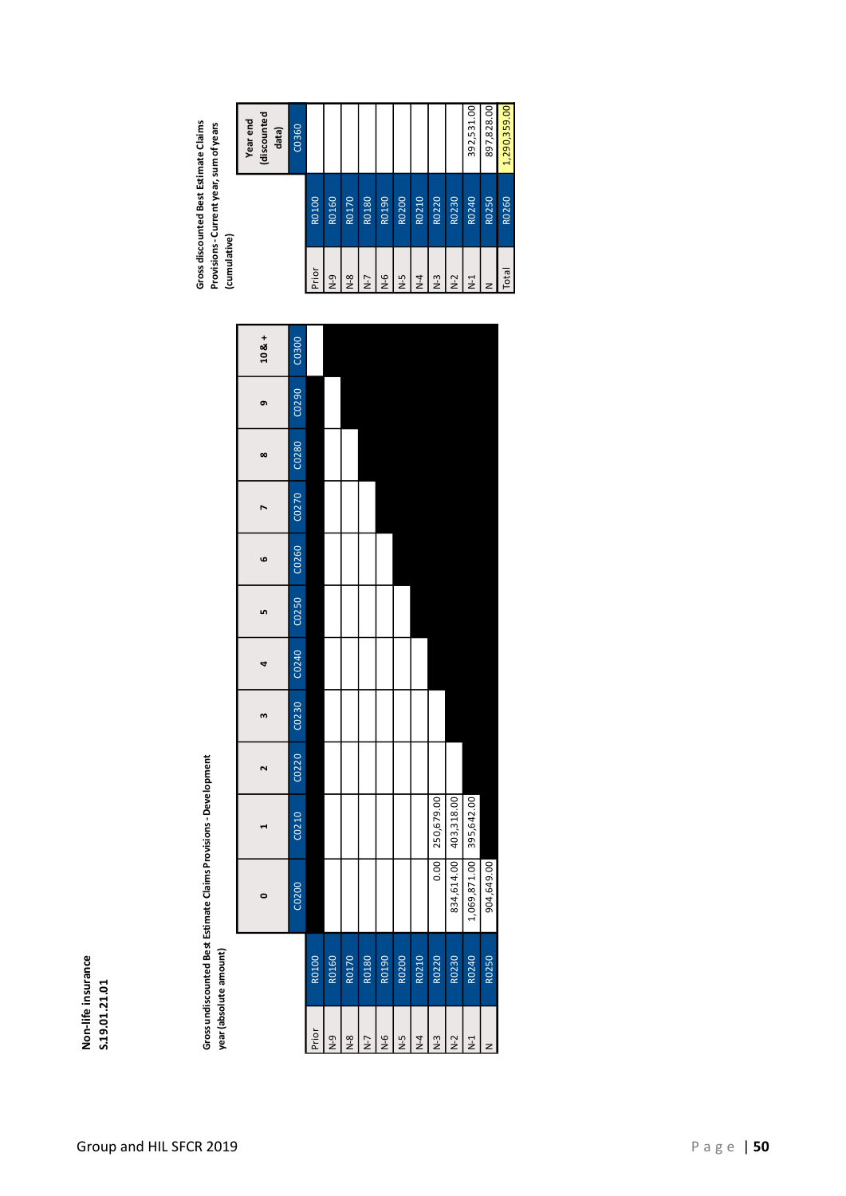**Non-life insurance**
**S.19.01.21.01**

**Gross undiscounted Best Estimate Claims Provisions - Development year (absolute amount)**

| | | 0 | 1 | 2 | 3 | 4 | 5 | 6 | 7 | 8 | 9 | 10 & + |
|---|---|---|---|---|---|---|---|---|---|---|---|---|
| | | C0200 | C0210 | C0220 | C0230 | C0240 | C0250 | C0260 | C0270 | C0280 | C0290 | C0300 |
| Prior | R0100 | | | | | | | | | | | |
| N-9 | R0160 | | | | | | | | | | | |
| N-8 | R0170 | | | | | | | | | | | |
| N-7 | R0180 | | | | | | | | | | | |
| N-6 | R0190 | | | | | | | | | | | |
| N-5 | R0200 | | | | | | | | | | | |
| N-4 | R0210 | | | | | | | | | | | |
| N-3 | R0220 | 0.00 | 250,679.00 | | | | | | | | | |
| N-2 | R0230 | 834,614.00 | 403,318.00 | | | | | | | | | |
| N-1 | R0240 | 1,069,871.00 | 395,642.00 | | | | | | | | | |
| N | R0250 | 904,649.00 | | | | | | | | | | |

**Gross discounted Best Estimate Claims Provisions - Current year, sum of years (cumulative)**

| | | Year end (discounted data) |
|---|---|---|
| | | C0360 |
| Prior | R0100 | |
| N-9 | R0160 | |
| N-8 | R0170 | |
| N-7 | R0180 | |
| N-6 | R0190 | |
| N-5 | R0200 | |
| N-4 | R0210 | |
| N-3 | R0220 | |
| N-2 | R0230 | |
| N-1 | R0240 | 392,531.00 |
| N | R0250 | 897,828.00 |
| Total | R0260 | 1,290,359.00 |

Group and HIL SFCR 2019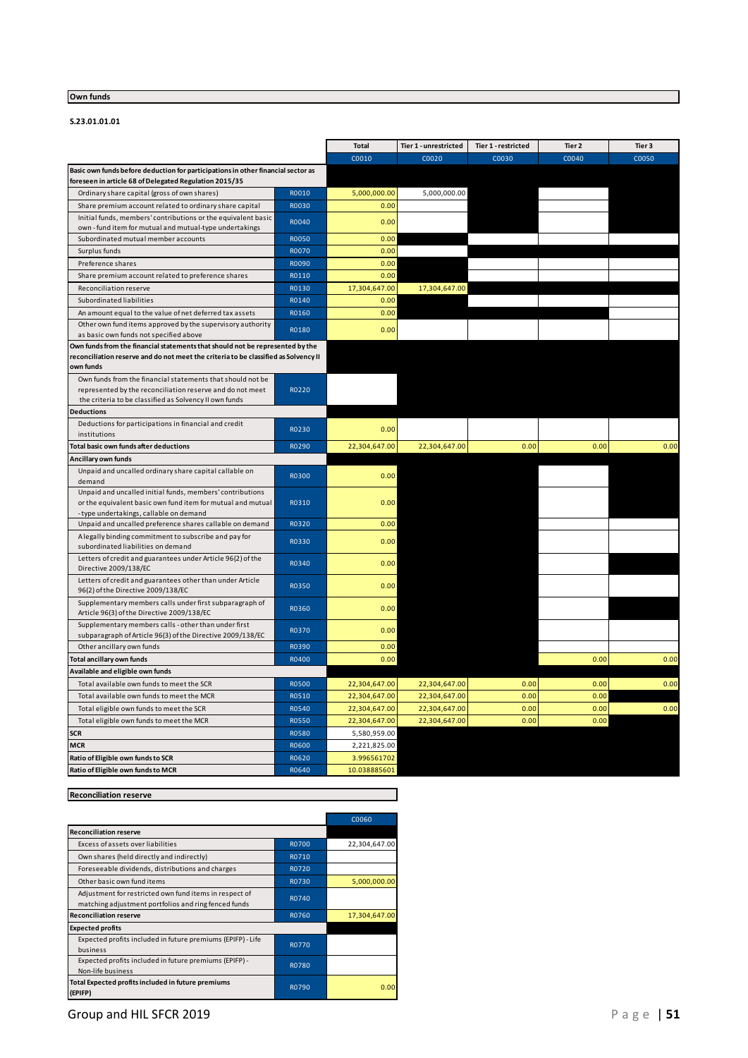## Own funds

**S.23.01.01.01**

| | | Total | Tier 1 - unrestricted | Tier 1 - restricted | Tier 2 | Tier 3 |
|---|---|---|---|---|---|---|
| | | C0010 | C0020 | C0030 | C0040 | C0050 |
| **Basic own funds before deduction for participations in other financial sector as foreseen in article 68 of Delegated Regulation 2015/35** | | | | | | |
| Ordinary share capital (gross of own shares) | R0010 | 5,000,000.00 | 5,000,000.00 | | | |
| Share premium account related to ordinary share capital | R0030 | 0.00 | | | | |
| Initial funds, members' contributions or the equivalent basic own - fund item for mutual and mutual-type undertakings | R0040 | 0.00 | | | | |
| Subordinated mutual member accounts | R0050 | 0.00 | | | | |
| Surplus funds | R0070 | 0.00 | | | | |
| Preference shares | R0090 | 0.00 | | | | |
| Share premium account related to preference shares | R0110 | 0.00 | | | | |
| Reconciliation reserve | R0130 | 17,304,647.00 | 17,304,647.00 | | | |
| Subordinated liabilities | R0140 | 0.00 | | | | |
| An amount equal to the value of net deferred tax assets | R0160 | 0.00 | | | | |
| Other own fund items approved by the supervisory authority as basic own funds not specified above | R0180 | 0.00 | | | | |
| **Own funds from the financial statements that should not be represented by the reconciliation reserve and do not meet the criteria to be classified as Solvency II own funds** | | | | | | |
| Own funds from the financial statements that should not be represented by the reconciliation reserve and do not meet the criteria to be classified as Solvency II own funds | R0220 | | | | | |
| **Deductions** | | | | | | |
| Deductions for participations in financial and credit institutions | R0230 | 0.00 | | | | |
| **Total basic own funds after deductions** | R0290 | 22,304,647.00 | 22,304,647.00 | 0.00 | 0.00 | 0.00 |
| **Ancillary own funds** | | | | | | |
| Unpaid and uncalled ordinary share capital callable on demand | R0300 | 0.00 | | | | |
| Unpaid and uncalled initial funds, members' contributions or the equivalent basic own fund item for mutual and mutual - type undertakings, callable on demand | R0310 | 0.00 | | | | |
| Unpaid and uncalled preference shares callable on demand | R0320 | 0.00 | | | | |
| A legally binding commitment to subscribe and pay for subordinated liabilities on demand | R0330 | 0.00 | | | | |
| Letters of credit and guarantees under Article 96(2) of the Directive 2009/138/EC | R0340 | 0.00 | | | | |
| Letters of credit and guarantees other than under Article 96(2) of the Directive 2009/138/EC | R0350 | 0.00 | | | | |
| Supplementary members calls under first subparagraph of Article 96(3) of the Directive 2009/138/EC | R0360 | 0.00 | | | | |
| Supplementary members calls - other than under first subparagraph of Article 96(3) of the Directive 2009/138/EC | R0370 | 0.00 | | | | |
| Other ancillary own funds | R0390 | 0.00 | | | | |
| **Total ancillary own funds** | R0400 | 0.00 | | | 0.00 | 0.00 |
| **Available and eligible own funds** | | | | | | |
| Total available own funds to meet the SCR | R0500 | 22,304,647.00 | 22,304,647.00 | 0.00 | 0.00 | 0.00 |
| Total available own funds to meet the MCR | R0510 | 22,304,647.00 | 22,304,647.00 | 0.00 | 0.00 | |
| Total eligible own funds to meet the SCR | R0540 | 22,304,647.00 | 22,304,647.00 | 0.00 | 0.00 | 0.00 |
| Total eligible own funds to meet the MCR | R0550 | 22,304,647.00 | 22,304,647.00 | 0.00 | 0.00 | |
| **SCR** | R0580 | 5,580,959.00 | | | | |
| **MCR** | R0600 | 2,221,825.00 | | | | |
| **Ratio of Eligible own funds to SCR** | R0620 | 3.996561702 | | | | |
| **Ratio of Eligible own funds to MCR** | R0640 | 10.038885601 | | | | |

## Reconciliation reserve

| | | C0060 |
|---|---|---|
| **Reconciliation reserve** | | |
| Excess of assets over liabilities | R0700 | 22,304,647.00 |
| Own shares (held directly and indirectly) | R0710 | |
| Foreseeable dividends, distributions and charges | R0720 | |
| Other basic own fund items | R0730 | 5,000,000.00 |
| Adjustment for restricted own fund items in respect of matching adjustment portfolios and ring fenced funds | R0740 | |
| **Reconciliation reserve** | R0760 | 17,304,647.00 |
| **Expected profits** | | |
| Expected profits included in future premiums (EPIFP) - Life business | R0770 | |
| Expected profits included in future premiums (EPIFP) - Non-life business | R0780 | |
| **Total Expected profits included in future premiums (EPIFP)** | R0790 | 0.00 |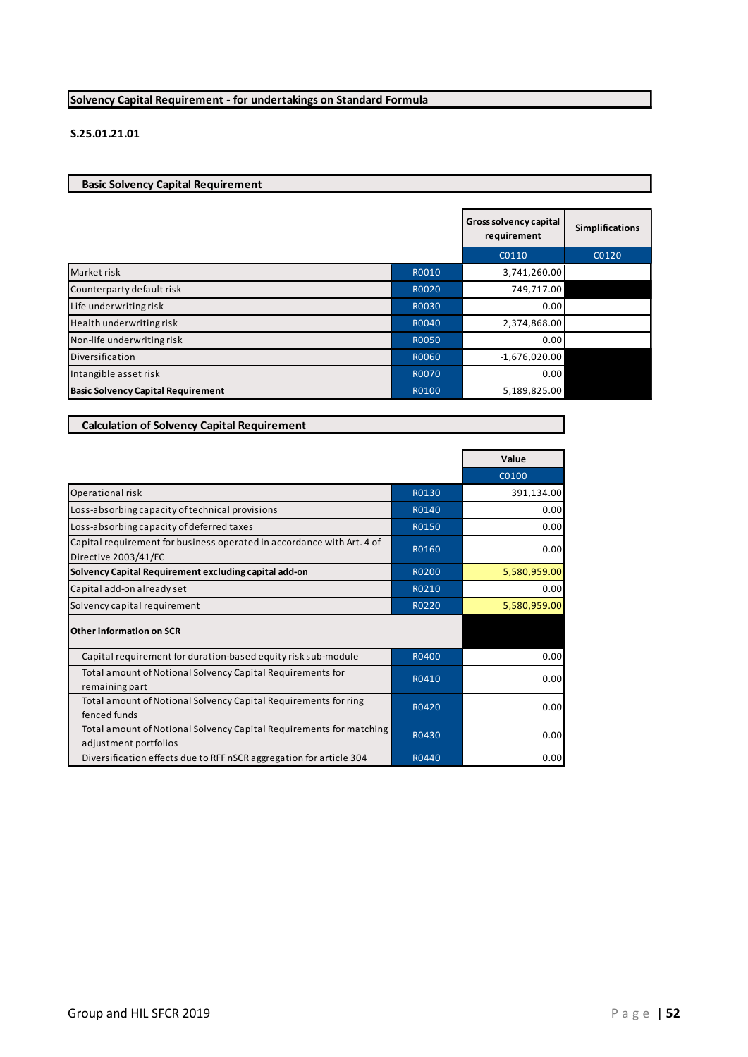## Solvency Capital Requirement - for undertakings on Standard Formula

**S.25.01.21.01**

### Basic Solvency Capital Requirement

| | | Gross solvency capital requirement | Simplifications |
|---|---|---|---|
| | | C0110 | C0120 |
| Market risk | R0010 | 3,741,260.00 | |
| Counterparty default risk | R0020 | 749,717.00 | |
| Life underwriting risk | R0030 | 0.00 | |
| Health underwriting risk | R0040 | 2,374,868.00 | |
| Non-life underwriting risk | R0050 | 0.00 | |
| Diversification | R0060 | -1,676,020.00 | |
| Intangible asset risk | R0070 | 0.00 | |
| **Basic Solvency Capital Requirement** | R0100 | 5,189,825.00 | |

### Calculation of Solvency Capital Requirement

| | | Value |
|---|---|---|
| | | C0100 |
| Operational risk | R0130 | 391,134.00 |
| Loss-absorbing capacity of technical provisions | R0140 | 0.00 |
| Loss-absorbing capacity of deferred taxes | R0150 | 0.00 |
| Capital requirement for business operated in accordance with Art. 4 of Directive 2003/41/EC | R0160 | 0.00 |
| **Solvency Capital Requirement excluding capital add-on** | R0200 | 5,580,959.00 |
| Capital add-on already set | R0210 | 0.00 |
| Solvency capital requirement | R0220 | 5,580,959.00 |
| **Other information on SCR** | | |
| Capital requirement for duration-based equity risk sub-module | R0400 | 0.00 |
| Total amount of Notional Solvency Capital Requirements for remaining part | R0410 | 0.00 |
| Total amount of Notional Solvency Capital Requirements for ring fenced funds | R0420 | 0.00 |
| Total amount of Notional Solvency Capital Requirements for matching adjustment portfolios | R0430 | 0.00 |
| Diversification effects due to RFF nSCR aggregation for article 304 | R0440 | 0.00 |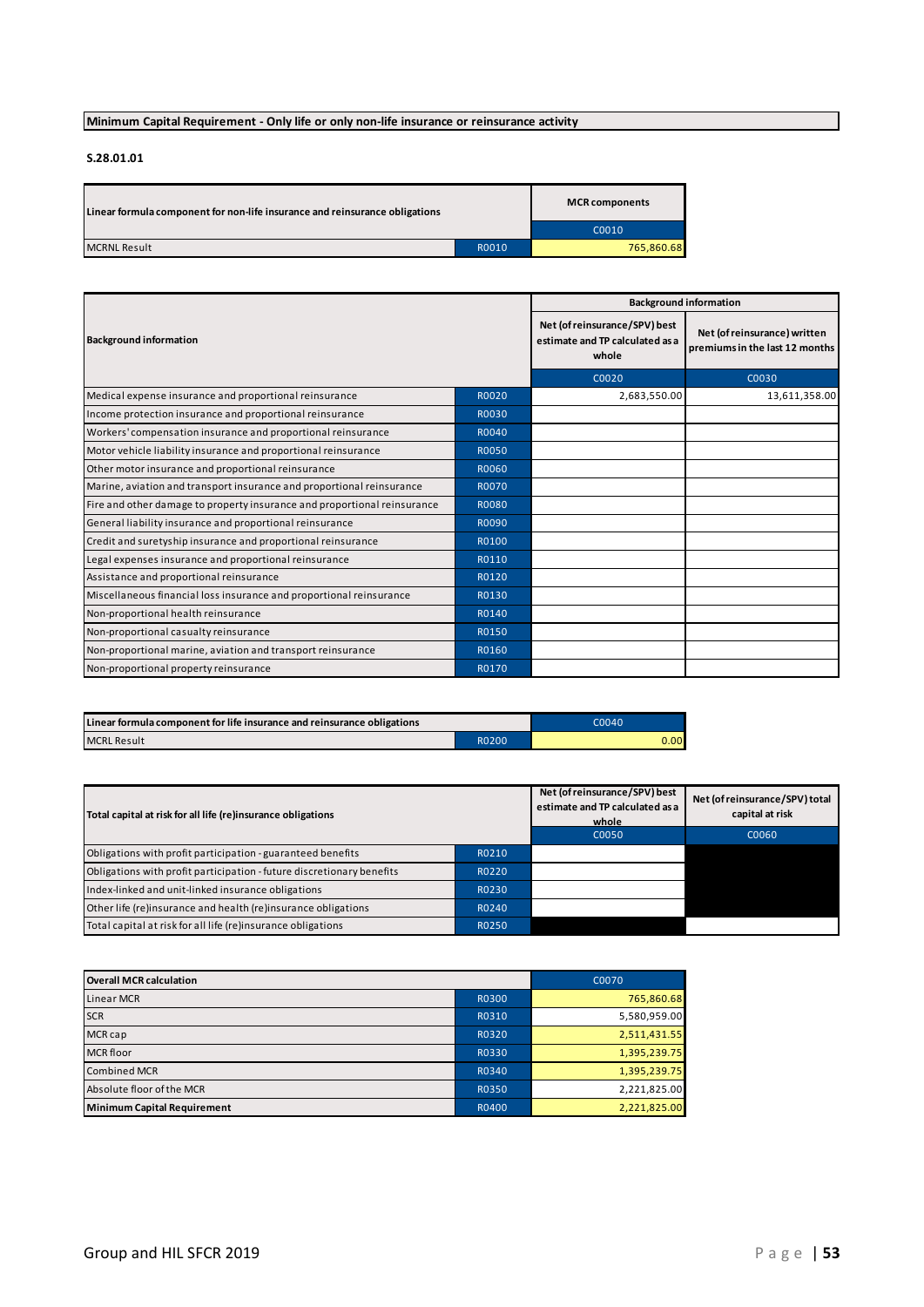**Minimum Capital Requirement - Only life or only non-life insurance or reinsurance activity**

**S.28.01.01**

| Linear formula component for non-life insurance and reinsurance obligations | | MCR components |
|---|---|---|
| | | C0010 |
| MCRNL Result | R0010 | 765,860.68 |

| Background information | | Background information | |
|---|---|---|---|
| | | Net (of reinsurance/SPV) best estimate and TP calculated as a whole | Net (of reinsurance) written premiums in the last 12 months |
| | | C0020 | C0030 |
| Medical expense insurance and proportional reinsurance | R0020 | 2,683,550.00 | 13,611,358.00 |
| Income protection insurance and proportional reinsurance | R0030 | | |
| Workers' compensation insurance and proportional reinsurance | R0040 | | |
| Motor vehicle liability insurance and proportional reinsurance | R0050 | | |
| Other motor insurance and proportional reinsurance | R0060 | | |
| Marine, aviation and transport insurance and proportional reinsurance | R0070 | | |
| Fire and other damage to property insurance and proportional reinsurance | R0080 | | |
| General liability insurance and proportional reinsurance | R0090 | | |
| Credit and suretyship insurance and proportional reinsurance | R0100 | | |
| Legal expenses insurance and proportional reinsurance | R0110 | | |
| Assistance and proportional reinsurance | R0120 | | |
| Miscellaneous financial loss insurance and proportional reinsurance | R0130 | | |
| Non-proportional health reinsurance | R0140 | | |
| Non-proportional casualty reinsurance | R0150 | | |
| Non-proportional marine, aviation and transport reinsurance | R0160 | | |
| Non-proportional property reinsurance | R0170 | | |

| Linear formula component for life insurance and reinsurance obligations | | C0040 |
|---|---|---|
| MCRL Result | R0200 | 0.00 |

| Total capital at risk for all life (re)insurance obligations | | Net (of reinsurance/SPV) best estimate and TP calculated as a whole | Net (of reinsurance/SPV) total capital at risk |
|---|---|---|---|
| | | C0050 | C0060 |
| Obligations with profit participation - guaranteed benefits | R0210 | | |
| Obligations with profit participation - future discretionary benefits | R0220 | | |
| Index-linked and unit-linked insurance obligations | R0230 | | |
| Other life (re)insurance and health (re)insurance obligations | R0240 | | |
| Total capital at risk for all life (re)insurance obligations | R0250 | | |

| Overall MCR calculation | | C0070 |
|---|---|---|
| Linear MCR | R0300 | 765,860.68 |
| SCR | R0310 | 5,580,959.00 |
| MCR cap | R0320 | 2,511,431.55 |
| MCR floor | R0330 | 1,395,239.75 |
| Combined MCR | R0340 | 1,395,239.75 |
| Absolute floor of the MCR | R0350 | 2,221,825.00 |
| **Minimum Capital Requirement** | R0400 | 2,221,825.00 |